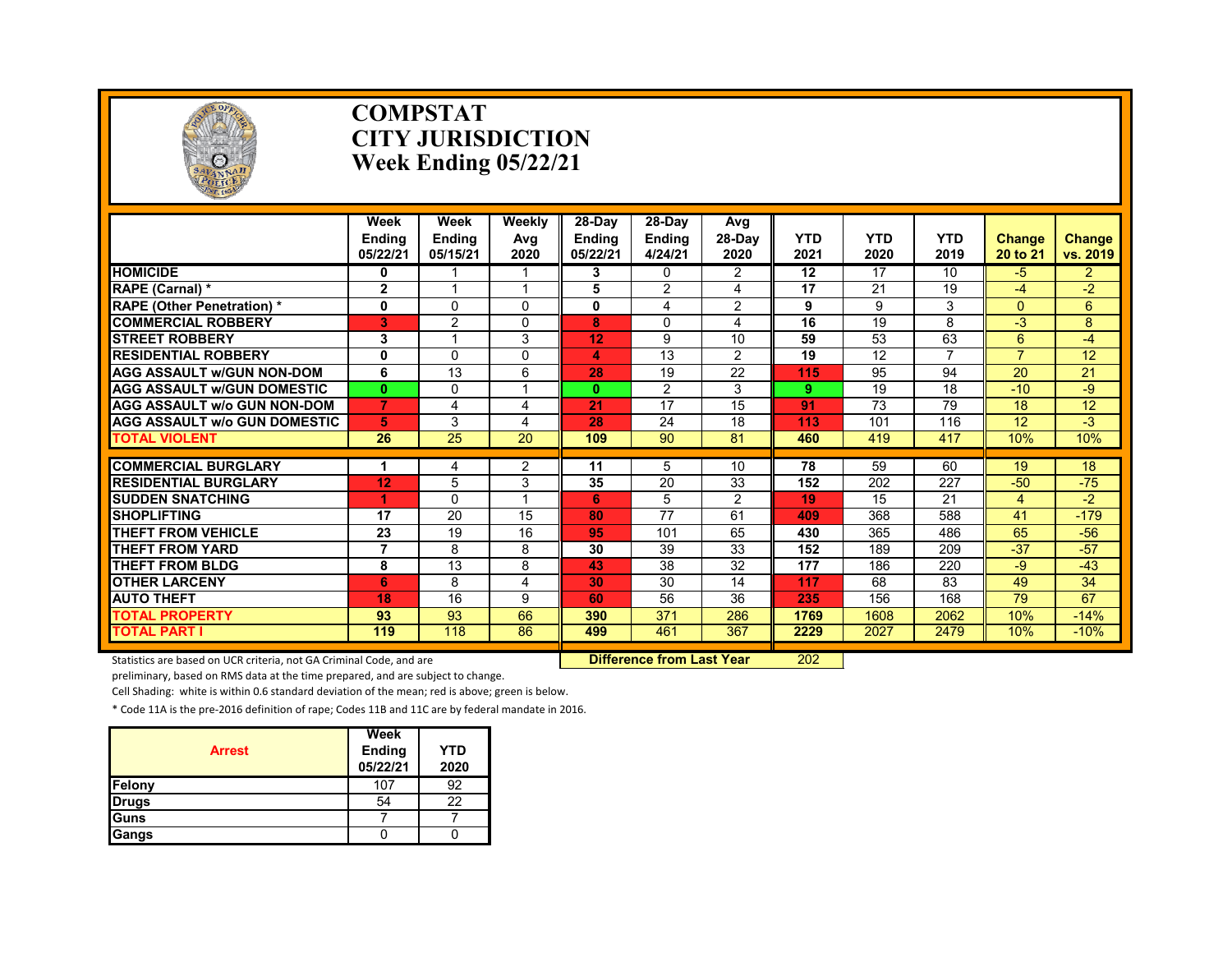# COMPSTAT
# CITY JURISDICTION
# Week Ending 05/22/21

| | Week Ending 05/22/21 | Week Ending 05/15/21 | Weekly Avg 2020 | 28-Day Ending 05/22/21 | 28-Day Ending 4/24/21 | Avg 28-Day 2020 | YTD 2021 | YTD 2020 | YTD 2019 | Change 20 to 21 | Change vs. 2019 |
|---|---|---|---|---|---|---|---|---|---|---|---|
| HOMICIDE | 0 | 1 | 1 | 3 | 0 | 2 | 12 | 17 | 10 | -5 | 2 |
| RAPE (Carnal) * | 2 | 1 | 1 | 5 | 2 | 4 | 17 | 21 | 19 | -4 | -2 |
| RAPE (Other Penetration) * | 0 | 0 | 0 | 0 | 4 | 2 | 9 | 9 | 3 | 0 | 6 |
| COMMERCIAL ROBBERY | 3 | 2 | 0 | 8 | 0 | 4 | 16 | 19 | 8 | -3 | 8 |
| STREET ROBBERY | 3 | 1 | 3 | 12 | 9 | 10 | 59 | 53 | 63 | 6 | -4 |
| RESIDENTIAL ROBBERY | 0 | 0 | 0 | 4 | 13 | 2 | 19 | 12 | 7 | 7 | 12 |
| AGG ASSAULT w/GUN NON-DOM | 6 | 13 | 6 | 28 | 19 | 22 | 115 | 95 | 94 | 20 | 21 |
| AGG ASSAULT w/GUN DOMESTIC | 0 | 0 | 1 | 0 | 2 | 3 | 9 | 19 | 18 | -10 | -9 |
| AGG ASSAULT w/o GUN NON-DOM | 7 | 4 | 4 | 21 | 17 | 15 | 91 | 73 | 79 | 18 | 12 |
| AGG ASSAULT w/o GUN DOMESTIC | 5 | 3 | 4 | 28 | 24 | 18 | 113 | 101 | 116 | 12 | -3 |
| TOTAL VIOLENT | 26 | 25 | 20 | 109 | 90 | 81 | 460 | 419 | 417 | 10% | 10% |
| COMMERCIAL BURGLARY | 1 | 4 | 2 | 11 | 5 | 10 | 78 | 59 | 60 | 19 | 18 |
| RESIDENTIAL BURGLARY | 12 | 5 | 3 | 35 | 20 | 33 | 152 | 202 | 227 | -50 | -75 |
| SUDDEN SNATCHING | 1 | 0 | 1 | 6 | 5 | 2 | 19 | 15 | 21 | 4 | -2 |
| SHOPLIFTING | 17 | 20 | 15 | 80 | 77 | 61 | 409 | 368 | 588 | 41 | -179 |
| THEFT FROM VEHICLE | 23 | 19 | 16 | 95 | 101 | 65 | 430 | 365 | 486 | 65 | -56 |
| THEFT FROM YARD | 7 | 8 | 8 | 30 | 39 | 33 | 152 | 189 | 209 | -37 | -57 |
| THEFT FROM BLDG | 8 | 13 | 8 | 43 | 38 | 32 | 177 | 186 | 220 | -9 | -43 |
| OTHER LARCENY | 6 | 8 | 4 | 30 | 30 | 14 | 117 | 68 | 83 | 49 | 34 |
| AUTO THEFT | 18 | 16 | 9 | 60 | 56 | 36 | 235 | 156 | 168 | 79 | 67 |
| TOTAL PROPERTY | 93 | 93 | 66 | 390 | 371 | 286 | 1769 | 1608 | 2062 | 10% | -14% |
| TOTAL PART I | 119 | 118 | 86 | 499 | 461 | 367 | 2229 | 2027 | 2479 | 10% | -10% |

**Difference from Last Year** 202

Statistics are based on UCR criteria, not GA Criminal Code, and are preliminary, based on RMS data at the time prepared, and are subject to change.

Cell Shading: white is within 0.6 standard deviation of the mean; red is above; green is below.

* Code 11A is the pre-2016 definition of rape; Codes 11B and 11C are by federal mandate in 2016.

| Arrest | Week Ending 05/22/21 | YTD 2020 |
|---|---|---|
| Felony | 107 | 92 |
| Drugs | 54 | 22 |
| Guns | 7 | 7 |
| Gangs | 0 | 0 |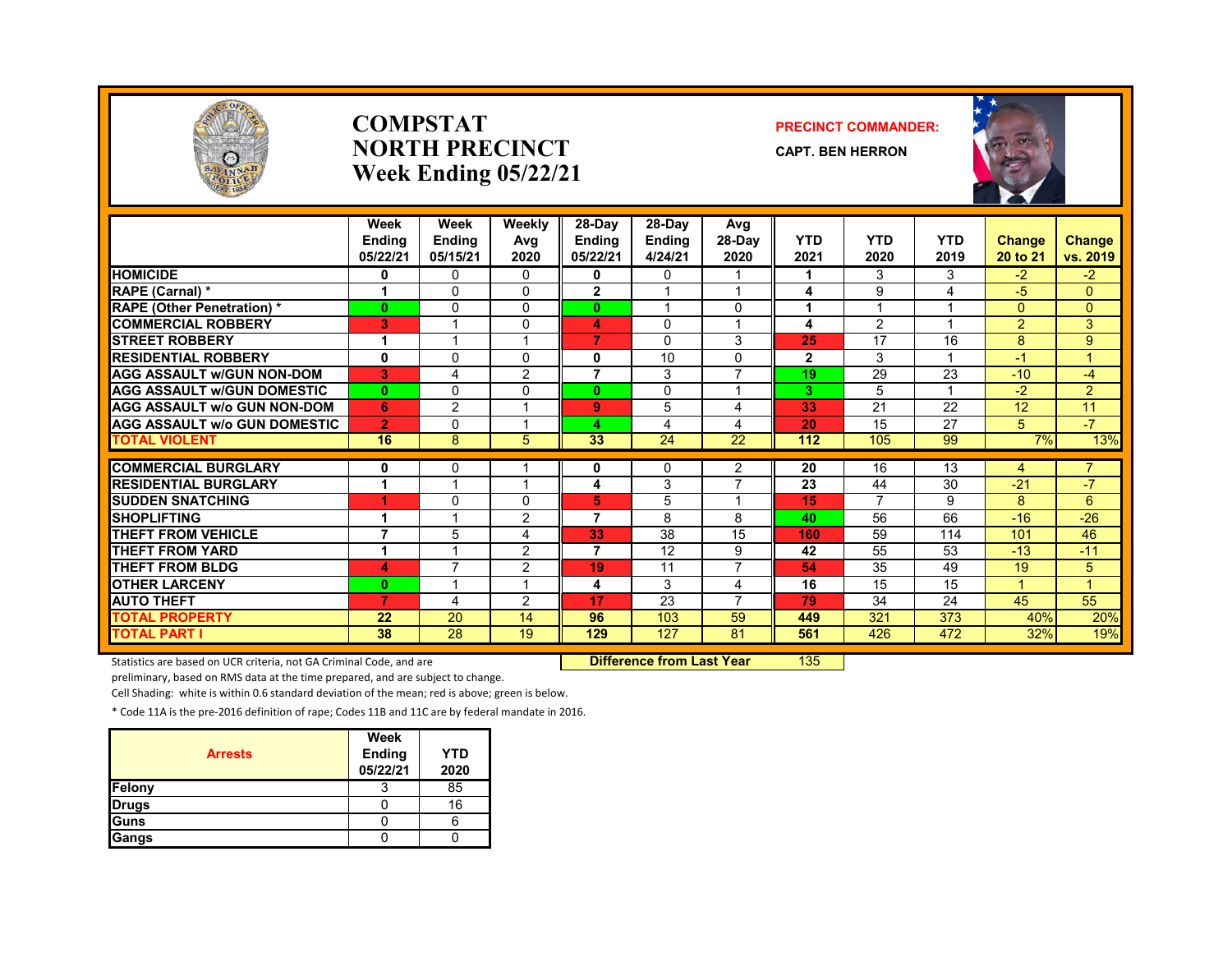# COMPSTAT NORTH PRECINCT Week Ending 05/22/21

**PRECINCT COMMANDER:**

**CAPT. BEN HERRON**

| | Week Ending 05/22/21 | Week Ending 05/15/21 | Weekly Avg 2020 | 28-Day Ending 05/22/21 | 28-Day Ending 4/24/21 | Avg 28-Day 2020 | YTD 2021 | YTD 2020 | YTD 2019 | Change 20 to 21 | Change vs. 2019 |
|---|---|---|---|---|---|---|---|---|---|---|---|
| HOMICIDE | 0 | 0 | 0 | 0 | 0 | 1 | 1 | 3 | 3 | -2 | -2 |
| RAPE (Carnal) * | 1 | 0 | 0 | 2 | 1 | 1 | 4 | 9 | 4 | -5 | 0 |
| RAPE (Other Penetration) * | 0 | 0 | 0 | 0 | 1 | 0 | 1 | 1 | 1 | 0 | 0 |
| COMMERCIAL ROBBERY | 3 | 1 | 0 | 4 | 0 | 1 | 4 | 2 | 1 | 2 | 3 |
| STREET ROBBERY | 1 | 1 | 1 | 7 | 0 | 3 | 25 | 17 | 16 | 8 | 9 |
| RESIDENTIAL ROBBERY | 0 | 0 | 0 | 0 | 10 | 0 | 2 | 3 | 1 | -1 | 1 |
| AGG ASSAULT w/GUN NON-DOM | 3 | 4 | 2 | 7 | 3 | 7 | 19 | 29 | 23 | -10 | -4 |
| AGG ASSAULT w/GUN DOMESTIC | 0 | 0 | 0 | 0 | 0 | 1 | 3 | 5 | 1 | -2 | 2 |
| AGG ASSAULT w/o GUN NON-DOM | 6 | 2 | 1 | 9 | 5 | 4 | 33 | 21 | 22 | 12 | 11 |
| AGG ASSAULT w/o GUN DOMESTIC | 2 | 0 | 1 | 4 | 4 | 4 | 20 | 15 | 27 | 5 | -7 |
| TOTAL VIOLENT | 16 | 8 | 5 | 33 | 24 | 22 | 112 | 105 | 99 | 7% | 13% |
| COMMERCIAL BURGLARY | 0 | 0 | 1 | 0 | 0 | 2 | 20 | 16 | 13 | 4 | 7 |
| RESIDENTIAL BURGLARY | 1 | 1 | 1 | 4 | 3 | 7 | 23 | 44 | 30 | -21 | -7 |
| SUDDEN SNATCHING | 1 | 0 | 0 | 5 | 5 | 1 | 15 | 7 | 9 | 8 | 6 |
| SHOPLIFTING | 1 | 1 | 2 | 7 | 8 | 8 | 40 | 56 | 66 | -16 | -26 |
| THEFT FROM VEHICLE | 7 | 5 | 4 | 33 | 38 | 15 | 160 | 59 | 114 | 101 | 46 |
| THEFT FROM YARD | 1 | 1 | 2 | 7 | 12 | 9 | 42 | 55 | 53 | -13 | -11 |
| THEFT FROM BLDG | 4 | 7 | 2 | 19 | 11 | 7 | 54 | 35 | 49 | 19 | 5 |
| OTHER LARCENY | 0 | 1 | 1 | 4 | 3 | 4 | 16 | 15 | 15 | 1 | 1 |
| AUTO THEFT | 7 | 4 | 2 | 17 | 23 | 7 | 79 | 34 | 24 | 45 | 55 |
| TOTAL PROPERTY | 22 | 20 | 14 | 96 | 103 | 59 | 449 | 321 | 373 | 40% | 20% |
| TOTAL PART I | 38 | 28 | 19 | 129 | 127 | 81 | 561 | 426 | 472 | 32% | 19% |

**Difference from Last Year** 135

Statistics are based on UCR criteria, not GA Criminal Code, and are preliminary, based on RMS data at the time prepared, and are subject to change.

Cell Shading: white is within 0.6 standard deviation of the mean; red is above; green is below.

* Code 11A is the pre-2016 definition of rape; Codes 11B and 11C are by federal mandate in 2016.

| Arrests | Week Ending 05/22/21 | YTD 2020 |
|---|---|---|
| Felony | 3 | 85 |
| Drugs | 0 | 16 |
| Guns | 0 | 6 |
| Gangs | 0 | 0 |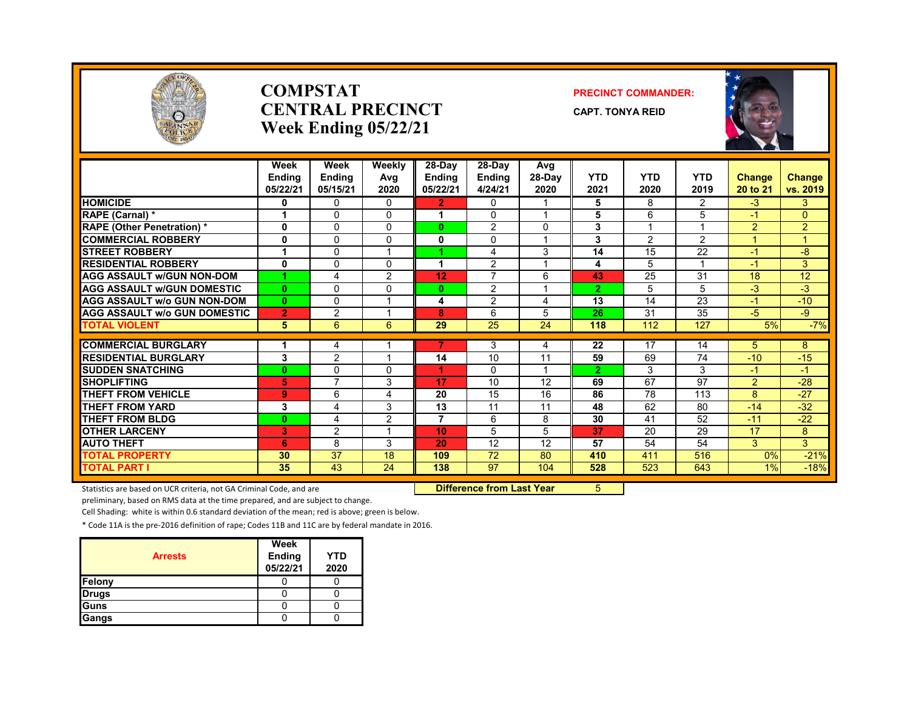# COMPSTAT
# CENTRAL PRECINCT
# Week Ending 05/22/21

**PRECINCT COMMANDER:**

**CAPT. TONYA REID**

| | Week Ending 05/22/21 | Week Ending 05/15/21 | Weekly Avg 2020 | 28-Day Ending 05/22/21 | 28-Day Ending 4/24/21 | Avg 28-Day 2020 | YTD 2021 | YTD 2020 | YTD 2019 | Change 20 to 21 | Change vs. 2019 |
|---|---|---|---|---|---|---|---|---|---|---|---|
| **HOMICIDE** | 0 | 0 | 0 | 2 | 0 | 1 | 5 | 8 | 2 | -3 | 3 |
| **RAPE (Carnal) *** | 1 | 0 | 0 | 1 | 0 | 1 | 5 | 6 | 5 | -1 | 0 |
| **RAPE (Other Penetration) *** | 0 | 0 | 0 | 0 | 2 | 0 | 3 | 1 | 1 | 2 | 2 |
| **COMMERCIAL ROBBERY** | 0 | 0 | 0 | 0 | 0 | 1 | 3 | 2 | 2 | 1 | 1 |
| **STREET ROBBERY** | 1 | 0 | 1 | 1 | 4 | 3 | 14 | 15 | 22 | -1 | -8 |
| **RESIDENTIAL ROBBERY** | 0 | 0 | 0 | 1 | 2 | 1 | 4 | 5 | 1 | -1 | 3 |
| **AGG ASSAULT w/GUN NON-DOM** | 1 | 4 | 2 | 12 | 7 | 6 | 43 | 25 | 31 | 18 | 12 |
| **AGG ASSAULT w/GUN DOMESTIC** | 0 | 0 | 0 | 0 | 2 | 1 | 2 | 5 | 5 | -3 | -3 |
| **AGG ASSAULT w/o GUN NON-DOM** | 0 | 0 | 1 | 4 | 2 | 4 | 13 | 14 | 23 | -1 | -10 |
| **AGG ASSAULT w/o GUN DOMESTIC** | 2 | 2 | 1 | 8 | 6 | 5 | 26 | 31 | 35 | -5 | -9 |
| **TOTAL VIOLENT** | 5 | 6 | 6 | 29 | 25 | 24 | 118 | 112 | 127 | 5% | -7% |
| **COMMERCIAL BURGLARY** | 1 | 4 | 1 | 7 | 3 | 4 | 22 | 17 | 14 | 5 | 8 |
| **RESIDENTIAL BURGLARY** | 3 | 2 | 1 | 14 | 10 | 11 | 59 | 69 | 74 | -10 | -15 |
| **SUDDEN SNATCHING** | 0 | 0 | 0 | 1 | 0 | 1 | 2 | 3 | 3 | -1 | -1 |
| **SHOPLIFTING** | 5 | 7 | 3 | 17 | 10 | 12 | 69 | 67 | 97 | 2 | -28 |
| **THEFT FROM VEHICLE** | 9 | 6 | 4 | 20 | 15 | 16 | 86 | 78 | 113 | 8 | -27 |
| **THEFT FROM YARD** | 3 | 4 | 3 | 13 | 11 | 11 | 48 | 62 | 80 | -14 | -32 |
| **THEFT FROM BLDG** | 0 | 4 | 2 | 7 | 6 | 8 | 30 | 41 | 52 | -11 | -22 |
| **OTHER LARCENY** | 3 | 2 | 1 | 10 | 5 | 5 | 37 | 20 | 29 | 17 | 8 |
| **AUTO THEFT** | 6 | 8 | 3 | 20 | 12 | 12 | 57 | 54 | 54 | 3 | 3 |
| **TOTAL PROPERTY** | 30 | 37 | 18 | 109 | 72 | 80 | 410 | 411 | 516 | 0% | -21% |
| **TOTAL PART I** | 35 | 43 | 24 | 138 | 97 | 104 | 528 | 523 | 643 | 1% | -18% |

**Difference from Last Year** 5

Statistics are based on UCR criteria, not GA Criminal Code, and are preliminary, based on RMS data at the time prepared, and are subject to change.

Cell Shading: white is within 0.6 standard deviation of the mean; red is above; green is below.

* Code 11A is the pre-2016 definition of rape; Codes 11B and 11C are by federal mandate in 2016.

| Arrests | Week Ending 05/22/21 | YTD 2020 |
|---|---|---|
| Felony | 0 | 0 |
| Drugs | 0 | 0 |
| Guns | 0 | 0 |
| Gangs | 0 | 0 |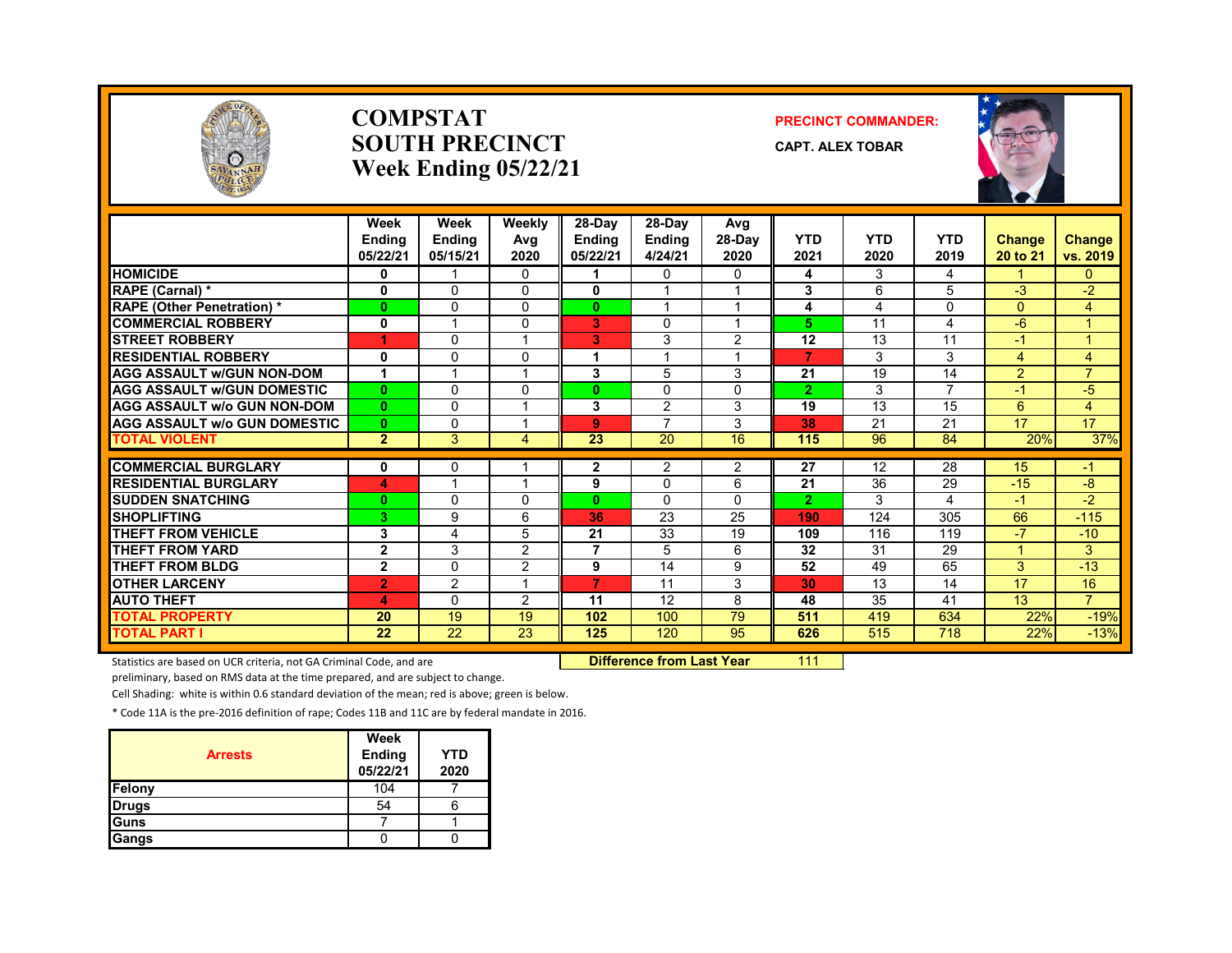# COMPSTAT
# SOUTH PRECINCT
## Week Ending 05/22/21

**PRECINCT COMMANDER:**

**CAPT. ALEX TOBAR**

| | Week Ending 05/22/21 | Week Ending 05/15/21 | Weekly Avg 2020 | 28-Day Ending 05/22/21 | 28-Day Ending 4/24/21 | Avg 28-Day 2020 | YTD 2021 | YTD 2020 | YTD 2019 | Change 20 to 21 | Change vs. 2019 |
|---|---|---|---|---|---|---|---|---|---|---|---|
| HOMICIDE | 0 | 1 | 0 | 1 | 0 | 0 | 4 | 3 | 4 | 1 | 0 |
| RAPE (Carnal) * | 0 | 0 | 0 | 0 | 1 | 1 | 3 | 6 | 5 | -3 | -2 |
| RAPE (Other Penetration) * | 0 | 0 | 0 | 0 | 1 | 1 | 4 | 4 | 0 | 0 | 4 |
| COMMERCIAL ROBBERY | 0 | 1 | 0 | 3 | 0 | 1 | 5 | 11 | 4 | -6 | 1 |
| STREET ROBBERY | 1 | 0 | 1 | 3 | 3 | 2 | 12 | 13 | 11 | -1 | 1 |
| RESIDENTIAL ROBBERY | 0 | 0 | 0 | 1 | 1 | 1 | 7 | 3 | 3 | 4 | 4 |
| AGG ASSAULT w/GUN NON-DOM | 1 | 1 | 1 | 3 | 5 | 3 | 21 | 19 | 14 | 2 | 7 |
| AGG ASSAULT w/GUN DOMESTIC | 0 | 0 | 0 | 0 | 0 | 0 | 2 | 3 | 7 | -1 | -5 |
| AGG ASSAULT w/o GUN NON-DOM | 0 | 0 | 1 | 3 | 2 | 3 | 19 | 13 | 15 | 6 | 4 |
| AGG ASSAULT w/o GUN DOMESTIC | 0 | 0 | 1 | 9 | 7 | 3 | 38 | 21 | 21 | 17 | 17 |
| TOTAL VIOLENT | 2 | 3 | 4 | 23 | 20 | 16 | 115 | 96 | 84 | 20% | 37% |
| COMMERCIAL BURGLARY | 0 | 0 | 1 | 2 | 2 | 2 | 27 | 12 | 28 | 15 | -1 |
| RESIDENTIAL BURGLARY | 4 | 1 | 1 | 9 | 0 | 6 | 21 | 36 | 29 | -15 | -8 |
| SUDDEN SNATCHING | 0 | 0 | 0 | 0 | 0 | 0 | 2 | 3 | 4 | -1 | -2 |
| SHOPLIFTING | 3 | 9 | 6 | 36 | 23 | 25 | 190 | 124 | 305 | 66 | -115 |
| THEFT FROM VEHICLE | 3 | 4 | 5 | 21 | 33 | 19 | 109 | 116 | 119 | -7 | -10 |
| THEFT FROM YARD | 2 | 3 | 2 | 7 | 5 | 6 | 32 | 31 | 29 | 1 | 3 |
| THEFT FROM BLDG | 2 | 0 | 2 | 9 | 14 | 9 | 52 | 49 | 65 | 3 | -13 |
| OTHER LARCENY | 2 | 2 | 1 | 7 | 11 | 3 | 30 | 13 | 14 | 17 | 16 |
| AUTO THEFT | 4 | 0 | 2 | 11 | 12 | 8 | 48 | 35 | 41 | 13 | 7 |
| TOTAL PROPERTY | 20 | 19 | 19 | 102 | 100 | 79 | 511 | 419 | 634 | 22% | -19% |
| TOTAL PART I | 22 | 22 | 23 | 125 | 120 | 95 | 626 | 515 | 718 | 22% | -13% |

Statistics are based on UCR criteria, not GA Criminal Code, and are preliminary, based on RMS data at the time prepared, and are subject to change.

**Difference from Last Year** 111

Cell Shading: white is within 0.6 standard deviation of the mean; red is above; green is below.

\* Code 11A is the pre-2016 definition of rape; Codes 11B and 11C are by federal mandate in 2016.

| Arrests | Week Ending 05/22/21 | YTD 2020 |
|---|---|---|
| Felony | 104 | 7 |
| Drugs | 54 | 6 |
| Guns | 7 | 1 |
| Gangs | 0 | 0 |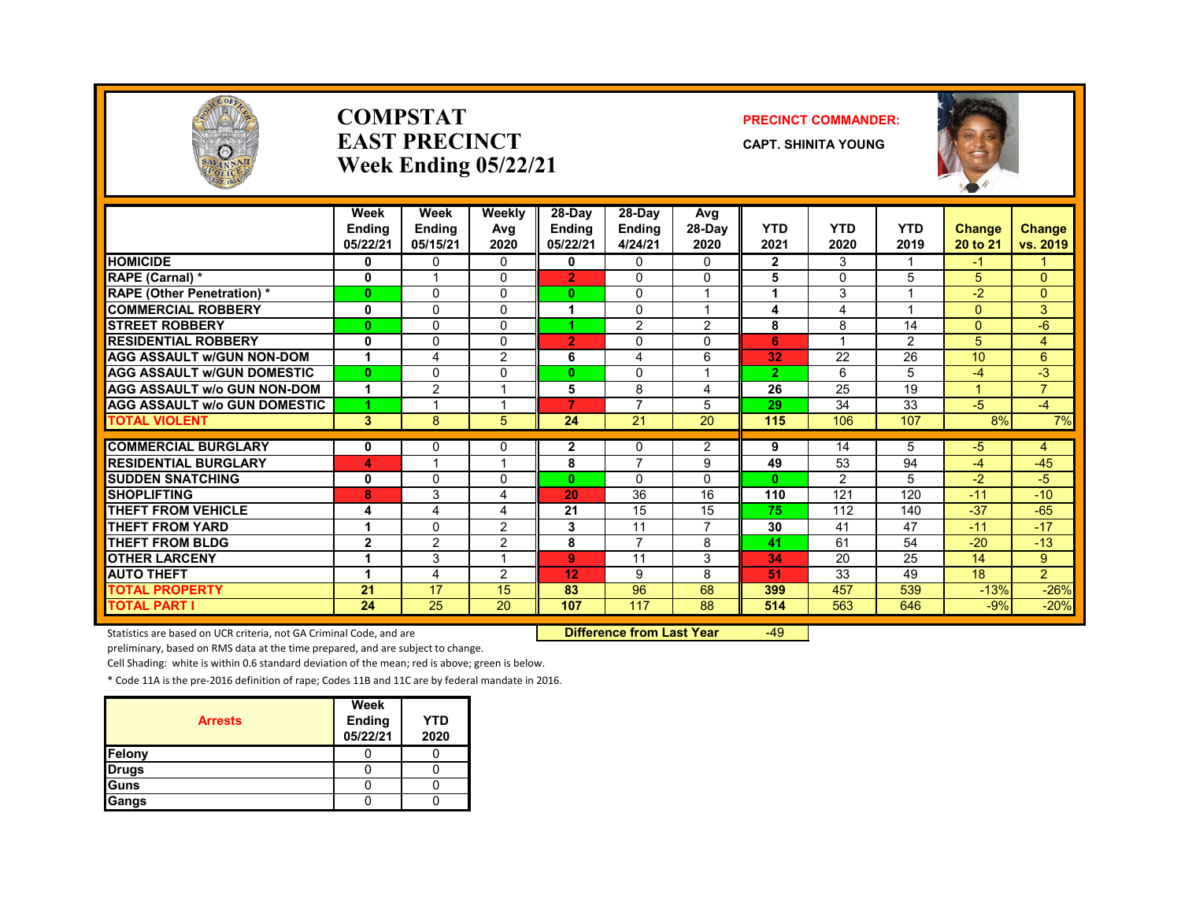# COMPSTAT
# EAST PRECINCT
## Week Ending 05/22/21

**PRECINCT COMMANDER:**

**CAPT. SHINITA YOUNG**

| | Week Ending 05/22/21 | Week Ending 05/15/21 | Weekly Avg 2020 | 28-Day Ending 05/22/21 | 28-Day Ending 4/24/21 | Avg 28-Day 2020 | YTD 2021 | YTD 2020 | YTD 2019 | Change 20 to 21 | Change vs. 2019 |
|---|---|---|---|---|---|---|---|---|---|---|---|
| HOMICIDE | 0 | 0 | 0 | 0 | 0 | 0 | 2 | 3 | 1 | -1 | 1 |
| RAPE (Carnal) * | 0 | 1 | 0 | 2 | 0 | 0 | 5 | 0 | 5 | 5 | 0 |
| RAPE (Other Penetration) * | 0 | 0 | 0 | 0 | 0 | 1 | 1 | 3 | 1 | -2 | 0 |
| COMMERCIAL ROBBERY | 0 | 0 | 0 | 1 | 0 | 1 | 4 | 4 | 1 | 0 | 3 |
| STREET ROBBERY | 0 | 0 | 0 | 1 | 2 | 2 | 8 | 8 | 14 | 0 | -6 |
| RESIDENTIAL ROBBERY | 0 | 0 | 0 | 2 | 0 | 0 | 6 | 1 | 2 | 5 | 4 |
| AGG ASSAULT w/GUN NON-DOM | 1 | 4 | 2 | 6 | 4 | 6 | 32 | 22 | 26 | 10 | 6 |
| AGG ASSAULT w/GUN DOMESTIC | 0 | 0 | 0 | 0 | 0 | 1 | 2 | 6 | 5 | -4 | -3 |
| AGG ASSAULT w/o GUN NON-DOM | 1 | 2 | 1 | 5 | 8 | 4 | 26 | 25 | 19 | 1 | 7 |
| AGG ASSAULT w/o GUN DOMESTIC | 1 | 1 | 1 | 7 | 7 | 5 | 29 | 34 | 33 | -5 | -4 |
| TOTAL VIOLENT | 3 | 8 | 5 | 24 | 21 | 20 | 115 | 106 | 107 | 8% | 7% |
| COMMERCIAL BURGLARY | 0 | 0 | 0 | 2 | 0 | 2 | 9 | 14 | 5 | -5 | 4 |
| RESIDENTIAL BURGLARY | 4 | 1 | 1 | 8 | 7 | 9 | 49 | 53 | 94 | -4 | -45 |
| SUDDEN SNATCHING | 0 | 0 | 0 | 0 | 0 | 0 | 0 | 2 | 5 | -2 | -5 |
| SHOPLIFTING | 8 | 3 | 4 | 20 | 36 | 16 | 110 | 121 | 120 | -11 | -10 |
| THEFT FROM VEHICLE | 4 | 4 | 4 | 21 | 15 | 15 | 75 | 112 | 140 | -37 | -65 |
| THEFT FROM YARD | 1 | 0 | 2 | 3 | 11 | 7 | 30 | 41 | 47 | -11 | -17 |
| THEFT FROM BLDG | 2 | 2 | 2 | 8 | 7 | 8 | 41 | 61 | 54 | -20 | -13 |
| OTHER LARCENY | 1 | 3 | 1 | 9 | 11 | 3 | 34 | 20 | 25 | 14 | 9 |
| AUTO THEFT | 1 | 4 | 2 | 12 | 9 | 8 | 51 | 33 | 49 | 18 | 2 |
| TOTAL PROPERTY | 21 | 17 | 15 | 83 | 96 | 68 | 399 | 457 | 539 | -13% | -26% |
| TOTAL PART I | 24 | 25 | 20 | 107 | 117 | 88 | 514 | 563 | 646 | -9% | -20% |

**Difference from Last Year** -49

Statistics are based on UCR criteria, not GA Criminal Code, and are preliminary, based on RMS data at the time prepared, and are subject to change.

Cell Shading: white is within 0.6 standard deviation of the mean; red is above; green is below.

* Code 11A is the pre-2016 definition of rape; Codes 11B and 11C are by federal mandate in 2016.

| Arrests | Week Ending 05/22/21 | YTD 2020 |
|---|---|---|
| Felony | 0 | 0 |
| Drugs | 0 | 0 |
| Guns | 0 | 0 |
| Gangs | 0 | 0 |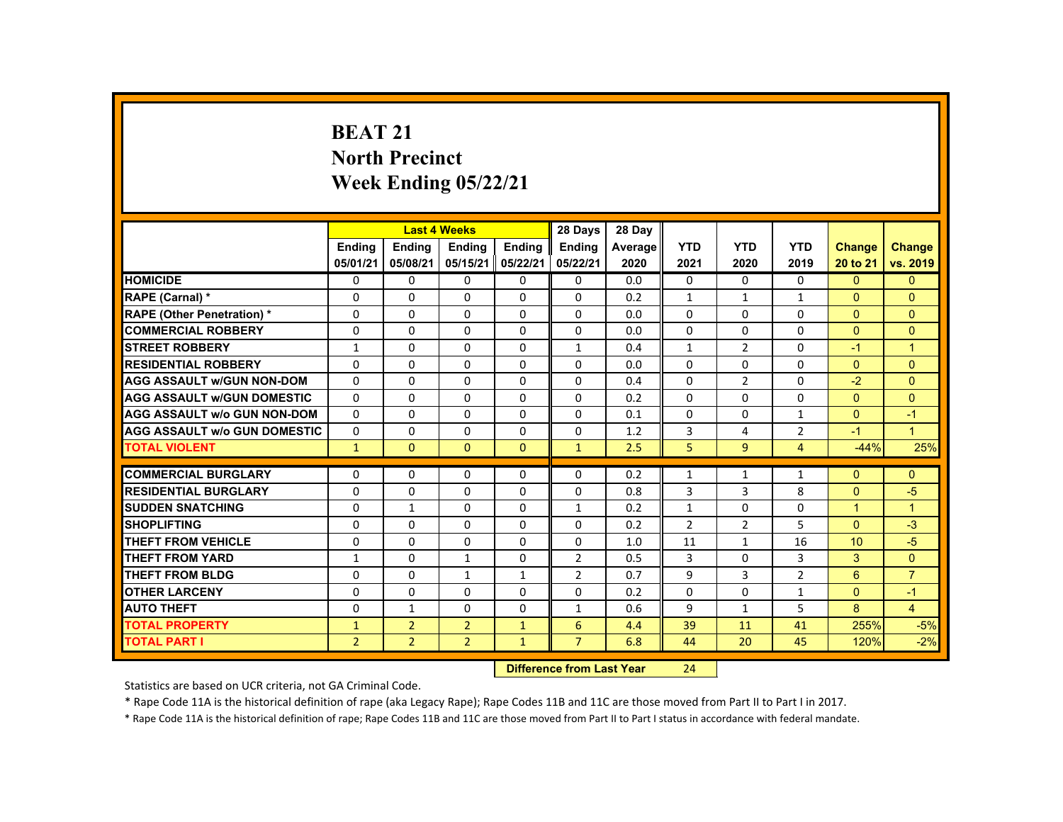# BEAT 21
## North Precinct
## Week Ending 05/22/21

| | Last 4 Weeks | | | | 28 Days | 28 Day | | | | | |
|---|---|---|---|---|---|---|---|---|---|---|---|
| | Ending 05/01/21 | Ending 05/08/21 | Ending 05/15/21 | Ending 05/22/21 | Ending 05/22/21 | Average 2020 | YTD 2021 | YTD 2020 | YTD 2019 | Change 20 to 21 | Change vs. 2019 |
| HOMICIDE | 0 | 0 | 0 | 0 | 0 | 0.0 | 0 | 0 | 0 | 0 | 0 |
| RAPE (Carnal) * | 0 | 0 | 0 | 0 | 0 | 0.2 | 1 | 1 | 1 | 0 | 0 |
| RAPE (Other Penetration) * | 0 | 0 | 0 | 0 | 0 | 0.0 | 0 | 0 | 0 | 0 | 0 |
| COMMERCIAL ROBBERY | 0 | 0 | 0 | 0 | 0 | 0.0 | 0 | 0 | 0 | 0 | 0 |
| STREET ROBBERY | 1 | 0 | 0 | 0 | 1 | 0.4 | 1 | 2 | 0 | -1 | 1 |
| RESIDENTIAL ROBBERY | 0 | 0 | 0 | 0 | 0 | 0.0 | 0 | 0 | 0 | 0 | 0 |
| AGG ASSAULT w/GUN NON-DOM | 0 | 0 | 0 | 0 | 0 | 0.4 | 0 | 2 | 0 | -2 | 0 |
| AGG ASSAULT w/GUN DOMESTIC | 0 | 0 | 0 | 0 | 0 | 0.2 | 0 | 0 | 0 | 0 | 0 |
| AGG ASSAULT w/o GUN NON-DOM | 0 | 0 | 0 | 0 | 0 | 0.1 | 0 | 0 | 1 | 0 | -1 |
| AGG ASSAULT w/o GUN DOMESTIC | 0 | 0 | 0 | 0 | 0 | 1.2 | 3 | 4 | 2 | -1 | 1 |
| TOTAL VIOLENT | 1 | 0 | 0 | 0 | 1 | 2.5 | 5 | 9 | 4 | -44% | 25% |
| COMMERCIAL BURGLARY | 0 | 0 | 0 | 0 | 0 | 0.2 | 1 | 1 | 1 | 0 | 0 |
| RESIDENTIAL BURGLARY | 0 | 0 | 0 | 0 | 0 | 0.8 | 3 | 3 | 8 | 0 | -5 |
| SUDDEN SNATCHING | 0 | 1 | 0 | 0 | 1 | 0.2 | 1 | 0 | 0 | 1 | 1 |
| SHOPLIFTING | 0 | 0 | 0 | 0 | 0 | 0.2 | 2 | 2 | 5 | 0 | -3 |
| THEFT FROM VEHICLE | 0 | 0 | 0 | 0 | 0 | 1.0 | 11 | 1 | 16 | 10 | -5 |
| THEFT FROM YARD | 1 | 0 | 1 | 0 | 2 | 0.5 | 3 | 0 | 3 | 3 | 0 |
| THEFT FROM BLDG | 0 | 0 | 1 | 1 | 2 | 0.7 | 9 | 3 | 2 | 6 | 7 |
| OTHER LARCENY | 0 | 0 | 0 | 0 | 0 | 0.2 | 0 | 0 | 1 | 0 | -1 |
| AUTO THEFT | 0 | 1 | 0 | 0 | 1 | 0.6 | 9 | 1 | 5 | 8 | 4 |
| TOTAL PROPERTY | 1 | 2 | 2 | 1 | 6 | 4.4 | 39 | 11 | 41 | 255% | -5% |
| TOTAL PART I | 2 | 2 | 2 | 1 | 7 | 6.8 | 44 | 20 | 45 | 120% | -2% |

**Difference from Last Year** 24

Statistics are based on UCR criteria, not GA Criminal Code.

* Rape Code 11A is the historical definition of rape (aka Legacy Rape); Rape Codes 11B and 11C are those moved from Part II to Part I in 2017.

* Rape Code 11A is the historical definition of rape; Rape Codes 11B and 11C are those moved from Part II to Part I status in accordance with federal mandate.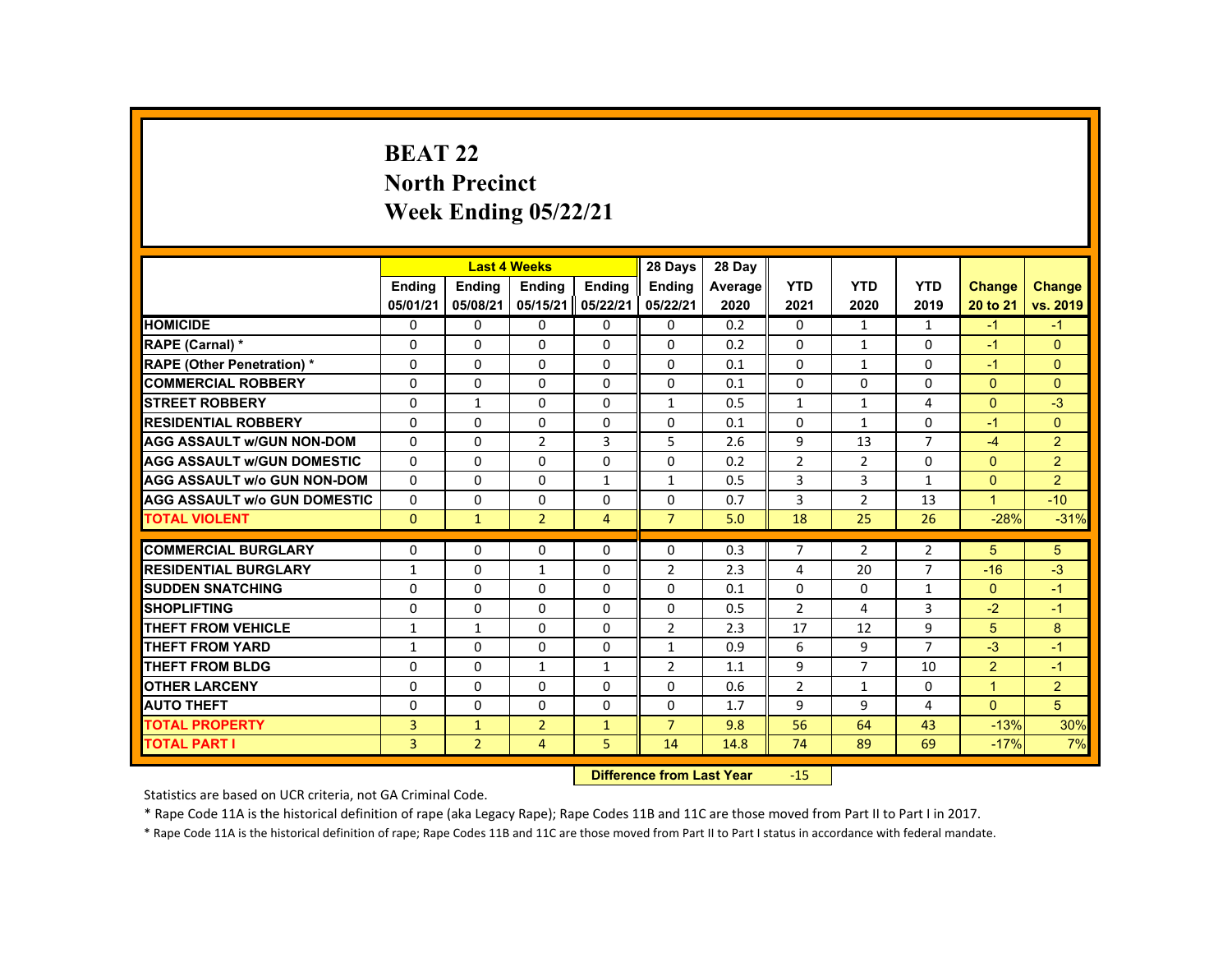# BEAT 22
## North Precinct
## Week Ending 05/22/21

| | Last 4 Weeks | | | | 28 Days | 28 Day | | | | | |
|---|---|---|---|---|---|---|---|---|---|---|---|
| | Ending 05/01/21 | Ending 05/08/21 | Ending 05/15/21 | Ending 05/22/21 | Ending 05/22/21 | Average 2020 | YTD 2021 | YTD 2020 | YTD 2019 | Change 20 to 21 | Change vs. 2019 |
| HOMICIDE | 0 | 0 | 0 | 0 | 0 | 0.2 | 0 | 1 | 1 | -1 | -1 |
| RAPE (Carnal) * | 0 | 0 | 0 | 0 | 0 | 0.2 | 0 | 1 | 0 | -1 | 0 |
| RAPE (Other Penetration) * | 0 | 0 | 0 | 0 | 0 | 0.1 | 0 | 1 | 0 | -1 | 0 |
| COMMERCIAL ROBBERY | 0 | 0 | 0 | 0 | 0 | 0.1 | 0 | 0 | 0 | 0 | 0 |
| STREET ROBBERY | 0 | 1 | 0 | 0 | 1 | 0.5 | 1 | 1 | 4 | 0 | -3 |
| RESIDENTIAL ROBBERY | 0 | 0 | 0 | 0 | 0 | 0.1 | 0 | 1 | 0 | -1 | 0 |
| AGG ASSAULT w/GUN NON-DOM | 0 | 0 | 2 | 3 | 5 | 2.6 | 9 | 13 | 7 | -4 | 2 |
| AGG ASSAULT w/GUN DOMESTIC | 0 | 0 | 0 | 0 | 0 | 0.2 | 2 | 2 | 0 | 0 | 2 |
| AGG ASSAULT w/o GUN NON-DOM | 0 | 0 | 0 | 1 | 1 | 0.5 | 3 | 3 | 1 | 0 | 2 |
| AGG ASSAULT w/o GUN DOMESTIC | 0 | 0 | 0 | 0 | 0 | 0.7 | 3 | 2 | 13 | 1 | -10 |
| TOTAL VIOLENT | 0 | 1 | 2 | 4 | 7 | 5.0 | 18 | 25 | 26 | -28% | -31% |
| COMMERCIAL BURGLARY | 0 | 0 | 0 | 0 | 0 | 0.3 | 7 | 2 | 2 | 5 | 5 |
| RESIDENTIAL BURGLARY | 1 | 0 | 1 | 0 | 2 | 2.3 | 4 | 20 | 7 | -16 | -3 |
| SUDDEN SNATCHING | 0 | 0 | 0 | 0 | 0 | 0.1 | 0 | 0 | 1 | 0 | -1 |
| SHOPLIFTING | 0 | 0 | 0 | 0 | 0 | 0.5 | 2 | 4 | 3 | -2 | -1 |
| THEFT FROM VEHICLE | 1 | 1 | 0 | 0 | 2 | 2.3 | 17 | 12 | 9 | 5 | 8 |
| THEFT FROM YARD | 1 | 0 | 0 | 0 | 1 | 0.9 | 6 | 9 | 7 | -3 | -1 |
| THEFT FROM BLDG | 0 | 0 | 1 | 1 | 2 | 1.1 | 9 | 7 | 10 | 2 | -1 |
| OTHER LARCENY | 0 | 0 | 0 | 0 | 0 | 0.6 | 2 | 1 | 0 | 1 | 2 |
| AUTO THEFT | 0 | 0 | 0 | 0 | 0 | 1.7 | 9 | 9 | 4 | 0 | 5 |
| TOTAL PROPERTY | 3 | 1 | 2 | 1 | 7 | 9.8 | 56 | 64 | 43 | -13% | 30% |
| TOTAL PART I | 3 | 2 | 4 | 5 | 14 | 14.8 | 74 | 89 | 69 | -17% | 7% |

**Difference from Last Year** -15

Statistics are based on UCR criteria, not GA Criminal Code.

* Rape Code 11A is the historical definition of rape (aka Legacy Rape); Rape Codes 11B and 11C are those moved from Part II to Part I in 2017.

* Rape Code 11A is the historical definition of rape; Rape Codes 11B and 11C are those moved from Part II to Part I status in accordance with federal mandate.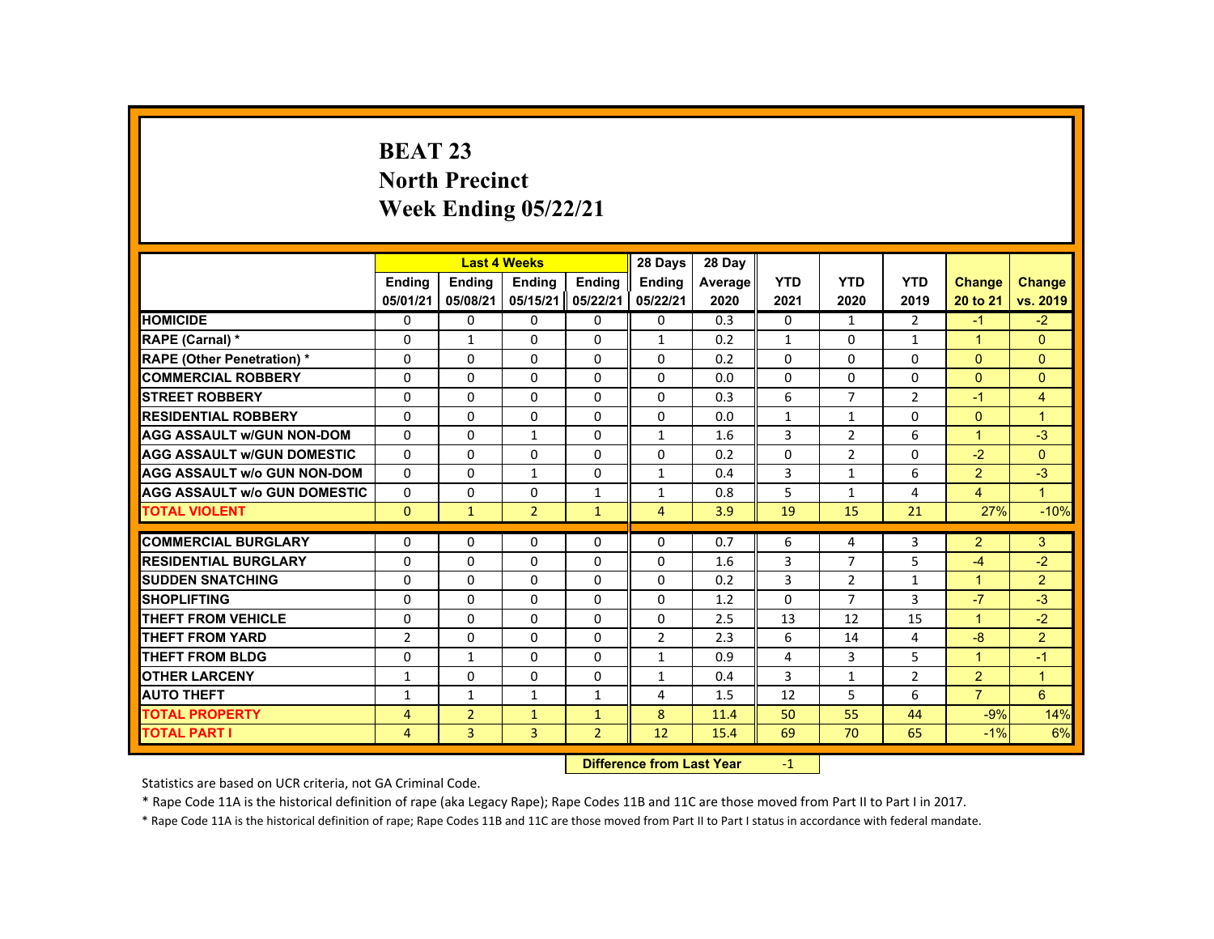# BEAT 23
## North Precinct
## Week Ending 05/22/21

| | Last 4 Weeks | | | | 28 Days | 28 Day | | | | | |
|---|---|---|---|---|---|---|---|---|---|---|---|
| | Ending 05/01/21 | Ending 05/08/21 | Ending 05/15/21 | Ending 05/22/21 | Ending 05/22/21 | Average 2020 | YTD 2021 | YTD 2020 | YTD 2019 | Change 20 to 21 | Change vs. 2019 |
| HOMICIDE | 0 | 0 | 0 | 0 | 0 | 0.3 | 0 | 1 | 2 | -1 | -2 |
| RAPE (Carnal) * | 0 | 1 | 0 | 0 | 1 | 0.2 | 1 | 0 | 1 | 1 | 0 |
| RAPE (Other Penetration) * | 0 | 0 | 0 | 0 | 0 | 0.2 | 0 | 0 | 0 | 0 | 0 |
| COMMERCIAL ROBBERY | 0 | 0 | 0 | 0 | 0 | 0.0 | 0 | 0 | 0 | 0 | 0 |
| STREET ROBBERY | 0 | 0 | 0 | 0 | 0 | 0.3 | 6 | 7 | 2 | -1 | 4 |
| RESIDENTIAL ROBBERY | 0 | 0 | 0 | 0 | 0 | 0.0 | 1 | 1 | 0 | 0 | 1 |
| AGG ASSAULT w/GUN NON-DOM | 0 | 0 | 1 | 0 | 1 | 1.6 | 3 | 2 | 6 | 1 | -3 |
| AGG ASSAULT w/GUN DOMESTIC | 0 | 0 | 0 | 0 | 0 | 0.2 | 0 | 2 | 0 | -2 | 0 |
| AGG ASSAULT w/o GUN NON-DOM | 0 | 0 | 1 | 0 | 1 | 0.4 | 3 | 1 | 6 | 2 | -3 |
| AGG ASSAULT w/o GUN DOMESTIC | 0 | 0 | 0 | 1 | 1 | 0.8 | 5 | 1 | 4 | 4 | 1 |
| TOTAL VIOLENT | 0 | 1 | 2 | 1 | 4 | 3.9 | 19 | 15 | 21 | 27% | -10% |
| COMMERCIAL BURGLARY | 0 | 0 | 0 | 0 | 0 | 0.7 | 6 | 4 | 3 | 2 | 3 |
| RESIDENTIAL BURGLARY | 0 | 0 | 0 | 0 | 0 | 1.6 | 3 | 7 | 5 | -4 | -2 |
| SUDDEN SNATCHING | 0 | 0 | 0 | 0 | 0 | 0.2 | 3 | 2 | 1 | 1 | 2 |
| SHOPLIFTING | 0 | 0 | 0 | 0 | 0 | 1.2 | 0 | 7 | 3 | -7 | -3 |
| THEFT FROM VEHICLE | 0 | 0 | 0 | 0 | 0 | 2.5 | 13 | 12 | 15 | 1 | -2 |
| THEFT FROM YARD | 2 | 0 | 0 | 0 | 2 | 2.3 | 6 | 14 | 4 | -8 | 2 |
| THEFT FROM BLDG | 0 | 1 | 0 | 0 | 1 | 0.9 | 4 | 3 | 5 | 1 | -1 |
| OTHER LARCENY | 1 | 0 | 0 | 0 | 1 | 0.4 | 3 | 1 | 2 | 2 | 1 |
| AUTO THEFT | 1 | 1 | 1 | 1 | 4 | 1.5 | 12 | 5 | 6 | 7 | 6 |
| TOTAL PROPERTY | 4 | 2 | 1 | 1 | 8 | 11.4 | 50 | 55 | 44 | -9% | 14% |
| TOTAL PART I | 4 | 3 | 3 | 2 | 12 | 15.4 | 69 | 70 | 65 | -1% | 6% |

**Difference from Last Year** -1

Statistics are based on UCR criteria, not GA Criminal Code.

* Rape Code 11A is the historical definition of rape (aka Legacy Rape); Rape Codes 11B and 11C are those moved from Part II to Part I in 2017.

* Rape Code 11A is the historical definition of rape; Rape Codes 11B and 11C are those moved from Part II to Part I status in accordance with federal mandate.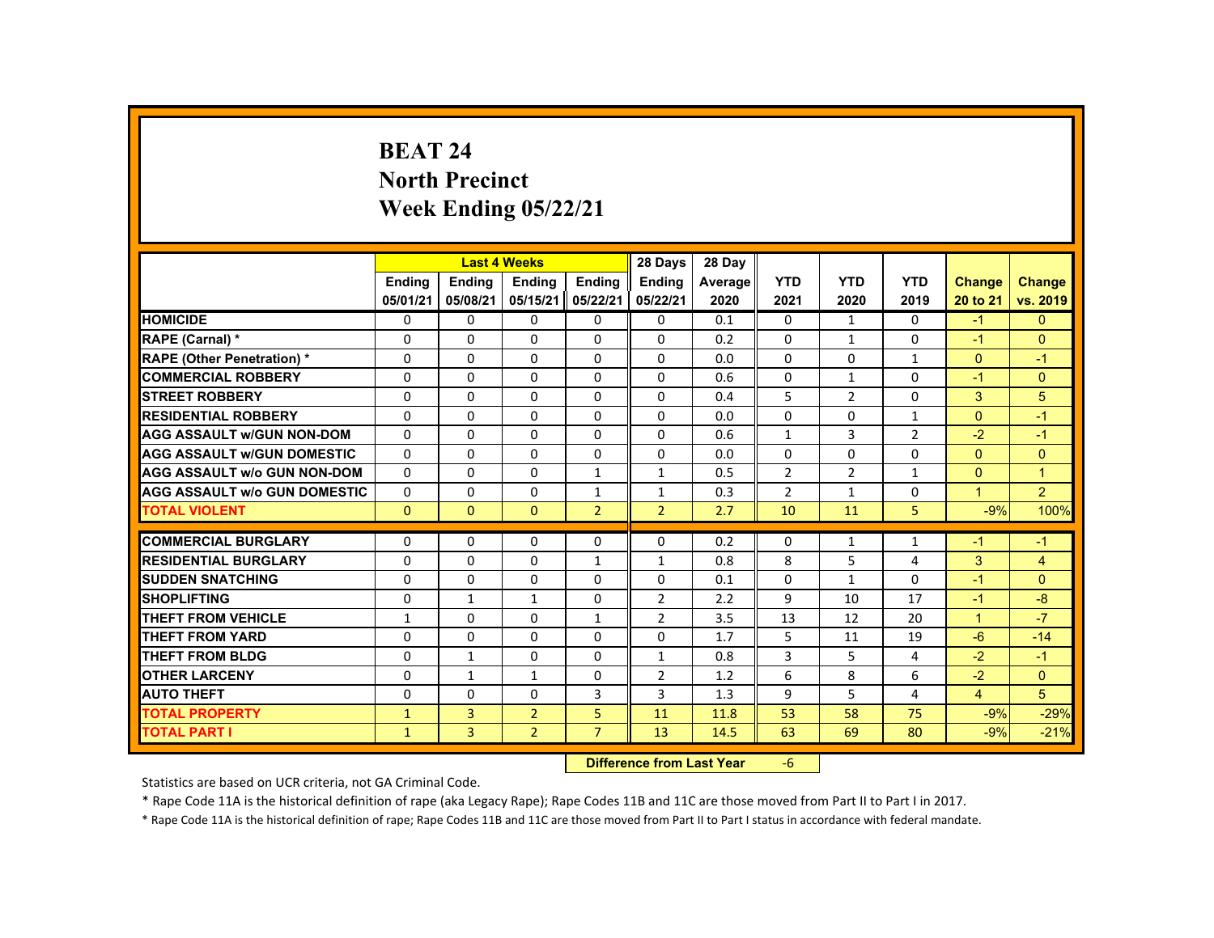# BEAT 24
## North Precinct
## Week Ending 05/22/21

| | Last 4 Weeks | | | | 28 Days | 28 Day | | | | | |
|---|---|---|---|---|---|---|---|---|---|---|---|
| | Ending 05/01/21 | Ending 05/08/21 | Ending 05/15/21 | Ending 05/22/21 | Ending 05/22/21 | Average 2020 | YTD 2021 | YTD 2020 | YTD 2019 | Change 20 to 21 | Change vs. 2019 |
| HOMICIDE | 0 | 0 | 0 | 0 | 0 | 0.1 | 0 | 1 | 0 | -1 | 0 |
| RAPE (Carnal) * | 0 | 0 | 0 | 0 | 0 | 0.2 | 0 | 1 | 0 | -1 | 0 |
| RAPE (Other Penetration) * | 0 | 0 | 0 | 0 | 0 | 0.0 | 0 | 0 | 1 | 0 | -1 |
| COMMERCIAL ROBBERY | 0 | 0 | 0 | 0 | 0 | 0.6 | 0 | 1 | 0 | -1 | 0 |
| STREET ROBBERY | 0 | 0 | 0 | 0 | 0 | 0.4 | 5 | 2 | 0 | 3 | 5 |
| RESIDENTIAL ROBBERY | 0 | 0 | 0 | 0 | 0 | 0.0 | 0 | 0 | 1 | 0 | -1 |
| AGG ASSAULT w/GUN NON-DOM | 0 | 0 | 0 | 0 | 0 | 0.6 | 1 | 3 | 2 | -2 | -1 |
| AGG ASSAULT w/GUN DOMESTIC | 0 | 0 | 0 | 0 | 0 | 0.0 | 0 | 0 | 0 | 0 | 0 |
| AGG ASSAULT w/o GUN NON-DOM | 0 | 0 | 0 | 1 | 1 | 0.5 | 2 | 2 | 1 | 0 | 1 |
| AGG ASSAULT w/o GUN DOMESTIC | 0 | 0 | 0 | 1 | 1 | 0.3 | 2 | 1 | 0 | 1 | 2 |
| TOTAL VIOLENT | 0 | 0 | 0 | 2 | 2 | 2.7 | 10 | 11 | 5 | -9% | 100% |
| COMMERCIAL BURGLARY | 0 | 0 | 0 | 0 | 0 | 0.2 | 0 | 1 | 1 | -1 | -1 |
| RESIDENTIAL BURGLARY | 0 | 0 | 0 | 1 | 1 | 0.8 | 8 | 5 | 4 | 3 | 4 |
| SUDDEN SNATCHING | 0 | 0 | 0 | 0 | 0 | 0.1 | 0 | 1 | 0 | -1 | 0 |
| SHOPLIFTING | 0 | 1 | 1 | 0 | 2 | 2.2 | 9 | 10 | 17 | -1 | -8 |
| THEFT FROM VEHICLE | 1 | 0 | 0 | 1 | 2 | 3.5 | 13 | 12 | 20 | 1 | -7 |
| THEFT FROM YARD | 0 | 0 | 0 | 0 | 0 | 1.7 | 5 | 11 | 19 | -6 | -14 |
| THEFT FROM BLDG | 0 | 1 | 0 | 0 | 1 | 0.8 | 3 | 5 | 4 | -2 | -1 |
| OTHER LARCENY | 0 | 1 | 1 | 0 | 2 | 1.2 | 6 | 8 | 6 | -2 | 0 |
| AUTO THEFT | 0 | 0 | 0 | 3 | 3 | 1.3 | 9 | 5 | 4 | 4 | 5 |
| TOTAL PROPERTY | 1 | 3 | 2 | 5 | 11 | 11.8 | 53 | 58 | 75 | -9% | -29% |
| TOTAL PART I | 1 | 3 | 2 | 7 | 13 | 14.5 | 63 | 69 | 80 | -9% | -21% |

**Difference from Last Year** -6

Statistics are based on UCR criteria, not GA Criminal Code.

* Rape Code 11A is the historical definition of rape (aka Legacy Rape); Rape Codes 11B and 11C are those moved from Part II to Part I in 2017.

* Rape Code 11A is the historical definition of rape; Rape Codes 11B and 11C are those moved from Part II to Part I status in accordance with federal mandate.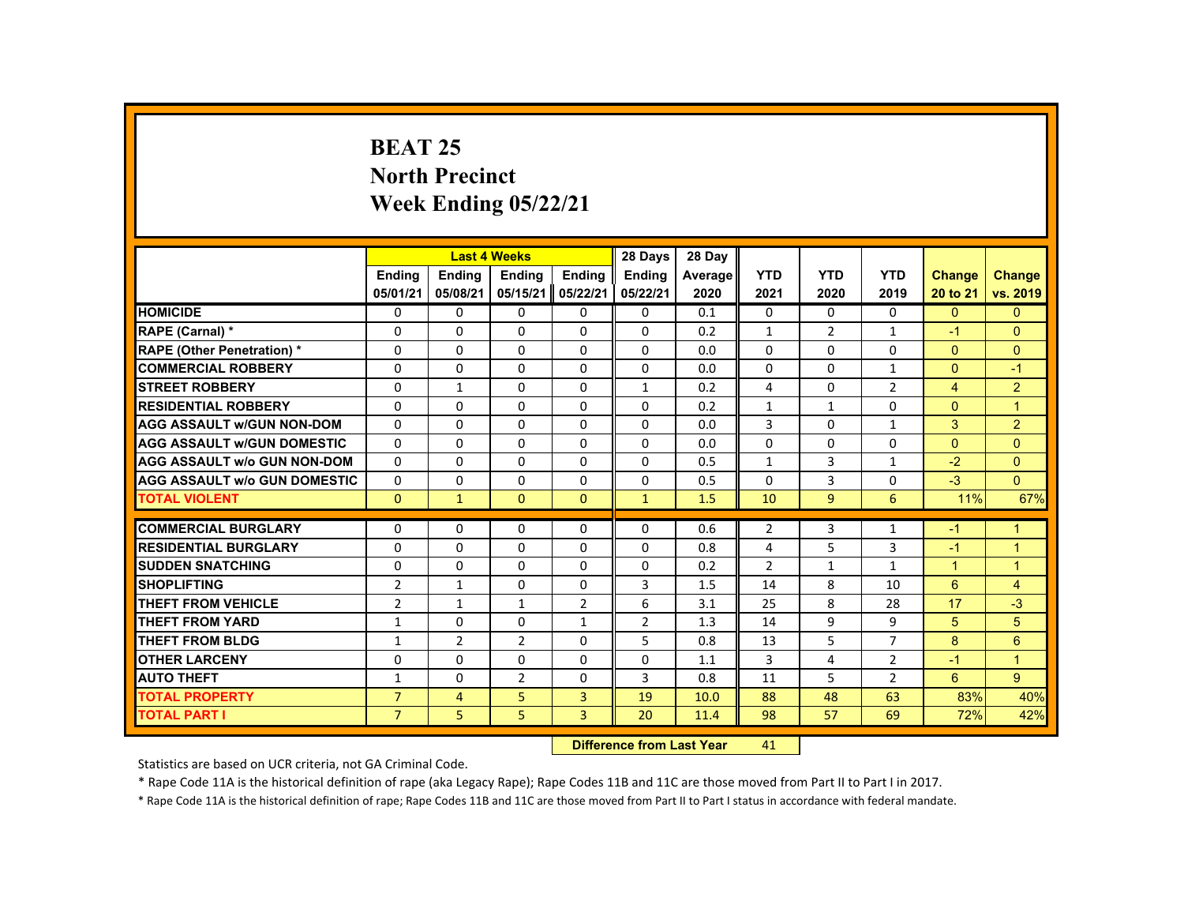# BEAT 25
## North Precinct
## Week Ending 05/22/21

| | Last 4 Weeks | | | | 28 Days | 28 Day | | | | | |
|---|---|---|---|---|---|---|---|---|---|---|---|
| | Ending 05/01/21 | Ending 05/08/21 | Ending 05/15/21 | Ending 05/22/21 | Ending 05/22/21 | Average 2020 | YTD 2021 | YTD 2020 | YTD 2019 | Change 20 to 21 | Change vs. 2019 |
| HOMICIDE | 0 | 0 | 0 | 0 | 0 | 0.1 | 0 | 0 | 0 | 0 | 0 |
| RAPE (Carnal) * | 0 | 0 | 0 | 0 | 0 | 0.2 | 1 | 2 | 1 | -1 | 0 |
| RAPE (Other Penetration) * | 0 | 0 | 0 | 0 | 0 | 0.0 | 0 | 0 | 0 | 0 | 0 |
| COMMERCIAL ROBBERY | 0 | 0 | 0 | 0 | 0 | 0.0 | 0 | 0 | 1 | 0 | -1 |
| STREET ROBBERY | 0 | 1 | 0 | 0 | 1 | 0.2 | 4 | 0 | 2 | 4 | 2 |
| RESIDENTIAL ROBBERY | 0 | 0 | 0 | 0 | 0 | 0.2 | 1 | 1 | 0 | 0 | 1 |
| AGG ASSAULT w/GUN NON-DOM | 0 | 0 | 0 | 0 | 0 | 0.0 | 3 | 0 | 1 | 3 | 2 |
| AGG ASSAULT w/GUN DOMESTIC | 0 | 0 | 0 | 0 | 0 | 0.0 | 0 | 0 | 0 | 0 | 0 |
| AGG ASSAULT w/o GUN NON-DOM | 0 | 0 | 0 | 0 | 0 | 0.5 | 1 | 3 | 1 | -2 | 0 |
| AGG ASSAULT w/o GUN DOMESTIC | 0 | 0 | 0 | 0 | 0 | 0.5 | 0 | 3 | 0 | -3 | 0 |
| TOTAL VIOLENT | 0 | 1 | 0 | 0 | 1 | 1.5 | 10 | 9 | 6 | 11% | 67% |
| COMMERCIAL BURGLARY | 0 | 0 | 0 | 0 | 0 | 0.6 | 2 | 3 | 1 | -1 | 1 |
| RESIDENTIAL BURGLARY | 0 | 0 | 0 | 0 | 0 | 0.8 | 4 | 5 | 3 | -1 | 1 |
| SUDDEN SNATCHING | 0 | 0 | 0 | 0 | 0 | 0.2 | 2 | 1 | 1 | 1 | 1 |
| SHOPLIFTING | 2 | 1 | 0 | 0 | 3 | 1.5 | 14 | 8 | 10 | 6 | 4 |
| THEFT FROM VEHICLE | 2 | 1 | 1 | 2 | 6 | 3.1 | 25 | 8 | 28 | 17 | -3 |
| THEFT FROM YARD | 1 | 0 | 0 | 1 | 2 | 1.3 | 14 | 9 | 9 | 5 | 5 |
| THEFT FROM BLDG | 1 | 2 | 2 | 0 | 5 | 0.8 | 13 | 5 | 7 | 8 | 6 |
| OTHER LARCENY | 0 | 0 | 0 | 0 | 0 | 1.1 | 3 | 4 | 2 | -1 | 1 |
| AUTO THEFT | 1 | 0 | 2 | 0 | 3 | 0.8 | 11 | 5 | 2 | 6 | 9 |
| TOTAL PROPERTY | 7 | 4 | 5 | 3 | 19 | 10.0 | 88 | 48 | 63 | 83% | 40% |
| TOTAL PART I | 7 | 5 | 5 | 3 | 20 | 11.4 | 98 | 57 | 69 | 72% | 42% |

**Difference from Last Year** 41

Statistics are based on UCR criteria, not GA Criminal Code.

* Rape Code 11A is the historical definition of rape (aka Legacy Rape); Rape Codes 11B and 11C are those moved from Part II to Part I in 2017.

* Rape Code 11A is the historical definition of rape; Rape Codes 11B and 11C are those moved from Part II to Part I status in accordance with federal mandate.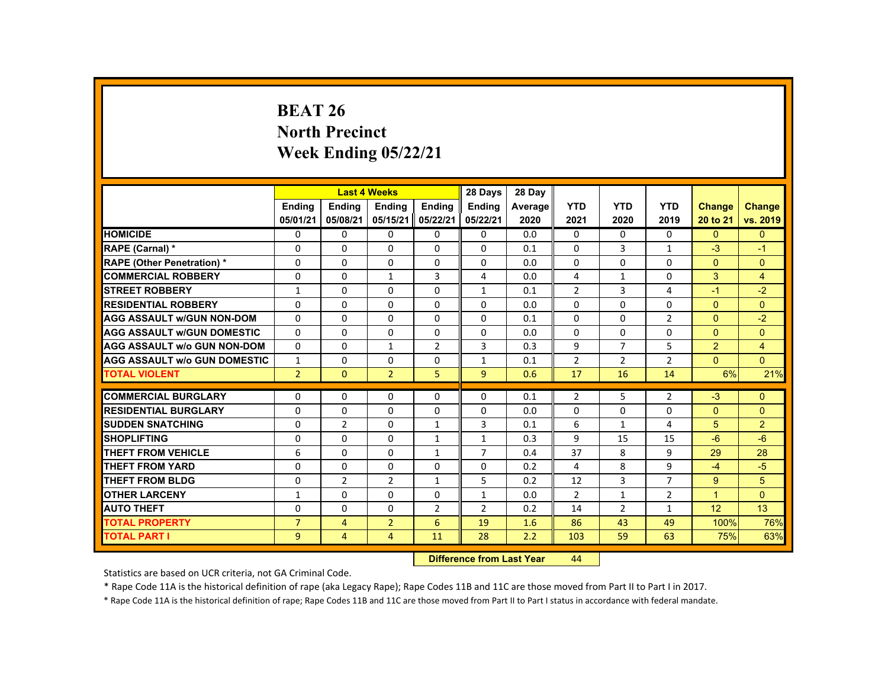# BEAT 26
## North Precinct
## Week Ending 05/22/21

| | Last 4 Weeks | | | | 28 Days | 28 Day | | | | | |
|---|---|---|---|---|---|---|---|---|---|---|---|
| | Ending 05/01/21 | Ending 05/08/21 | Ending 05/15/21 | Ending 05/22/21 | Ending 05/22/21 | Average 2020 | YTD 2021 | YTD 2020 | YTD 2019 | Change 20 to 21 | Change vs. 2019 |
| **HOMICIDE** | 0 | 0 | 0 | 0 | 0 | 0.0 | 0 | 0 | 0 | 0 | 0 |
| **RAPE (Carnal) *** | 0 | 0 | 0 | 0 | 0 | 0.1 | 0 | 3 | 1 | -3 | -1 |
| **RAPE (Other Penetration) *** | 0 | 0 | 0 | 0 | 0 | 0.0 | 0 | 0 | 0 | 0 | 0 |
| **COMMERCIAL ROBBERY** | 0 | 0 | 1 | 3 | 4 | 0.0 | 4 | 1 | 0 | 3 | 4 |
| **STREET ROBBERY** | 1 | 0 | 0 | 0 | 1 | 0.1 | 2 | 3 | 4 | -1 | -2 |
| **RESIDENTIAL ROBBERY** | 0 | 0 | 0 | 0 | 0 | 0.0 | 0 | 0 | 0 | 0 | 0 |
| **AGG ASSAULT w/GUN NON-DOM** | 0 | 0 | 0 | 0 | 0 | 0.1 | 0 | 0 | 2 | 0 | -2 |
| **AGG ASSAULT w/GUN DOMESTIC** | 0 | 0 | 0 | 0 | 0 | 0.0 | 0 | 0 | 0 | 0 | 0 |
| **AGG ASSAULT w/o GUN NON-DOM** | 0 | 0 | 1 | 2 | 3 | 0.3 | 9 | 7 | 5 | 2 | 4 |
| **AGG ASSAULT w/o GUN DOMESTIC** | 1 | 0 | 0 | 0 | 1 | 0.1 | 2 | 2 | 2 | 0 | 0 |
| **TOTAL VIOLENT** | 2 | 0 | 2 | 5 | 9 | 0.6 | 17 | 16 | 14 | 6% | 21% |
| **COMMERCIAL BURGLARY** | 0 | 0 | 0 | 0 | 0 | 0.1 | 2 | 5 | 2 | -3 | 0 |
| **RESIDENTIAL BURGLARY** | 0 | 0 | 0 | 0 | 0 | 0.0 | 0 | 0 | 0 | 0 | 0 |
| **SUDDEN SNATCHING** | 0 | 2 | 0 | 1 | 3 | 0.1 | 6 | 1 | 4 | 5 | 2 |
| **SHOPLIFTING** | 0 | 0 | 0 | 1 | 1 | 0.3 | 9 | 15 | 15 | -6 | -6 |
| **THEFT FROM VEHICLE** | 6 | 0 | 0 | 1 | 7 | 0.4 | 37 | 8 | 9 | 29 | 28 |
| **THEFT FROM YARD** | 0 | 0 | 0 | 0 | 0 | 0.2 | 4 | 8 | 9 | -4 | -5 |
| **THEFT FROM BLDG** | 0 | 2 | 2 | 1 | 5 | 0.2 | 12 | 3 | 7 | 9 | 5 |
| **OTHER LARCENY** | 1 | 0 | 0 | 0 | 1 | 0.0 | 2 | 1 | 2 | 1 | 0 |
| **AUTO THEFT** | 0 | 0 | 0 | 2 | 2 | 0.2 | 14 | 2 | 1 | 12 | 13 |
| **TOTAL PROPERTY** | 7 | 4 | 2 | 6 | 19 | 1.6 | 86 | 43 | 49 | 100% | 76% |
| **TOTAL PART I** | 9 | 4 | 4 | 11 | 28 | 2.2 | 103 | 59 | 63 | 75% | 63% |

**Difference from Last Year** 44

Statistics are based on UCR criteria, not GA Criminal Code.

* Rape Code 11A is the historical definition of rape (aka Legacy Rape); Rape Codes 11B and 11C are those moved from Part II to Part I in 2017.

* Rape Code 11A is the historical definition of rape; Rape Codes 11B and 11C are those moved from Part II to Part I status in accordance with federal mandate.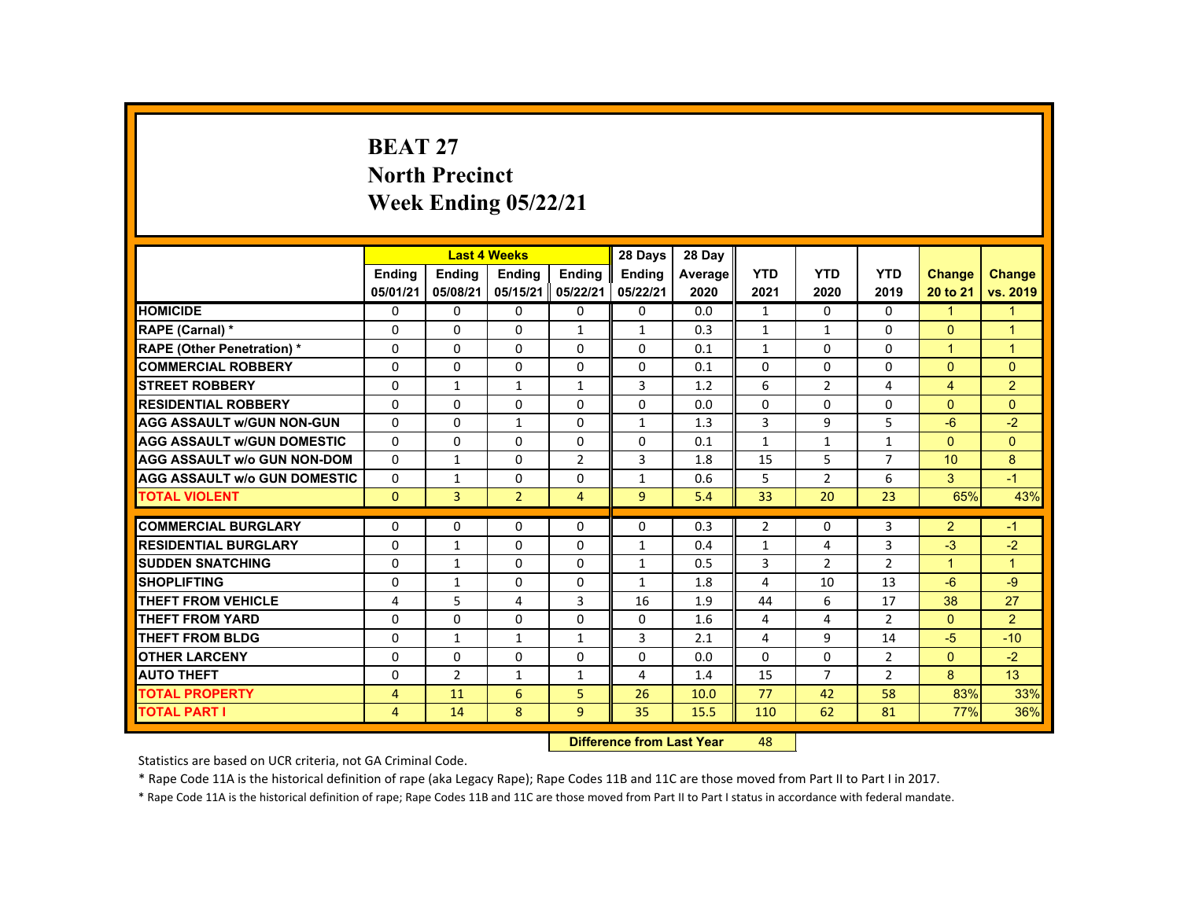# BEAT 27
## North Precinct
## Week Ending 05/22/21

| | Last 4 Weeks | | | | 28 Days | 28 Day | | | | | |
|---|---|---|---|---|---|---|---|---|---|---|---|
| | Ending 05/01/21 | Ending 05/08/21 | Ending 05/15/21 | Ending 05/22/21 | Ending 05/22/21 | Average 2020 | YTD 2021 | YTD 2020 | YTD 2019 | Change 20 to 21 | Change vs. 2019 |
| HOMICIDE | 0 | 0 | 0 | 0 | 0 | 0.0 | 1 | 0 | 0 | 1 | 1 |
| RAPE (Carnal) * | 0 | 0 | 0 | 1 | 1 | 0.3 | 1 | 1 | 0 | 0 | 1 |
| RAPE (Other Penetration) * | 0 | 0 | 0 | 0 | 0 | 0.1 | 1 | 0 | 0 | 1 | 1 |
| COMMERCIAL ROBBERY | 0 | 0 | 0 | 0 | 0 | 0.1 | 0 | 0 | 0 | 0 | 0 |
| STREET ROBBERY | 0 | 1 | 1 | 1 | 3 | 1.2 | 6 | 2 | 4 | 4 | 2 |
| RESIDENTIAL ROBBERY | 0 | 0 | 0 | 0 | 0 | 0.0 | 0 | 0 | 0 | 0 | 0 |
| AGG ASSAULT w/GUN NON-GUN | 0 | 0 | 1 | 0 | 1 | 1.3 | 3 | 9 | 5 | -6 | -2 |
| AGG ASSAULT w/GUN DOMESTIC | 0 | 0 | 0 | 0 | 0 | 0.1 | 1 | 1 | 1 | 0 | 0 |
| AGG ASSAULT w/o GUN NON-DOM | 0 | 1 | 0 | 2 | 3 | 1.8 | 15 | 5 | 7 | 10 | 8 |
| AGG ASSAULT w/o GUN DOMESTIC | 0 | 1 | 0 | 0 | 1 | 0.6 | 5 | 2 | 6 | 3 | -1 |
| TOTAL VIOLENT | 0 | 3 | 2 | 4 | 9 | 5.4 | 33 | 20 | 23 | 65% | 43% |
| COMMERCIAL BURGLARY | 0 | 0 | 0 | 0 | 0 | 0.3 | 2 | 0 | 3 | 2 | -1 |
| RESIDENTIAL BURGLARY | 0 | 1 | 0 | 0 | 1 | 0.4 | 1 | 4 | 3 | -3 | -2 |
| SUDDEN SNATCHING | 0 | 1 | 0 | 0 | 1 | 0.5 | 3 | 2 | 2 | 1 | 1 |
| SHOPLIFTING | 0 | 1 | 0 | 0 | 1 | 1.8 | 4 | 10 | 13 | -6 | -9 |
| THEFT FROM VEHICLE | 4 | 5 | 4 | 3 | 16 | 1.9 | 44 | 6 | 17 | 38 | 27 |
| THEFT FROM YARD | 0 | 0 | 0 | 0 | 0 | 1.6 | 4 | 4 | 2 | 0 | 2 |
| THEFT FROM BLDG | 0 | 1 | 1 | 1 | 3 | 2.1 | 4 | 9 | 14 | -5 | -10 |
| OTHER LARCENY | 0 | 0 | 0 | 0 | 0 | 0.0 | 0 | 0 | 2 | 0 | -2 |
| AUTO THEFT | 0 | 2 | 1 | 1 | 4 | 1.4 | 15 | 7 | 2 | 8 | 13 |
| TOTAL PROPERTY | 4 | 11 | 6 | 5 | 26 | 10.0 | 77 | 42 | 58 | 83% | 33% |
| TOTAL PART I | 4 | 14 | 8 | 9 | 35 | 15.5 | 110 | 62 | 81 | 77% | 36% |

**Difference from Last Year** 48

Statistics are based on UCR criteria, not GA Criminal Code.

* Rape Code 11A is the historical definition of rape (aka Legacy Rape); Rape Codes 11B and 11C are those moved from Part II to Part I in 2017.

* Rape Code 11A is the historical definition of rape; Rape Codes 11B and 11C are those moved from Part II to Part I status in accordance with federal mandate.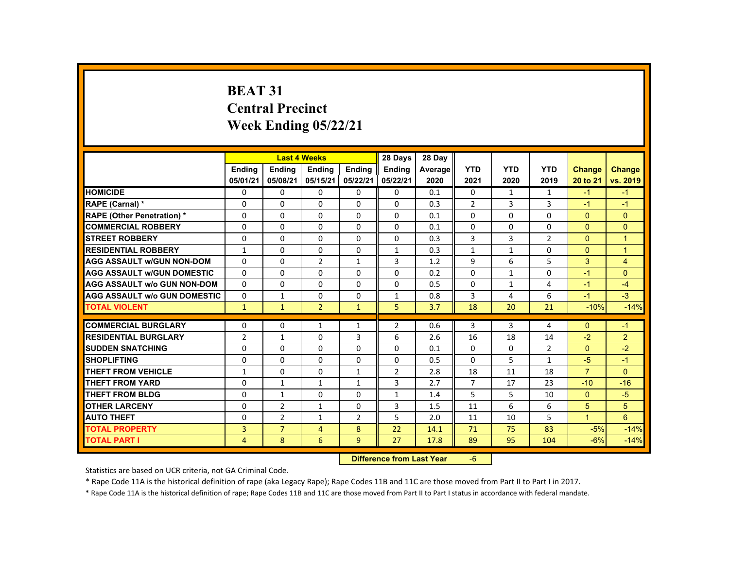# BEAT 31
## Central Precinct
## Week Ending 05/22/21

| | Last 4 Weeks | | | | 28 Days | 28 Day | | | | | |
|---|---|---|---|---|---|---|---|---|---|---|---|
| | Ending 05/01/21 | Ending 05/08/21 | Ending 05/15/21 | Ending 05/22/21 | Ending 05/22/21 | Average 2020 | YTD 2021 | YTD 2020 | YTD 2019 | Change 20 to 21 | Change vs. 2019 |
| HOMICIDE | 0 | 0 | 0 | 0 | 0 | 0.1 | 0 | 1 | 1 | -1 | -1 |
| RAPE (Carnal) * | 0 | 0 | 0 | 0 | 0 | 0.3 | 2 | 3 | 3 | -1 | -1 |
| RAPE (Other Penetration) * | 0 | 0 | 0 | 0 | 0 | 0.1 | 0 | 0 | 0 | 0 | 0 |
| COMMERCIAL ROBBERY | 0 | 0 | 0 | 0 | 0 | 0.1 | 0 | 0 | 0 | 0 | 0 |
| STREET ROBBERY | 0 | 0 | 0 | 0 | 0 | 0.3 | 3 | 3 | 2 | 0 | 1 |
| RESIDENTIAL ROBBERY | 1 | 0 | 0 | 0 | 1 | 0.3 | 1 | 1 | 0 | 0 | 1 |
| AGG ASSAULT w/GUN NON-DOM | 0 | 0 | 2 | 1 | 3 | 1.2 | 9 | 6 | 5 | 3 | 4 |
| AGG ASSAULT w/GUN DOMESTIC | 0 | 0 | 0 | 0 | 0 | 0.2 | 0 | 1 | 0 | -1 | 0 |
| AGG ASSAULT w/o GUN NON-DOM | 0 | 0 | 0 | 0 | 0 | 0.5 | 0 | 1 | 4 | -1 | -4 |
| AGG ASSAULT w/o GUN DOMESTIC | 0 | 1 | 0 | 0 | 1 | 0.8 | 3 | 4 | 6 | -1 | -3 |
| TOTAL VIOLENT | 1 | 1 | 2 | 1 | 5 | 3.7 | 18 | 20 | 21 | -10% | -14% |
| COMMERCIAL BURGLARY | 0 | 0 | 1 | 1 | 2 | 0.6 | 3 | 3 | 4 | 0 | -1 |
| RESIDENTIAL BURGLARY | 2 | 1 | 0 | 3 | 6 | 2.6 | 16 | 18 | 14 | -2 | 2 |
| SUDDEN SNATCHING | 0 | 0 | 0 | 0 | 0 | 0.1 | 0 | 0 | 2 | 0 | -2 |
| SHOPLIFTING | 0 | 0 | 0 | 0 | 0 | 0.5 | 0 | 5 | 1 | -5 | -1 |
| THEFT FROM VEHICLE | 1 | 0 | 0 | 1 | 2 | 2.8 | 18 | 11 | 18 | 7 | 0 |
| THEFT FROM YARD | 0 | 1 | 1 | 1 | 3 | 2.7 | 7 | 17 | 23 | -10 | -16 |
| THEFT FROM BLDG | 0 | 1 | 0 | 0 | 1 | 1.4 | 5 | 5 | 10 | 0 | -5 |
| OTHER LARCENY | 0 | 2 | 1 | 0 | 3 | 1.5 | 11 | 6 | 6 | 5 | 5 |
| AUTO THEFT | 0 | 2 | 1 | 2 | 5 | 2.0 | 11 | 10 | 5 | 1 | 6 |
| TOTAL PROPERTY | 3 | 7 | 4 | 8 | 22 | 14.1 | 71 | 75 | 83 | -5% | -14% |
| TOTAL PART I | 4 | 8 | 6 | 9 | 27 | 17.8 | 89 | 95 | 104 | -6% | -14% |

**Difference from Last Year** -6

Statistics are based on UCR criteria, not GA Criminal Code.

* Rape Code 11A is the historical definition of rape (aka Legacy Rape); Rape Codes 11B and 11C are those moved from Part II to Part I in 2017.

* Rape Code 11A is the historical definition of rape; Rape Codes 11B and 11C are those moved from Part II to Part I status in accordance with federal mandate.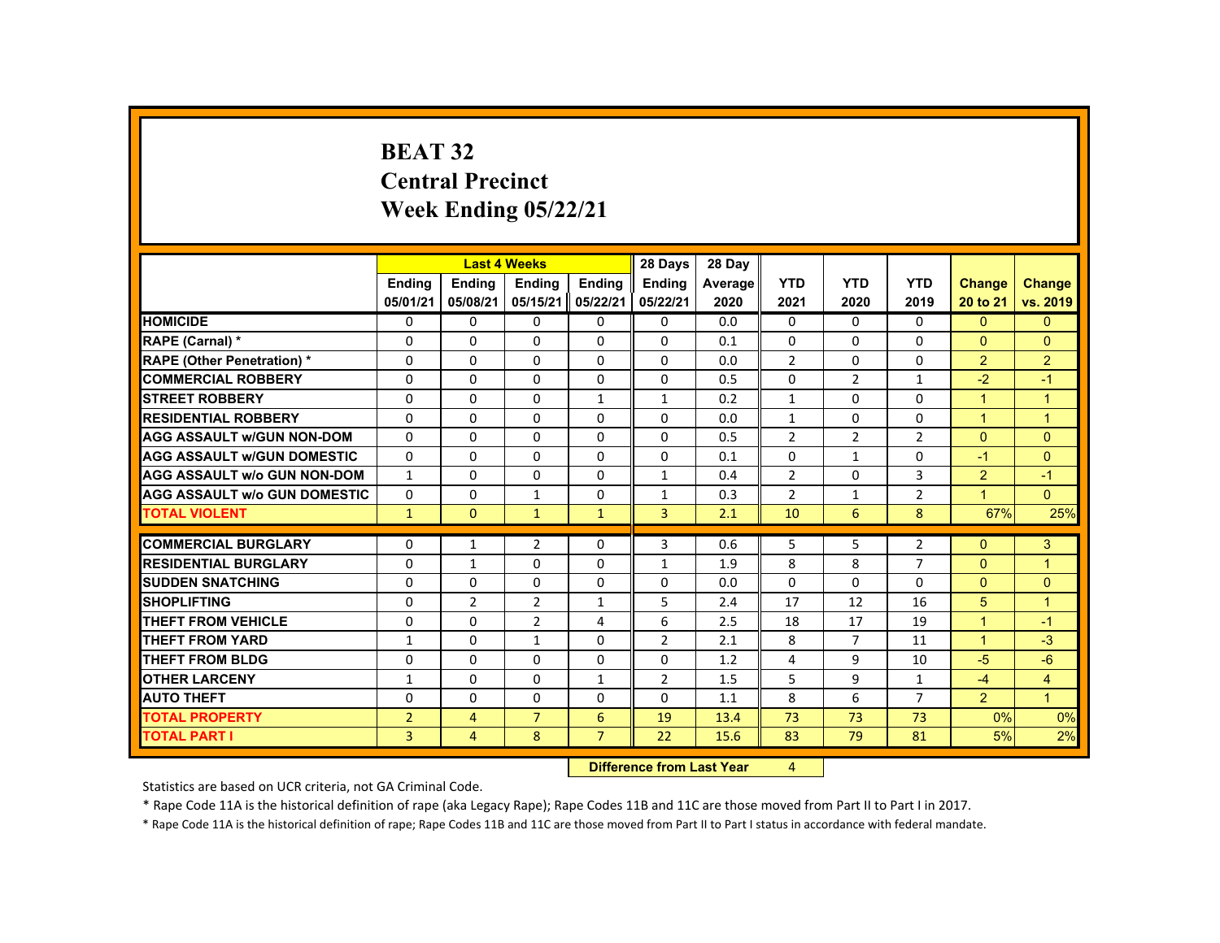# BEAT 32
## Central Precinct
## Week Ending 05/22/21

| | Last 4 Weeks | | | | 28 Days | 28 Day | | | | | |
|---|---|---|---|---|---|---|---|---|---|---|---|
| | Ending 05/01/21 | Ending 05/08/21 | Ending 05/15/21 | Ending 05/22/21 | Ending 05/22/21 | Average 2020 | YTD 2021 | YTD 2020 | YTD 2019 | Change 20 to 21 | Change vs. 2019 |
| HOMICIDE | 0 | 0 | 0 | 0 | 0 | 0.0 | 0 | 0 | 0 | 0 | 0 |
| RAPE (Carnal) * | 0 | 0 | 0 | 0 | 0 | 0.1 | 0 | 0 | 0 | 0 | 0 |
| RAPE (Other Penetration) * | 0 | 0 | 0 | 0 | 0 | 0.0 | 2 | 0 | 0 | 2 | 2 |
| COMMERCIAL ROBBERY | 0 | 0 | 0 | 0 | 0 | 0.5 | 0 | 2 | 1 | -2 | -1 |
| STREET ROBBERY | 0 | 0 | 0 | 1 | 1 | 0.2 | 1 | 0 | 0 | 1 | 1 |
| RESIDENTIAL ROBBERY | 0 | 0 | 0 | 0 | 0 | 0.0 | 1 | 0 | 0 | 1 | 1 |
| AGG ASSAULT w/GUN NON-DOM | 0 | 0 | 0 | 0 | 0 | 0.5 | 2 | 2 | 2 | 0 | 0 |
| AGG ASSAULT w/GUN DOMESTIC | 0 | 0 | 0 | 0 | 0 | 0.1 | 0 | 1 | 0 | -1 | 0 |
| AGG ASSAULT w/o GUN NON-DOM | 1 | 0 | 0 | 0 | 1 | 0.4 | 2 | 0 | 3 | 2 | -1 |
| AGG ASSAULT w/o GUN DOMESTIC | 0 | 0 | 1 | 0 | 1 | 0.3 | 2 | 1 | 2 | 1 | 0 |
| TOTAL VIOLENT | 1 | 0 | 1 | 1 | 3 | 2.1 | 10 | 6 | 8 | 67% | 25% |
| COMMERCIAL BURGLARY | 0 | 1 | 2 | 0 | 3 | 0.6 | 5 | 5 | 2 | 0 | 3 |
| RESIDENTIAL BURGLARY | 0 | 1 | 0 | 0 | 1 | 1.9 | 8 | 8 | 7 | 0 | 1 |
| SUDDEN SNATCHING | 0 | 0 | 0 | 0 | 0 | 0.0 | 0 | 0 | 0 | 0 | 0 |
| SHOPLIFTING | 0 | 2 | 2 | 1 | 5 | 2.4 | 17 | 12 | 16 | 5 | 1 |
| THEFT FROM VEHICLE | 0 | 0 | 2 | 4 | 6 | 2.5 | 18 | 17 | 19 | 1 | -1 |
| THEFT FROM YARD | 1 | 0 | 1 | 0 | 2 | 2.1 | 8 | 7 | 11 | 1 | -3 |
| THEFT FROM BLDG | 0 | 0 | 0 | 0 | 0 | 1.2 | 4 | 9 | 10 | -5 | -6 |
| OTHER LARCENY | 1 | 0 | 0 | 1 | 2 | 1.5 | 5 | 9 | 1 | -4 | 4 |
| AUTO THEFT | 0 | 0 | 0 | 0 | 0 | 1.1 | 8 | 6 | 7 | 2 | 1 |
| TOTAL PROPERTY | 2 | 4 | 7 | 6 | 19 | 13.4 | 73 | 73 | 73 | 0% | 0% |
| TOTAL PART I | 3 | 4 | 8 | 7 | 22 | 15.6 | 83 | 79 | 81 | 5% | 2% |

**Difference from Last Year** 4

Statistics are based on UCR criteria, not GA Criminal Code.

* Rape Code 11A is the historical definition of rape (aka Legacy Rape); Rape Codes 11B and 11C are those moved from Part II to Part I in 2017.

* Rape Code 11A is the historical definition of rape; Rape Codes 11B and 11C are those moved from Part II to Part I status in accordance with federal mandate.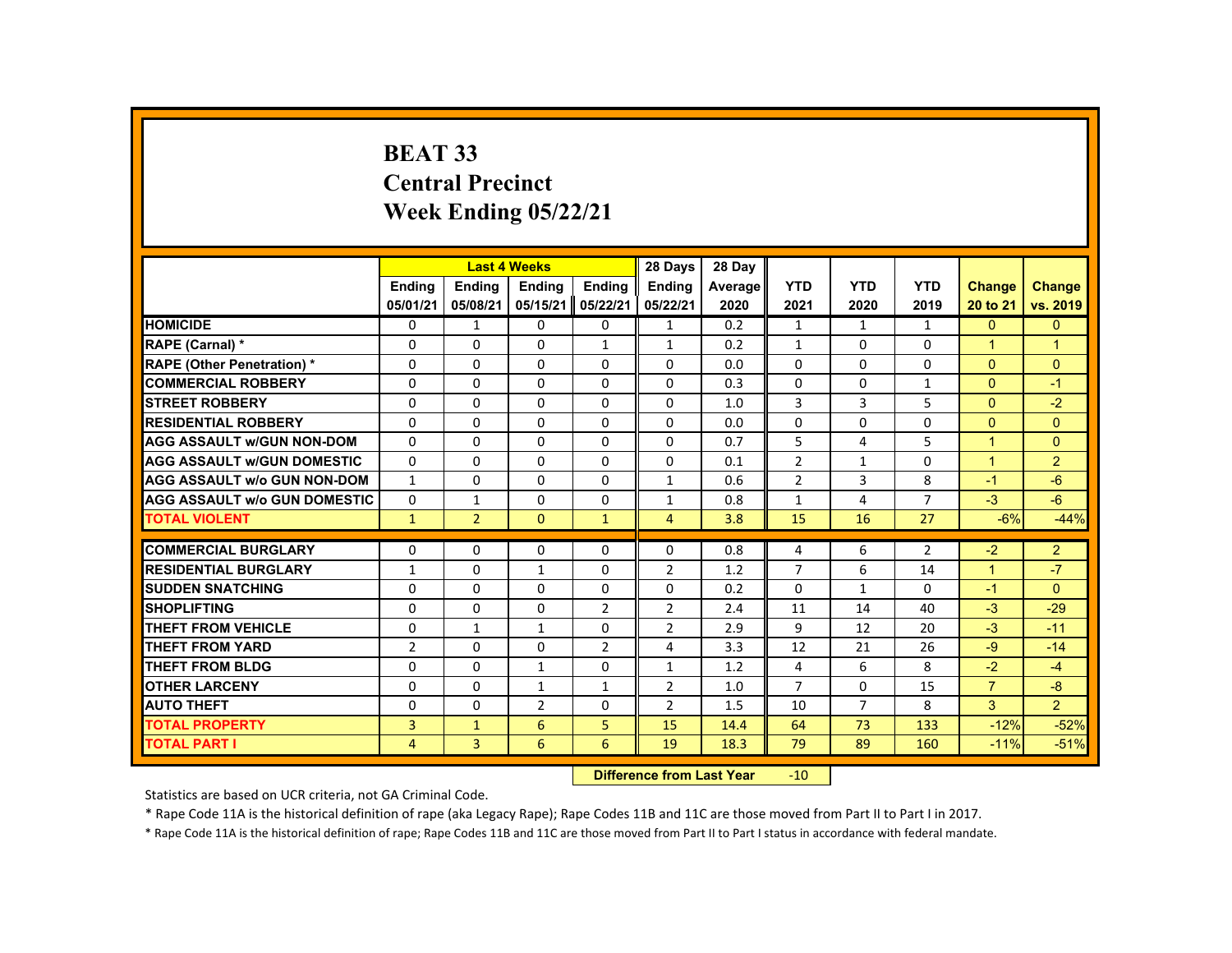# BEAT 33
## Central Precinct
## Week Ending 05/22/21

| | Last 4 Weeks | | | | 28 Days | 28 Day | YTD | YTD | YTD | Change | Change |
|---|---|---|---|---|---|---|---|---|---|---|---|
| | Ending 05/01/21 | Ending 05/08/21 | Ending 05/15/21 | Ending 05/22/21 | Ending 05/22/21 | Average 2020 | 2021 | 2020 | 2019 | 20 to 21 | vs. 2019 |
| HOMICIDE | 0 | 1 | 0 | 0 | 1 | 0.2 | 1 | 1 | 1 | 0 | 0 |
| RAPE (Carnal) * | 0 | 0 | 0 | 1 | 1 | 0.2 | 1 | 0 | 0 | 1 | 1 |
| RAPE (Other Penetration) * | 0 | 0 | 0 | 0 | 0 | 0.0 | 0 | 0 | 0 | 0 | 0 |
| COMMERCIAL ROBBERY | 0 | 0 | 0 | 0 | 0 | 0.3 | 0 | 0 | 1 | 0 | -1 |
| STREET ROBBERY | 0 | 0 | 0 | 0 | 0 | 1.0 | 3 | 3 | 5 | 0 | -2 |
| RESIDENTIAL ROBBERY | 0 | 0 | 0 | 0 | 0 | 0.0 | 0 | 0 | 0 | 0 | 0 |
| AGG ASSAULT w/GUN NON-DOM | 0 | 0 | 0 | 0 | 0 | 0.7 | 5 | 4 | 5 | 1 | 0 |
| AGG ASSAULT w/GUN DOMESTIC | 0 | 0 | 0 | 0 | 0 | 0.1 | 2 | 1 | 0 | 1 | 2 |
| AGG ASSAULT w/o GUN NON-DOM | 1 | 0 | 0 | 0 | 1 | 0.6 | 2 | 3 | 8 | -1 | -6 |
| AGG ASSAULT w/o GUN DOMESTIC | 0 | 1 | 0 | 0 | 1 | 0.8 | 1 | 4 | 7 | -3 | -6 |
| TOTAL VIOLENT | 1 | 2 | 0 | 1 | 4 | 3.8 | 15 | 16 | 27 | -6% | -44% |
| COMMERCIAL BURGLARY | 0 | 0 | 0 | 0 | 0 | 0.8 | 4 | 6 | 2 | -2 | 2 |
| RESIDENTIAL BURGLARY | 1 | 0 | 1 | 0 | 2 | 1.2 | 7 | 6 | 14 | 1 | -7 |
| SUDDEN SNATCHING | 0 | 0 | 0 | 0 | 0 | 0.2 | 0 | 1 | 0 | -1 | 0 |
| SHOPLIFTING | 0 | 0 | 0 | 2 | 2 | 2.4 | 11 | 14 | 40 | -3 | -29 |
| THEFT FROM VEHICLE | 0 | 1 | 1 | 0 | 2 | 2.9 | 9 | 12 | 20 | -3 | -11 |
| THEFT FROM YARD | 2 | 0 | 0 | 2 | 4 | 3.3 | 12 | 21 | 26 | -9 | -14 |
| THEFT FROM BLDG | 0 | 0 | 1 | 0 | 1 | 1.2 | 4 | 6 | 8 | -2 | -4 |
| OTHER LARCENY | 0 | 0 | 1 | 1 | 2 | 1.0 | 7 | 0 | 15 | 7 | -8 |
| AUTO THEFT | 0 | 0 | 2 | 0 | 2 | 1.5 | 10 | 7 | 8 | 3 | 2 |
| TOTAL PROPERTY | 3 | 1 | 6 | 5 | 15 | 14.4 | 64 | 73 | 133 | -12% | -52% |
| TOTAL PART I | 4 | 3 | 6 | 6 | 19 | 18.3 | 79 | 89 | 160 | -11% | -51% |

**Difference from Last Year** -10

Statistics are based on UCR criteria, not GA Criminal Code.

* Rape Code 11A is the historical definition of rape (aka Legacy Rape); Rape Codes 11B and 11C are those moved from Part II to Part I in 2017.

* Rape Code 11A is the historical definition of rape; Rape Codes 11B and 11C are those moved from Part II to Part I status in accordance with federal mandate.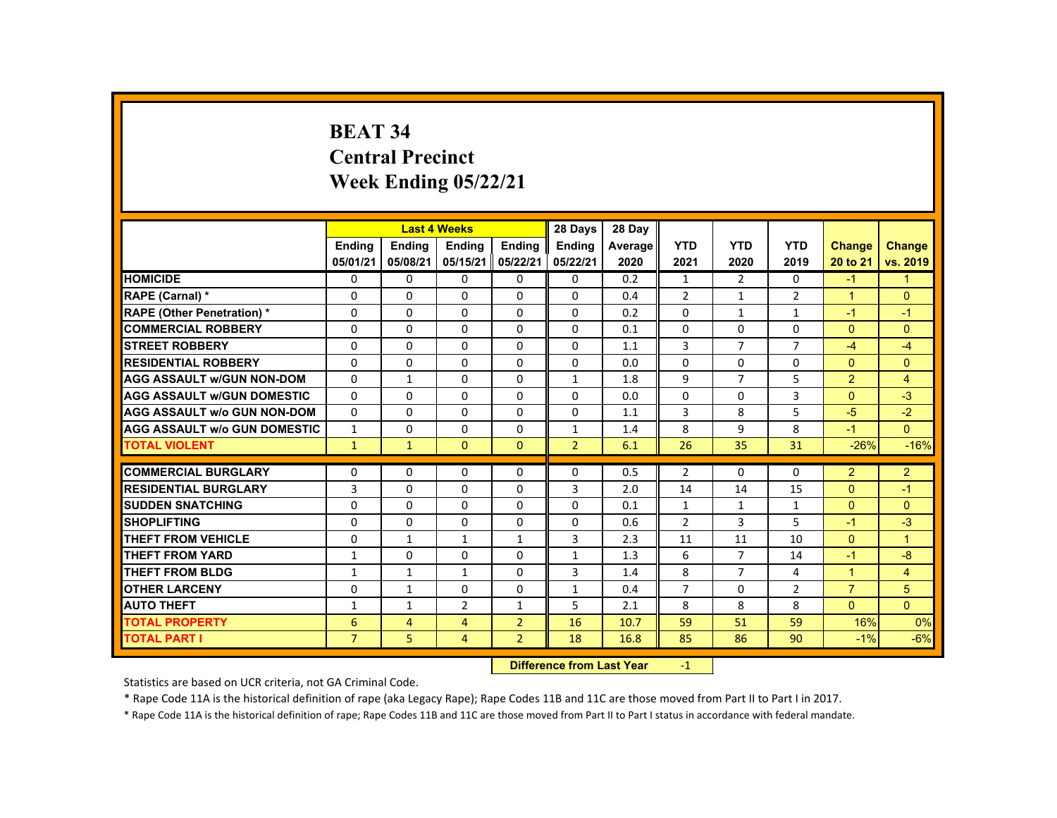# BEAT 34
## Central Precinct
## Week Ending 05/22/21

| | Last 4 Weeks | | | | 28 Days | 28 Day | | | | | |
|---|---|---|---|---|---|---|---|---|---|---|---|
| | Ending 05/01/21 | Ending 05/08/21 | Ending 05/15/21 | Ending 05/22/21 | Ending 05/22/21 | Average 2020 | YTD 2021 | YTD 2020 | YTD 2019 | Change 20 to 21 | Change vs. 2019 |
| HOMICIDE | 0 | 0 | 0 | 0 | 0 | 0.2 | 1 | 2 | 0 | -1 | 1 |
| RAPE (Carnal) * | 0 | 0 | 0 | 0 | 0 | 0.4 | 2 | 1 | 2 | 1 | 0 |
| RAPE (Other Penetration) * | 0 | 0 | 0 | 0 | 0 | 0.2 | 0 | 1 | 1 | -1 | -1 |
| COMMERCIAL ROBBERY | 0 | 0 | 0 | 0 | 0 | 0.1 | 0 | 0 | 0 | 0 | 0 |
| STREET ROBBERY | 0 | 0 | 0 | 0 | 0 | 1.1 | 3 | 7 | 7 | -4 | -4 |
| RESIDENTIAL ROBBERY | 0 | 0 | 0 | 0 | 0 | 0.0 | 0 | 0 | 0 | 0 | 0 |
| AGG ASSAULT w/GUN NON-DOM | 0 | 1 | 0 | 0 | 1 | 1.8 | 9 | 7 | 5 | 2 | 4 |
| AGG ASSAULT w/GUN DOMESTIC | 0 | 0 | 0 | 0 | 0 | 0.0 | 0 | 0 | 3 | 0 | -3 |
| AGG ASSAULT w/o GUN NON-DOM | 0 | 0 | 0 | 0 | 0 | 1.1 | 3 | 8 | 5 | -5 | -2 |
| AGG ASSAULT w/o GUN DOMESTIC | 1 | 0 | 0 | 0 | 1 | 1.4 | 8 | 9 | 8 | -1 | 0 |
| TOTAL VIOLENT | 1 | 1 | 0 | 0 | 2 | 6.1 | 26 | 35 | 31 | -26% | -16% |
| COMMERCIAL BURGLARY | 0 | 0 | 0 | 0 | 0 | 0.5 | 2 | 0 | 0 | 2 | 2 |
| RESIDENTIAL BURGLARY | 3 | 0 | 0 | 0 | 3 | 2.0 | 14 | 14 | 15 | 0 | -1 |
| SUDDEN SNATCHING | 0 | 0 | 0 | 0 | 0 | 0.1 | 1 | 1 | 1 | 0 | 0 |
| SHOPLIFTING | 0 | 0 | 0 | 0 | 0 | 0.6 | 2 | 3 | 5 | -1 | -3 |
| THEFT FROM VEHICLE | 0 | 1 | 1 | 1 | 3 | 2.3 | 11 | 11 | 10 | 0 | 1 |
| THEFT FROM YARD | 1 | 0 | 0 | 0 | 1 | 1.3 | 6 | 7 | 14 | -1 | -8 |
| THEFT FROM BLDG | 1 | 1 | 1 | 0 | 3 | 1.4 | 8 | 7 | 4 | 1 | 4 |
| OTHER LARCENY | 0 | 1 | 0 | 0 | 1 | 0.4 | 7 | 0 | 2 | 7 | 5 |
| AUTO THEFT | 1 | 1 | 2 | 1 | 5 | 2.1 | 8 | 8 | 8 | 0 | 0 |
| TOTAL PROPERTY | 6 | 4 | 4 | 2 | 16 | 10.7 | 59 | 51 | 59 | 16% | 0% |
| TOTAL PART I | 7 | 5 | 4 | 2 | 18 | 16.8 | 85 | 86 | 90 | -1% | -6% |

**Difference from Last Year** -1

Statistics are based on UCR criteria, not GA Criminal Code.

* Rape Code 11A is the historical definition of rape (aka Legacy Rape); Rape Codes 11B and 11C are those moved from Part II to Part I in 2017.

* Rape Code 11A is the historical definition of rape; Rape Codes 11B and 11C are those moved from Part II to Part I status in accordance with federal mandate.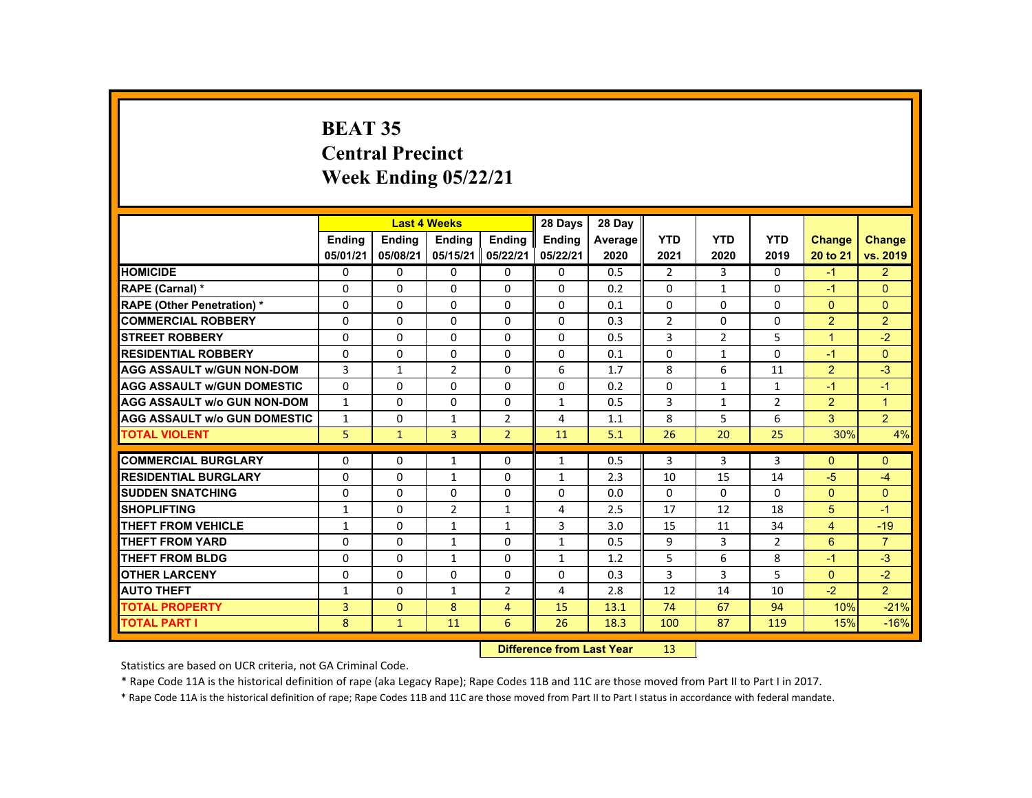# BEAT 35
## Central Precinct
## Week Ending 05/22/21

| | Last 4 Weeks | | | | 28 Days | 28 Day | | | | | |
|---|---|---|---|---|---|---|---|---|---|---|---|
| | Ending 05/01/21 | Ending 05/08/21 | Ending 05/15/21 | Ending 05/22/21 | Ending 05/22/21 | Average 2020 | YTD 2021 | YTD 2020 | YTD 2019 | Change 20 to 21 | Change vs. 2019 |
| HOMICIDE | 0 | 0 | 0 | 0 | 0 | 0.5 | 2 | 3 | 0 | -1 | 2 |
| RAPE (Carnal) * | 0 | 0 | 0 | 0 | 0 | 0.2 | 0 | 1 | 0 | -1 | 0 |
| RAPE (Other Penetration) * | 0 | 0 | 0 | 0 | 0 | 0.1 | 0 | 0 | 0 | 0 | 0 |
| COMMERCIAL ROBBERY | 0 | 0 | 0 | 0 | 0 | 0.3 | 2 | 0 | 0 | 2 | 2 |
| STREET ROBBERY | 0 | 0 | 0 | 0 | 0 | 0.5 | 3 | 2 | 5 | 1 | -2 |
| RESIDENTIAL ROBBERY | 0 | 0 | 0 | 0 | 0 | 0.1 | 0 | 1 | 0 | -1 | 0 |
| AGG ASSAULT w/GUN NON-DOM | 3 | 1 | 2 | 0 | 6 | 1.7 | 8 | 6 | 11 | 2 | -3 |
| AGG ASSAULT w/GUN DOMESTIC | 0 | 0 | 0 | 0 | 0 | 0.2 | 0 | 1 | 1 | -1 | -1 |
| AGG ASSAULT w/o GUN NON-DOM | 1 | 0 | 0 | 0 | 1 | 0.5 | 3 | 1 | 2 | 2 | 1 |
| AGG ASSAULT w/o GUN DOMESTIC | 1 | 0 | 1 | 2 | 4 | 1.1 | 8 | 5 | 6 | 3 | 2 |
| TOTAL VIOLENT | 5 | 1 | 3 | 2 | 11 | 5.1 | 26 | 20 | 25 | 30% | 4% |
| COMMERCIAL BURGLARY | 0 | 0 | 1 | 0 | 1 | 0.5 | 3 | 3 | 3 | 0 | 0 |
| RESIDENTIAL BURGLARY | 0 | 0 | 1 | 0 | 1 | 2.3 | 10 | 15 | 14 | -5 | -4 |
| SUDDEN SNATCHING | 0 | 0 | 0 | 0 | 0 | 0.0 | 0 | 0 | 0 | 0 | 0 |
| SHOPLIFTING | 1 | 0 | 2 | 1 | 4 | 2.5 | 17 | 12 | 18 | 5 | -1 |
| THEFT FROM VEHICLE | 1 | 0 | 1 | 1 | 3 | 3.0 | 15 | 11 | 34 | 4 | -19 |
| THEFT FROM YARD | 0 | 0 | 1 | 0 | 1 | 0.5 | 9 | 3 | 2 | 6 | 7 |
| THEFT FROM BLDG | 0 | 0 | 1 | 0 | 1 | 1.2 | 5 | 6 | 8 | -1 | -3 |
| OTHER LARCENY | 0 | 0 | 0 | 0 | 0 | 0.3 | 3 | 3 | 5 | 0 | -2 |
| AUTO THEFT | 1 | 0 | 1 | 2 | 4 | 2.8 | 12 | 14 | 10 | -2 | 2 |
| TOTAL PROPERTY | 3 | 0 | 8 | 4 | 15 | 13.1 | 74 | 67 | 94 | 10% | -21% |
| TOTAL PART I | 8 | 1 | 11 | 6 | 26 | 18.3 | 100 | 87 | 119 | 15% | -16% |

**Difference from Last Year** 13

Statistics are based on UCR criteria, not GA Criminal Code.

* Rape Code 11A is the historical definition of rape (aka Legacy Rape); Rape Codes 11B and 11C are those moved from Part II to Part I in 2017.

* Rape Code 11A is the historical definition of rape; Rape Codes 11B and 11C are those moved from Part II to Part I status in accordance with federal mandate.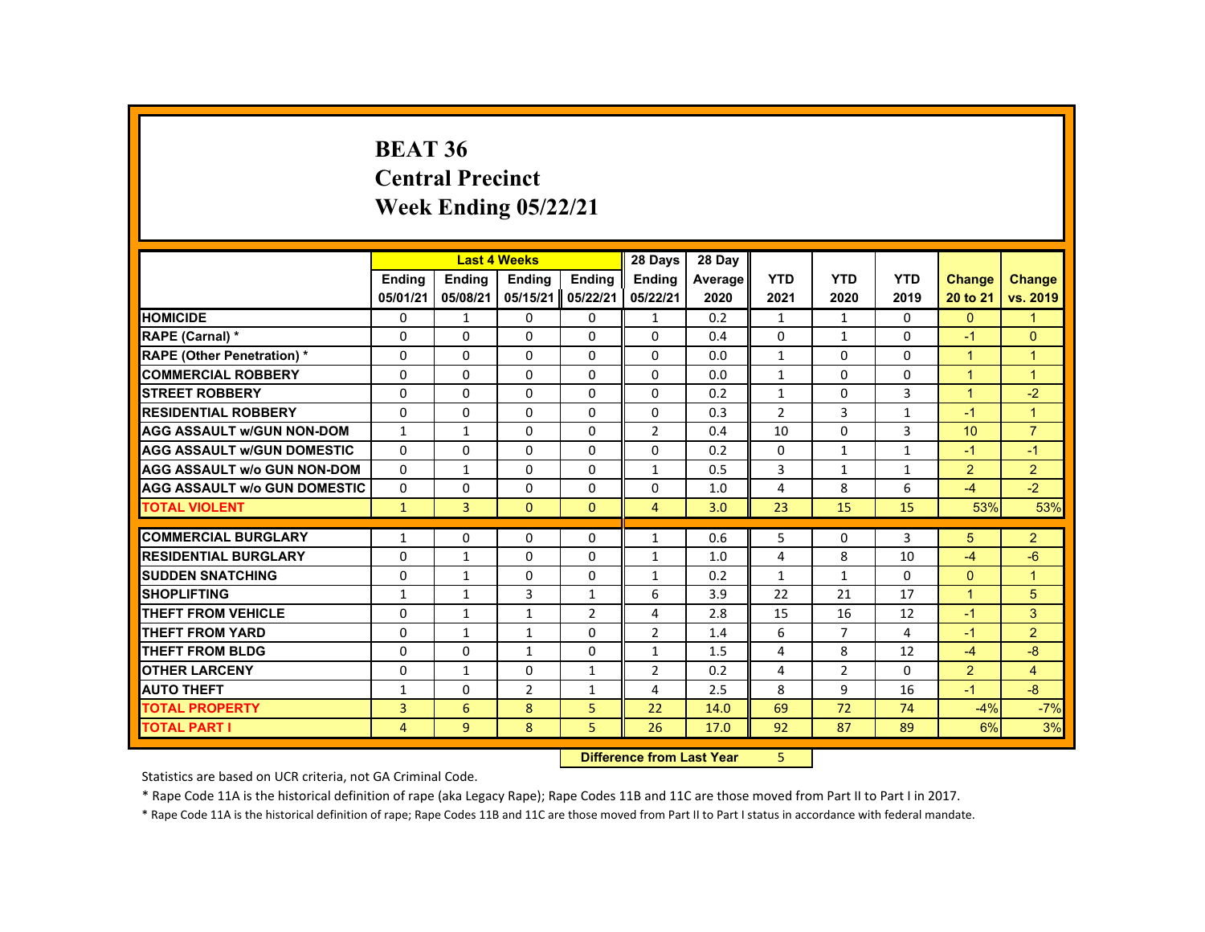# BEAT 36
## Central Precinct
## Week Ending 05/22/21

| | Last 4 Weeks | | | | 28 Days | 28 Day | YTD | YTD | YTD | Change | Change |
|---|---|---|---|---|---|---|---|---|---|---|---|
| | Ending 05/01/21 | Ending 05/08/21 | Ending 05/15/21 | Ending 05/22/21 | Ending 05/22/21 | Average 2020 | 2021 | 2020 | 2019 | 20 to 21 | vs. 2019 |
| **HOMICIDE** | 0 | 1 | 0 | 0 | 1 | 0.2 | 1 | 1 | 0 | 0 | 1 |
| **RAPE (Carnal) *** | 0 | 0 | 0 | 0 | 0 | 0.4 | 0 | 1 | 0 | -1 | 0 |
| **RAPE (Other Penetration) *** | 0 | 0 | 0 | 0 | 0 | 0.0 | 1 | 0 | 0 | 1 | 1 |
| **COMMERCIAL ROBBERY** | 0 | 0 | 0 | 0 | 0 | 0.0 | 1 | 0 | 0 | 1 | 1 |
| **STREET ROBBERY** | 0 | 0 | 0 | 0 | 0 | 0.2 | 1 | 0 | 3 | 1 | -2 |
| **RESIDENTIAL ROBBERY** | 0 | 0 | 0 | 0 | 0 | 0.3 | 2 | 3 | 1 | -1 | 1 |
| **AGG ASSAULT w/GUN NON-DOM** | 1 | 1 | 0 | 0 | 2 | 0.4 | 10 | 0 | 3 | 10 | 7 |
| **AGG ASSAULT w/GUN DOMESTIC** | 0 | 0 | 0 | 0 | 0 | 0.2 | 0 | 1 | 1 | -1 | -1 |
| **AGG ASSAULT w/o GUN NON-DOM** | 0 | 1 | 0 | 0 | 1 | 0.5 | 3 | 1 | 1 | 2 | 2 |
| **AGG ASSAULT w/o GUN DOMESTIC** | 0 | 0 | 0 | 0 | 0 | 1.0 | 4 | 8 | 6 | -4 | -2 |
| **TOTAL VIOLENT** | 1 | 3 | 0 | 0 | 4 | 3.0 | 23 | 15 | 15 | 53% | 53% |
| **COMMERCIAL BURGLARY** | 1 | 0 | 0 | 0 | 1 | 0.6 | 5 | 0 | 3 | 5 | 2 |
| **RESIDENTIAL BURGLARY** | 0 | 1 | 0 | 0 | 1 | 1.0 | 4 | 8 | 10 | -4 | -6 |
| **SUDDEN SNATCHING** | 0 | 1 | 0 | 0 | 1 | 0.2 | 1 | 1 | 0 | 0 | 1 |
| **SHOPLIFTING** | 1 | 1 | 3 | 1 | 6 | 3.9 | 22 | 21 | 17 | 1 | 5 |
| **THEFT FROM VEHICLE** | 0 | 1 | 1 | 2 | 4 | 2.8 | 15 | 16 | 12 | -1 | 3 |
| **THEFT FROM YARD** | 0 | 1 | 1 | 0 | 2 | 1.4 | 6 | 7 | 4 | -1 | 2 |
| **THEFT FROM BLDG** | 0 | 0 | 1 | 0 | 1 | 1.5 | 4 | 8 | 12 | -4 | -8 |
| **OTHER LARCENY** | 0 | 1 | 0 | 1 | 2 | 0.2 | 4 | 2 | 0 | 2 | 4 |
| **AUTO THEFT** | 1 | 0 | 2 | 1 | 4 | 2.5 | 8 | 9 | 16 | -1 | -8 |
| **TOTAL PROPERTY** | 3 | 6 | 8 | 5 | 22 | 14.0 | 69 | 72 | 74 | -4% | -7% |
| **TOTAL PART I** | 4 | 9 | 8 | 5 | 26 | 17.0 | 92 | 87 | 89 | 6% | 3% |

**Difference from Last Year** 5

Statistics are based on UCR criteria, not GA Criminal Code.

* Rape Code 11A is the historical definition of rape (aka Legacy Rape); Rape Codes 11B and 11C are those moved from Part II to Part I in 2017.

* Rape Code 11A is the historical definition of rape; Rape Codes 11B and 11C are those moved from Part II to Part I status in accordance with federal mandate.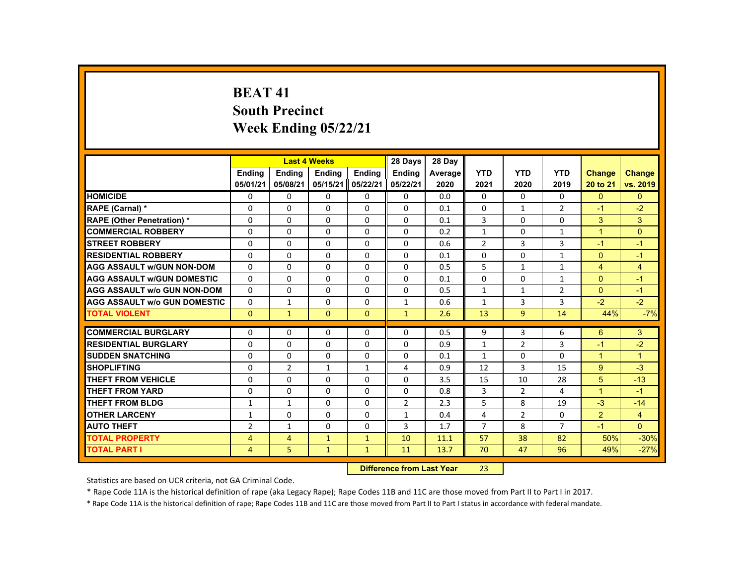# BEAT 41
## South Precinct
## Week Ending 05/22/21

| | Last 4 Weeks | | | | 28 Days | 28 Day | | | | | |
|---|---|---|---|---|---|---|---|---|---|---|---|
| | Ending 05/01/21 | Ending 05/08/21 | Ending 05/15/21 | Ending 05/22/21 | Ending 05/22/21 | Average 2020 | YTD 2021 | YTD 2020 | YTD 2019 | Change 20 to 21 | Change vs. 2019 |
| HOMICIDE | 0 | 0 | 0 | 0 | 0 | 0.0 | 0 | 0 | 0 | 0 | 0 |
| RAPE (Carnal) * | 0 | 0 | 0 | 0 | 0 | 0.1 | 0 | 1 | 2 | -1 | -2 |
| RAPE (Other Penetration) * | 0 | 0 | 0 | 0 | 0 | 0.1 | 3 | 0 | 0 | 3 | 3 |
| COMMERCIAL ROBBERY | 0 | 0 | 0 | 0 | 0 | 0.2 | 1 | 0 | 1 | 1 | 0 |
| STREET ROBBERY | 0 | 0 | 0 | 0 | 0 | 0.6 | 2 | 3 | 3 | -1 | -1 |
| RESIDENTIAL ROBBERY | 0 | 0 | 0 | 0 | 0 | 0.1 | 0 | 0 | 1 | 0 | -1 |
| AGG ASSAULT w/GUN NON-DOM | 0 | 0 | 0 | 0 | 0 | 0.5 | 5 | 1 | 1 | 4 | 4 |
| AGG ASSAULT w/GUN DOMESTIC | 0 | 0 | 0 | 0 | 0 | 0.1 | 0 | 0 | 1 | 0 | -1 |
| AGG ASSAULT w/o GUN NON-DOM | 0 | 0 | 0 | 0 | 0 | 0.5 | 1 | 1 | 2 | 0 | -1 |
| AGG ASSAULT w/o GUN DOMESTIC | 0 | 1 | 0 | 0 | 1 | 0.6 | 1 | 3 | 3 | -2 | -2 |
| TOTAL VIOLENT | 0 | 1 | 0 | 0 | 1 | 2.6 | 13 | 9 | 14 | 44% | -7% |
| COMMERCIAL BURGLARY | 0 | 0 | 0 | 0 | 0 | 0.5 | 9 | 3 | 6 | 6 | 3 |
| RESIDENTIAL BURGLARY | 0 | 0 | 0 | 0 | 0 | 0.9 | 1 | 2 | 3 | -1 | -2 |
| SUDDEN SNATCHING | 0 | 0 | 0 | 0 | 0 | 0.1 | 1 | 0 | 0 | 1 | 1 |
| SHOPLIFTING | 0 | 2 | 1 | 1 | 4 | 0.9 | 12 | 3 | 15 | 9 | -3 |
| THEFT FROM VEHICLE | 0 | 0 | 0 | 0 | 0 | 3.5 | 15 | 10 | 28 | 5 | -13 |
| THEFT FROM YARD | 0 | 0 | 0 | 0 | 0 | 0.8 | 3 | 2 | 4 | 1 | -1 |
| THEFT FROM BLDG | 1 | 1 | 0 | 0 | 2 | 2.3 | 5 | 8 | 19 | -3 | -14 |
| OTHER LARCENY | 1 | 0 | 0 | 0 | 1 | 0.4 | 4 | 2 | 0 | 2 | 4 |
| AUTO THEFT | 2 | 1 | 0 | 0 | 3 | 1.7 | 7 | 8 | 7 | -1 | 0 |
| TOTAL PROPERTY | 4 | 4 | 1 | 1 | 10 | 11.1 | 57 | 38 | 82 | 50% | -30% |
| TOTAL PART I | 4 | 5 | 1 | 1 | 11 | 13.7 | 70 | 47 | 96 | 49% | -27% |

**Difference from Last Year** 23

Statistics are based on UCR criteria, not GA Criminal Code.

* Rape Code 11A is the historical definition of rape (aka Legacy Rape); Rape Codes 11B and 11C are those moved from Part II to Part I in 2017.

* Rape Code 11A is the historical definition of rape; Rape Codes 11B and 11C are those moved from Part II to Part I status in accordance with federal mandate.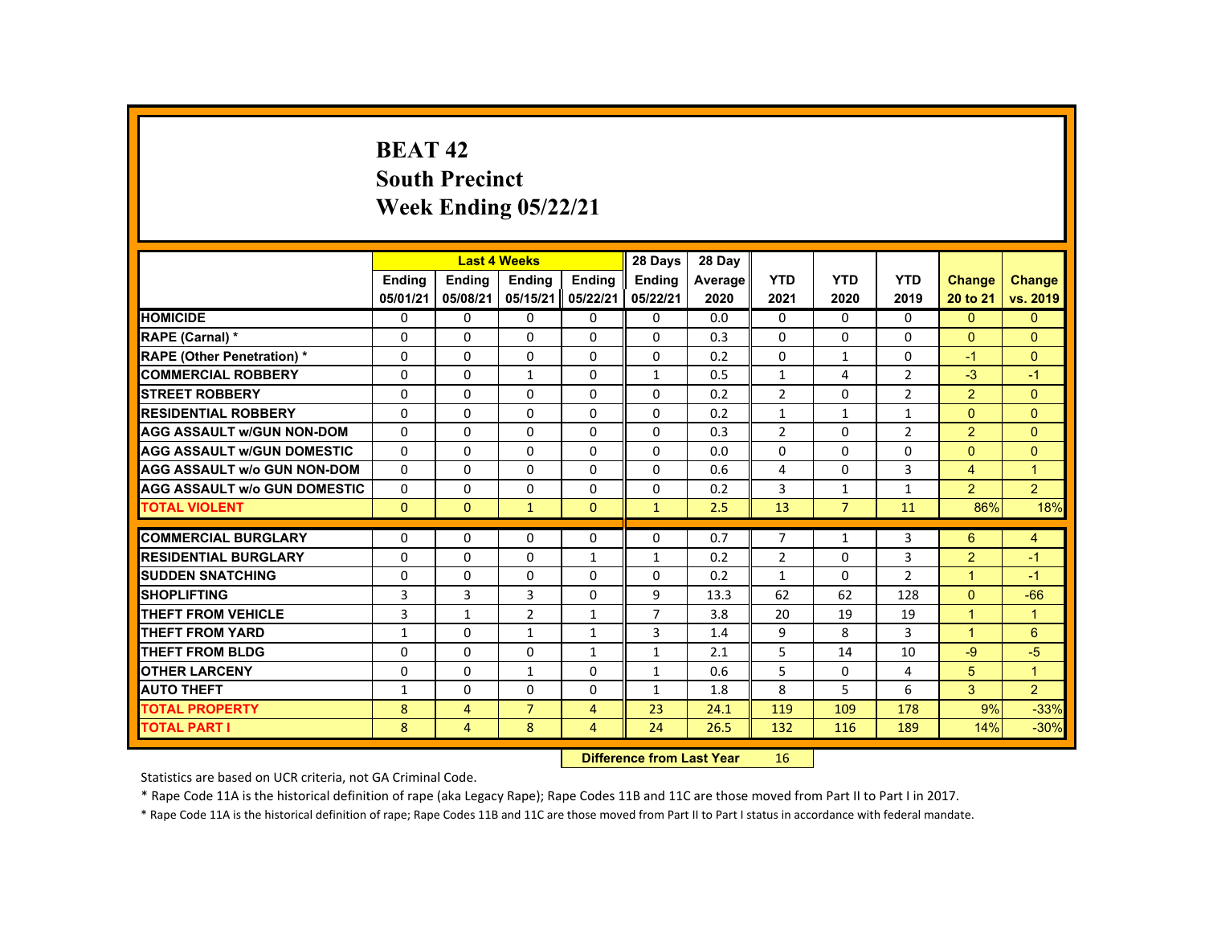# BEAT 42
## South Precinct
## Week Ending 05/22/21

| | Last 4 Weeks | | | | 28 Days | 28 Day | | | | | |
|---|---|---|---|---|---|---|---|---|---|---|---|
| | Ending 05/01/21 | Ending 05/08/21 | Ending 05/15/21 | Ending 05/22/21 | Ending 05/22/21 | Average 2020 | YTD 2021 | YTD 2020 | YTD 2019 | Change 20 to 21 | Change vs. 2019 |
| HOMICIDE | 0 | 0 | 0 | 0 | 0 | 0.0 | 0 | 0 | 0 | 0 | 0 |
| RAPE (Carnal) * | 0 | 0 | 0 | 0 | 0 | 0.3 | 0 | 0 | 0 | 0 | 0 |
| RAPE (Other Penetration) * | 0 | 0 | 0 | 0 | 0 | 0.2 | 0 | 1 | 0 | -1 | 0 |
| COMMERCIAL ROBBERY | 0 | 0 | 1 | 0 | 1 | 0.5 | 1 | 4 | 2 | -3 | -1 |
| STREET ROBBERY | 0 | 0 | 0 | 0 | 0 | 0.2 | 2 | 0 | 2 | 2 | 0 |
| RESIDENTIAL ROBBERY | 0 | 0 | 0 | 0 | 0 | 0.2 | 1 | 1 | 1 | 0 | 0 |
| AGG ASSAULT w/GUN NON-DOM | 0 | 0 | 0 | 0 | 0 | 0.3 | 2 | 0 | 2 | 2 | 0 |
| AGG ASSAULT w/GUN DOMESTIC | 0 | 0 | 0 | 0 | 0 | 0.0 | 0 | 0 | 0 | 0 | 0 |
| AGG ASSAULT w/o GUN NON-DOM | 0 | 0 | 0 | 0 | 0 | 0.6 | 4 | 0 | 3 | 4 | 1 |
| AGG ASSAULT w/o GUN DOMESTIC | 0 | 0 | 0 | 0 | 0 | 0.2 | 3 | 1 | 1 | 2 | 2 |
| TOTAL VIOLENT | 0 | 0 | 1 | 0 | 1 | 2.5 | 13 | 7 | 11 | 86% | 18% |
| COMMERCIAL BURGLARY | 0 | 0 | 0 | 0 | 0 | 0.7 | 7 | 1 | 3 | 6 | 4 |
| RESIDENTIAL BURGLARY | 0 | 0 | 0 | 1 | 1 | 0.2 | 2 | 0 | 3 | 2 | -1 |
| SUDDEN SNATCHING | 0 | 0 | 0 | 0 | 0 | 0.2 | 1 | 0 | 2 | 1 | -1 |
| SHOPLIFTING | 3 | 3 | 3 | 0 | 9 | 13.3 | 62 | 62 | 128 | 0 | -66 |
| THEFT FROM VEHICLE | 3 | 1 | 2 | 1 | 7 | 3.8 | 20 | 19 | 19 | 1 | 1 |
| THEFT FROM YARD | 1 | 0 | 1 | 1 | 3 | 1.4 | 9 | 8 | 3 | 1 | 6 |
| THEFT FROM BLDG | 0 | 0 | 0 | 1 | 1 | 2.1 | 5 | 14 | 10 | -9 | -5 |
| OTHER LARCENY | 0 | 0 | 1 | 0 | 1 | 0.6 | 5 | 0 | 4 | 5 | 1 |
| AUTO THEFT | 1 | 0 | 0 | 0 | 1 | 1.8 | 8 | 5 | 6 | 3 | 2 |
| TOTAL PROPERTY | 8 | 4 | 7 | 4 | 23 | 24.1 | 119 | 109 | 178 | 9% | -33% |
| TOTAL PART I | 8 | 4 | 8 | 4 | 24 | 26.5 | 132 | 116 | 189 | 14% | -30% |

**Difference from Last Year** 16

Statistics are based on UCR criteria, not GA Criminal Code.

* Rape Code 11A is the historical definition of rape (aka Legacy Rape); Rape Codes 11B and 11C are those moved from Part II to Part I in 2017.

* Rape Code 11A is the historical definition of rape; Rape Codes 11B and 11C are those moved from Part II to Part I status in accordance with federal mandate.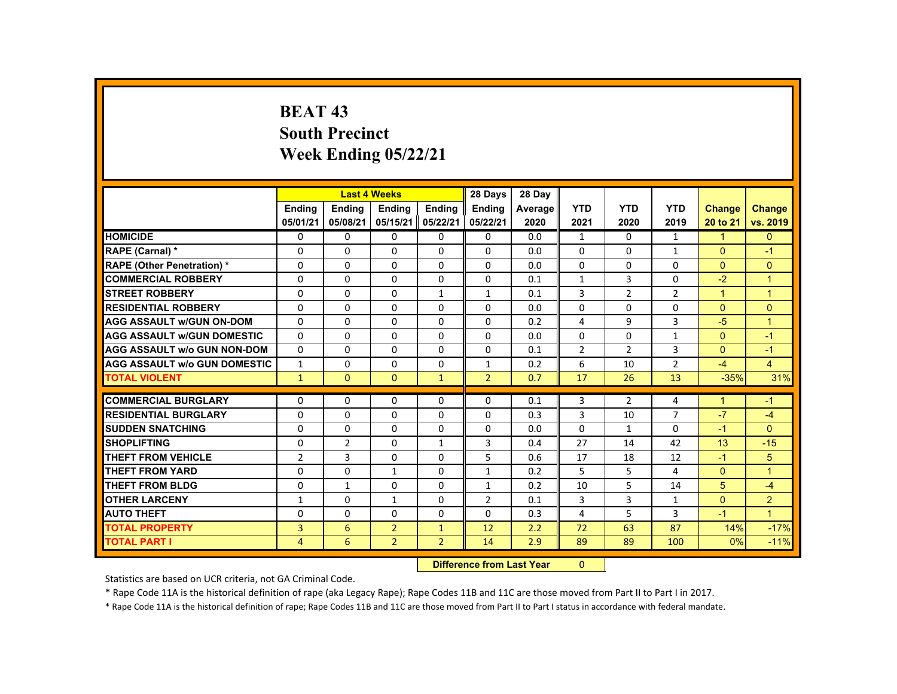# BEAT 43
## South Precinct
## Week Ending 05/22/21

| | Last 4 Weeks | | | | 28 Days | 28 Day | | | | | |
|---|---|---|---|---|---|---|---|---|---|---|---|
| | Ending 05/01/21 | Ending 05/08/21 | Ending 05/15/21 | Ending 05/22/21 | Ending 05/22/21 | Average 2020 | YTD 2021 | YTD 2020 | YTD 2019 | Change 20 to 21 | Change vs. 2019 |
| HOMICIDE | 0 | 0 | 0 | 0 | 0 | 0.0 | 1 | 0 | 1 | 1 | 0 |
| RAPE (Carnal) * | 0 | 0 | 0 | 0 | 0 | 0.0 | 0 | 0 | 1 | 0 | -1 |
| RAPE (Other Penetration) * | 0 | 0 | 0 | 0 | 0 | 0.0 | 0 | 0 | 0 | 0 | 0 |
| COMMERCIAL ROBBERY | 0 | 0 | 0 | 0 | 0 | 0.1 | 1 | 3 | 0 | -2 | 1 |
| STREET ROBBERY | 0 | 0 | 0 | 1 | 1 | 0.1 | 3 | 2 | 2 | 1 | 1 |
| RESIDENTIAL ROBBERY | 0 | 0 | 0 | 0 | 0 | 0.0 | 0 | 0 | 0 | 0 | 0 |
| AGG ASSAULT w/GUN ON-DOM | 0 | 0 | 0 | 0 | 0 | 0.2 | 4 | 9 | 3 | -5 | 1 |
| AGG ASSAULT w/GUN DOMESTIC | 0 | 0 | 0 | 0 | 0 | 0.0 | 0 | 0 | 1 | 0 | -1 |
| AGG ASSAULT w/o GUN NON-DOM | 0 | 0 | 0 | 0 | 0 | 0.1 | 2 | 2 | 3 | 0 | -1 |
| AGG ASSAULT w/o GUN DOMESTIC | 1 | 0 | 0 | 0 | 1 | 0.2 | 6 | 10 | 2 | -4 | 4 |
| TOTAL VIOLENT | 1 | 0 | 0 | 1 | 2 | 0.7 | 17 | 26 | 13 | -35% | 31% |
| COMMERCIAL BURGLARY | 0 | 0 | 0 | 0 | 0 | 0.1 | 3 | 2 | 4 | 1 | -1 |
| RESIDENTIAL BURGLARY | 0 | 0 | 0 | 0 | 0 | 0.3 | 3 | 10 | 7 | -7 | -4 |
| SUDDEN SNATCHING | 0 | 0 | 0 | 0 | 0 | 0.0 | 0 | 1 | 0 | -1 | 0 |
| SHOPLIFTING | 0 | 2 | 0 | 1 | 3 | 0.4 | 27 | 14 | 42 | 13 | -15 |
| THEFT FROM VEHICLE | 2 | 3 | 0 | 0 | 5 | 0.6 | 17 | 18 | 12 | -1 | 5 |
| THEFT FROM YARD | 0 | 0 | 1 | 0 | 1 | 0.2 | 5 | 5 | 4 | 0 | 1 |
| THEFT FROM BLDG | 0 | 1 | 0 | 0 | 1 | 0.2 | 10 | 5 | 14 | 5 | -4 |
| OTHER LARCENY | 1 | 0 | 1 | 0 | 2 | 0.1 | 3 | 3 | 1 | 0 | 2 |
| AUTO THEFT | 0 | 0 | 0 | 0 | 0 | 0.3 | 4 | 5 | 3 | -1 | 1 |
| TOTAL PROPERTY | 3 | 6 | 2 | 1 | 12 | 2.2 | 72 | 63 | 87 | 14% | -17% |
| TOTAL PART I | 4 | 6 | 2 | 2 | 14 | 2.9 | 89 | 89 | 100 | 0% | -11% |

**Difference from Last Year** 0

Statistics are based on UCR criteria, not GA Criminal Code.

* Rape Code 11A is the historical definition of rape (aka Legacy Rape); Rape Codes 11B and 11C are those moved from Part II to Part I in 2017.

* Rape Code 11A is the historical definition of rape; Rape Codes 11B and 11C are those moved from Part II to Part I status in accordance with federal mandate.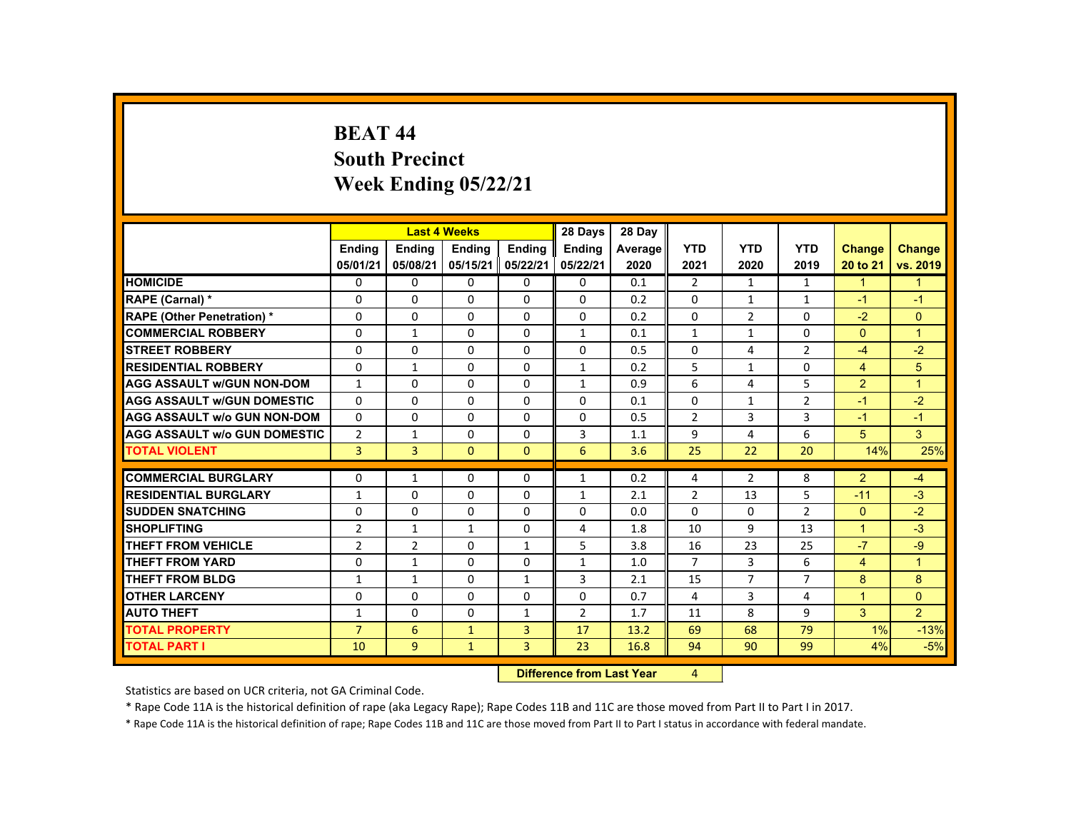# BEAT 44
## South Precinct
## Week Ending 05/22/21

| | Last 4 Weeks | | | | 28 Days | 28 Day | | | | | |
|---|---|---|---|---|---|---|---|---|---|---|---|
| | Ending 05/01/21 | Ending 05/08/21 | Ending 05/15/21 | Ending 05/22/21 | Ending 05/22/21 | Average 2020 | YTD 2021 | YTD 2020 | YTD 2019 | Change 20 to 21 | Change vs. 2019 |
| **HOMICIDE** | 0 | 0 | 0 | 0 | 0 | 0.1 | 2 | 1 | 1 | 1 | 1 |
| **RAPE (Carnal) *** | 0 | 0 | 0 | 0 | 0 | 0.2 | 0 | 1 | 1 | -1 | -1 |
| **RAPE (Other Penetration) *** | 0 | 0 | 0 | 0 | 0 | 0.2 | 0 | 2 | 0 | -2 | 0 |
| **COMMERCIAL ROBBERY** | 0 | 1 | 0 | 0 | 1 | 0.1 | 1 | 1 | 0 | 0 | 1 |
| **STREET ROBBERY** | 0 | 0 | 0 | 0 | 0 | 0.5 | 0 | 4 | 2 | -4 | -2 |
| **RESIDENTIAL ROBBERY** | 0 | 1 | 0 | 0 | 1 | 0.2 | 5 | 1 | 0 | 4 | 5 |
| **AGG ASSAULT w/GUN NON-DOM** | 1 | 0 | 0 | 0 | 1 | 0.9 | 6 | 4 | 5 | 2 | 1 |
| **AGG ASSAULT w/GUN DOMESTIC** | 0 | 0 | 0 | 0 | 0 | 0.1 | 0 | 1 | 2 | -1 | -2 |
| **AGG ASSAULT w/o GUN NON-DOM** | 0 | 0 | 0 | 0 | 0 | 0.5 | 2 | 3 | 3 | -1 | -1 |
| **AGG ASSAULT w/o GUN DOMESTIC** | 2 | 1 | 0 | 0 | 3 | 1.1 | 9 | 4 | 6 | 5 | 3 |
| **TOTAL VIOLENT** | 3 | 3 | 0 | 0 | 6 | 3.6 | 25 | 22 | 20 | 14% | 25% |
| **COMMERCIAL BURGLARY** | 0 | 1 | 0 | 0 | 1 | 0.2 | 4 | 2 | 8 | 2 | -4 |
| **RESIDENTIAL BURGLARY** | 1 | 0 | 0 | 0 | 1 | 2.1 | 2 | 13 | 5 | -11 | -3 |
| **SUDDEN SNATCHING** | 0 | 0 | 0 | 0 | 0 | 0.0 | 0 | 0 | 2 | 0 | -2 |
| **SHOPLIFTING** | 2 | 1 | 1 | 0 | 4 | 1.8 | 10 | 9 | 13 | 1 | -3 |
| **THEFT FROM VEHICLE** | 2 | 2 | 0 | 1 | 5 | 3.8 | 16 | 23 | 25 | -7 | -9 |
| **THEFT FROM YARD** | 0 | 1 | 0 | 0 | 1 | 1.0 | 7 | 3 | 6 | 4 | 1 |
| **THEFT FROM BLDG** | 1 | 1 | 0 | 1 | 3 | 2.1 | 15 | 7 | 7 | 8 | 8 |
| **OTHER LARCENY** | 0 | 0 | 0 | 0 | 0 | 0.7 | 4 | 3 | 4 | 1 | 0 |
| **AUTO THEFT** | 1 | 0 | 0 | 1 | 2 | 1.7 | 11 | 8 | 9 | 3 | 2 |
| **TOTAL PROPERTY** | 7 | 6 | 1 | 3 | 17 | 13.2 | 69 | 68 | 79 | 1% | -13% |
| **TOTAL PART I** | 10 | 9 | 1 | 3 | 23 | 16.8 | 94 | 90 | 99 | 4% | -5% |

**Difference from Last Year** 4

Statistics are based on UCR criteria, not GA Criminal Code.

* Rape Code 11A is the historical definition of rape (aka Legacy Rape); Rape Codes 11B and 11C are those moved from Part II to Part I in 2017.

* Rape Code 11A is the historical definition of rape; Rape Codes 11B and 11C are those moved from Part II to Part I status in accordance with federal mandate.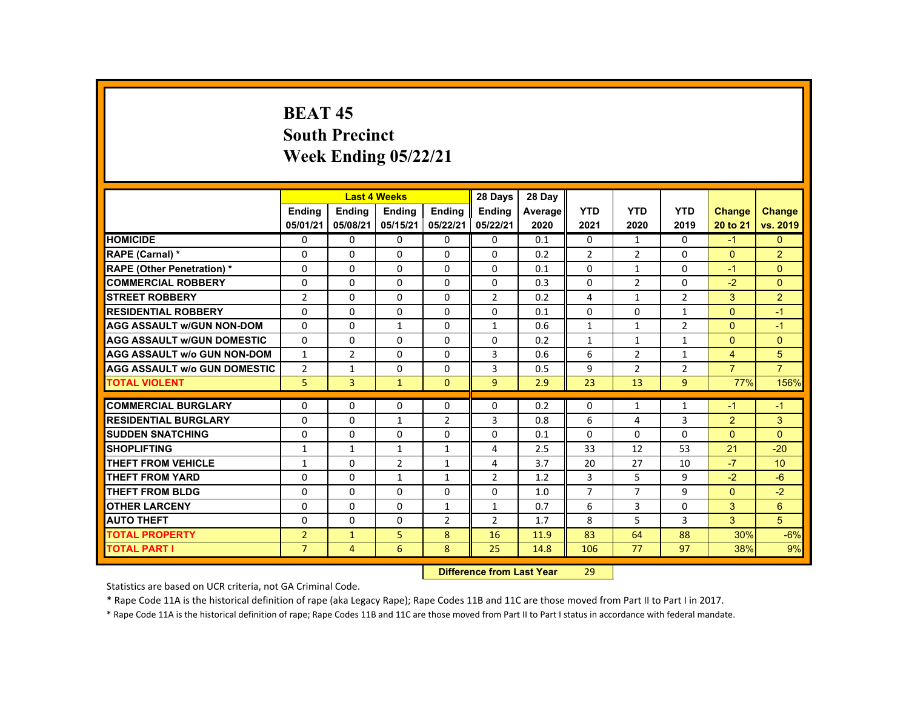# BEAT 45
## South Precinct
## Week Ending 05/22/21

| | Last 4 Weeks | | | | 28 Days | 28 Day | | | | | |
|---|---|---|---|---|---|---|---|---|---|---|---|
| | Ending 05/01/21 | Ending 05/08/21 | Ending 05/15/21 | Ending 05/22/21 | Ending 05/22/21 | Average 2020 | YTD 2021 | YTD 2020 | YTD 2019 | Change 20 to 21 | Change vs. 2019 |
| HOMICIDE | 0 | 0 | 0 | 0 | 0 | 0.1 | 0 | 1 | 0 | -1 | 0 |
| RAPE (Carnal) * | 0 | 0 | 0 | 0 | 0 | 0.2 | 2 | 2 | 0 | 0 | 2 |
| RAPE (Other Penetration) * | 0 | 0 | 0 | 0 | 0 | 0.1 | 0 | 1 | 0 | -1 | 0 |
| COMMERCIAL ROBBERY | 0 | 0 | 0 | 0 | 0 | 0.3 | 0 | 2 | 0 | -2 | 0 |
| STREET ROBBERY | 2 | 0 | 0 | 0 | 2 | 0.2 | 4 | 1 | 2 | 3 | 2 |
| RESIDENTIAL ROBBERY | 0 | 0 | 0 | 0 | 0 | 0.1 | 0 | 0 | 1 | 0 | -1 |
| AGG ASSAULT w/GUN NON-DOM | 0 | 0 | 1 | 0 | 1 | 0.6 | 1 | 1 | 2 | 0 | -1 |
| AGG ASSAULT w/GUN DOMESTIC | 0 | 0 | 0 | 0 | 0 | 0.2 | 1 | 1 | 1 | 0 | 0 |
| AGG ASSAULT w/o GUN NON-DOM | 1 | 2 | 0 | 0 | 3 | 0.6 | 6 | 2 | 1 | 4 | 5 |
| AGG ASSAULT w/o GUN DOMESTIC | 2 | 1 | 0 | 0 | 3 | 0.5 | 9 | 2 | 2 | 7 | 7 |
| TOTAL VIOLENT | 5 | 3 | 1 | 0 | 9 | 2.9 | 23 | 13 | 9 | 77% | 156% |
| COMMERCIAL BURGLARY | 0 | 0 | 0 | 0 | 0 | 0.2 | 0 | 1 | 1 | -1 | -1 |
| RESIDENTIAL BURGLARY | 0 | 0 | 1 | 2 | 3 | 0.8 | 6 | 4 | 3 | 2 | 3 |
| SUDDEN SNATCHING | 0 | 0 | 0 | 0 | 0 | 0.1 | 0 | 0 | 0 | 0 | 0 |
| SHOPLIFTING | 1 | 1 | 1 | 1 | 4 | 2.5 | 33 | 12 | 53 | 21 | -20 |
| THEFT FROM VEHICLE | 1 | 0 | 2 | 1 | 4 | 3.7 | 20 | 27 | 10 | -7 | 10 |
| THEFT FROM YARD | 0 | 0 | 1 | 1 | 2 | 1.2 | 3 | 5 | 9 | -2 | -6 |
| THEFT FROM BLDG | 0 | 0 | 0 | 0 | 0 | 1.0 | 7 | 7 | 9 | 0 | -2 |
| OTHER LARCENY | 0 | 0 | 0 | 1 | 1 | 0.7 | 6 | 3 | 0 | 3 | 6 |
| AUTO THEFT | 0 | 0 | 0 | 2 | 2 | 1.7 | 8 | 5 | 3 | 3 | 5 |
| TOTAL PROPERTY | 2 | 1 | 5 | 8 | 16 | 11.9 | 83 | 64 | 88 | 30% | -6% |
| TOTAL PART I | 7 | 4 | 6 | 8 | 25 | 14.8 | 106 | 77 | 97 | 38% | 9% |

**Difference from Last Year** 29

Statistics are based on UCR criteria, not GA Criminal Code.

* Rape Code 11A is the historical definition of rape (aka Legacy Rape); Rape Codes 11B and 11C are those moved from Part II to Part I in 2017.

* Rape Code 11A is the historical definition of rape; Rape Codes 11B and 11C are those moved from Part II to Part I status in accordance with federal mandate.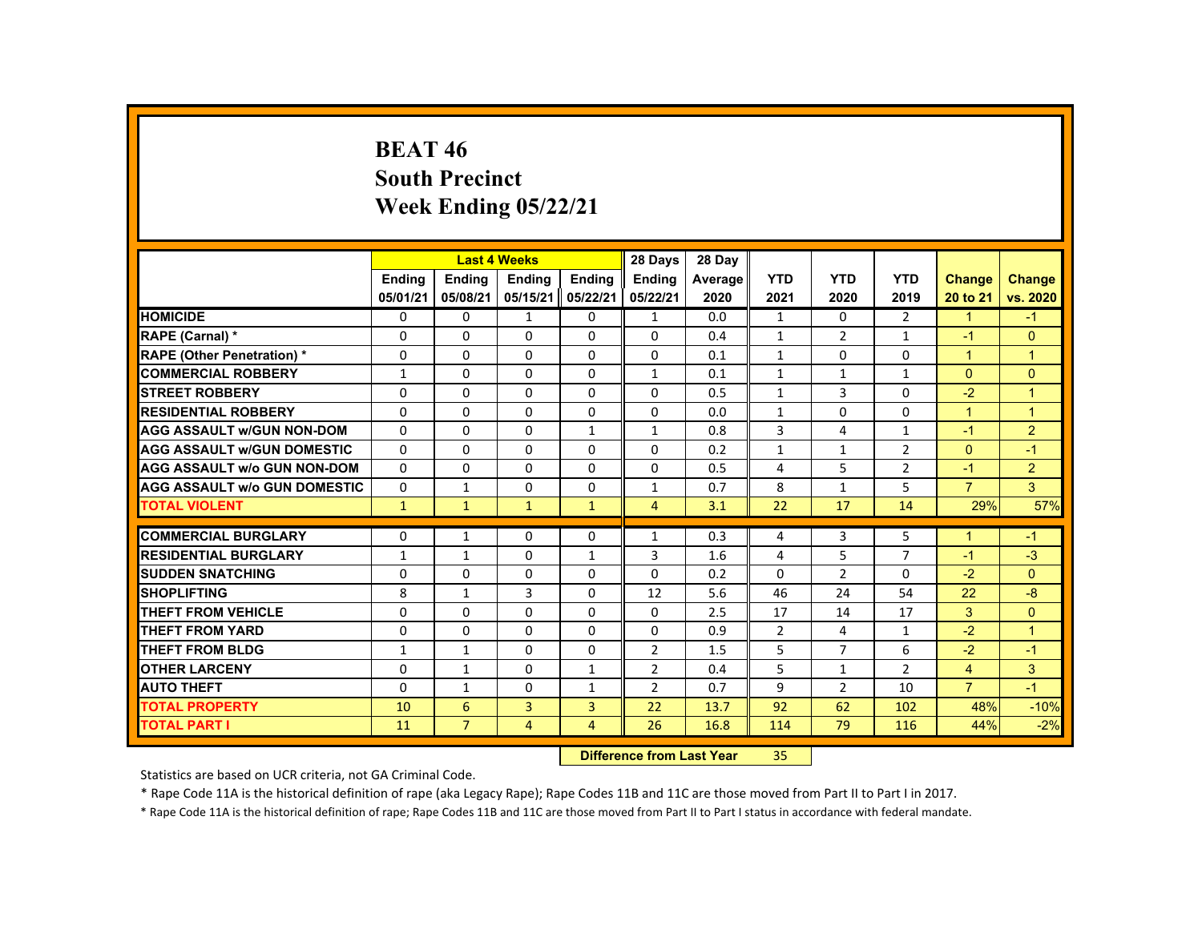# BEAT 46
## South Precinct
## Week Ending 05/22/21

| | Last 4 Weeks | | | | 28 Days | 28 Day | | | | | |
|---|---|---|---|---|---|---|---|---|---|---|---|
| | Ending 05/01/21 | Ending 05/08/21 | Ending 05/15/21 | Ending 05/22/21 | Ending 05/22/21 | Average 2020 | YTD 2021 | YTD 2020 | YTD 2019 | Change 20 to 21 | Change vs. 2020 |
| HOMICIDE | 0 | 0 | 1 | 0 | 1 | 0.0 | 1 | 0 | 2 | 1 | -1 |
| RAPE (Carnal) * | 0 | 0 | 0 | 0 | 0 | 0.4 | 1 | 2 | 1 | -1 | 0 |
| RAPE (Other Penetration) * | 0 | 0 | 0 | 0 | 0 | 0.1 | 1 | 0 | 0 | 1 | 1 |
| COMMERCIAL ROBBERY | 1 | 0 | 0 | 0 | 1 | 0.1 | 1 | 1 | 1 | 0 | 0 |
| STREET ROBBERY | 0 | 0 | 0 | 0 | 0 | 0.5 | 1 | 3 | 0 | -2 | 1 |
| RESIDENTIAL ROBBERY | 0 | 0 | 0 | 0 | 0 | 0.0 | 1 | 0 | 0 | 1 | 1 |
| AGG ASSAULT w/GUN NON-DOM | 0 | 0 | 0 | 1 | 1 | 0.8 | 3 | 4 | 1 | -1 | 2 |
| AGG ASSAULT w/GUN DOMESTIC | 0 | 0 | 0 | 0 | 0 | 0.2 | 1 | 1 | 2 | 0 | -1 |
| AGG ASSAULT w/o GUN NON-DOM | 0 | 0 | 0 | 0 | 0 | 0.5 | 4 | 5 | 2 | -1 | 2 |
| AGG ASSAULT w/o GUN DOMESTIC | 0 | 1 | 0 | 0 | 1 | 0.7 | 8 | 1 | 5 | 7 | 3 |
| TOTAL VIOLENT | 1 | 1 | 1 | 1 | 4 | 3.1 | 22 | 17 | 14 | 29% | 57% |
| COMMERCIAL BURGLARY | 0 | 1 | 0 | 0 | 1 | 0.3 | 4 | 3 | 5 | 1 | -1 |
| RESIDENTIAL BURGLARY | 1 | 1 | 0 | 1 | 3 | 1.6 | 4 | 5 | 7 | -1 | -3 |
| SUDDEN SNATCHING | 0 | 0 | 0 | 0 | 0 | 0.2 | 0 | 2 | 0 | -2 | 0 |
| SHOPLIFTING | 8 | 1 | 3 | 0 | 12 | 5.6 | 46 | 24 | 54 | 22 | -8 |
| THEFT FROM VEHICLE | 0 | 0 | 0 | 0 | 0 | 2.5 | 17 | 14 | 17 | 3 | 0 |
| THEFT FROM YARD | 0 | 0 | 0 | 0 | 0 | 0.9 | 2 | 4 | 1 | -2 | 1 |
| THEFT FROM BLDG | 1 | 1 | 0 | 0 | 2 | 1.5 | 5 | 7 | 6 | -2 | -1 |
| OTHER LARCENY | 0 | 1 | 0 | 1 | 2 | 0.4 | 5 | 1 | 2 | 4 | 3 |
| AUTO THEFT | 0 | 1 | 0 | 1 | 2 | 0.7 | 9 | 2 | 10 | 7 | -1 |
| TOTAL PROPERTY | 10 | 6 | 3 | 3 | 22 | 13.7 | 92 | 62 | 102 | 48% | -10% |
| TOTAL PART I | 11 | 7 | 4 | 4 | 26 | 16.8 | 114 | 79 | 116 | 44% | -2% |

**Difference from Last Year** 35

Statistics are based on UCR criteria, not GA Criminal Code.

* Rape Code 11A is the historical definition of rape (aka Legacy Rape); Rape Codes 11B and 11C are those moved from Part II to Part I in 2017.

* Rape Code 11A is the historical definition of rape; Rape Codes 11B and 11C are those moved from Part II to Part I status in accordance with federal mandate.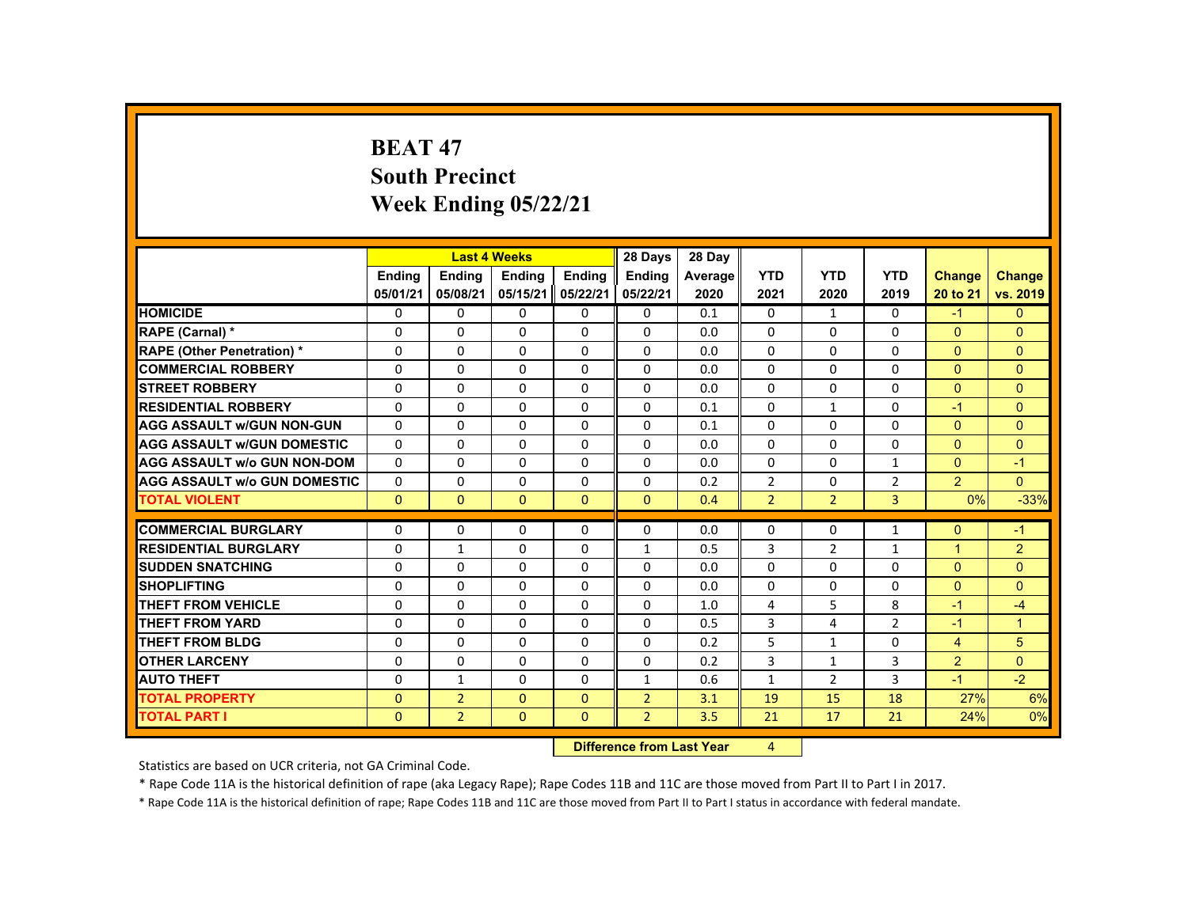# BEAT 47
## South Precinct
## Week Ending 05/22/21

| | Last 4 Weeks | | | | 28 Days | 28 Day | | | | | |
|---|---|---|---|---|---|---|---|---|---|---|---|
| | Ending 05/01/21 | Ending 05/08/21 | Ending 05/15/21 | Ending 05/22/21 | Ending 05/22/21 | Average 2020 | YTD 2021 | YTD 2020 | YTD 2019 | Change 20 to 21 | Change vs. 2019 |
| HOMICIDE | 0 | 0 | 0 | 0 | 0 | 0.1 | 0 | 1 | 0 | -1 | 0 |
| RAPE (Carnal) * | 0 | 0 | 0 | 0 | 0 | 0.0 | 0 | 0 | 0 | 0 | 0 |
| RAPE (Other Penetration) * | 0 | 0 | 0 | 0 | 0 | 0.0 | 0 | 0 | 0 | 0 | 0 |
| COMMERCIAL ROBBERY | 0 | 0 | 0 | 0 | 0 | 0.0 | 0 | 0 | 0 | 0 | 0 |
| STREET ROBBERY | 0 | 0 | 0 | 0 | 0 | 0.0 | 0 | 0 | 0 | 0 | 0 |
| RESIDENTIAL ROBBERY | 0 | 0 | 0 | 0 | 0 | 0.1 | 0 | 1 | 0 | -1 | 0 |
| AGG ASSAULT w/GUN NON-GUN | 0 | 0 | 0 | 0 | 0 | 0.1 | 0 | 0 | 0 | 0 | 0 |
| AGG ASSAULT w/GUN DOMESTIC | 0 | 0 | 0 | 0 | 0 | 0.0 | 0 | 0 | 0 | 0 | 0 |
| AGG ASSAULT w/o GUN NON-DOM | 0 | 0 | 0 | 0 | 0 | 0.0 | 0 | 0 | 1 | 0 | -1 |
| AGG ASSAULT w/o GUN DOMESTIC | 0 | 0 | 0 | 0 | 0 | 0.2 | 2 | 0 | 2 | 2 | 0 |
| TOTAL VIOLENT | 0 | 0 | 0 | 0 | 0 | 0.4 | 2 | 2 | 3 | 0% | -33% |
| COMMERCIAL BURGLARY | 0 | 0 | 0 | 0 | 0 | 0.0 | 0 | 0 | 1 | 0 | -1 |
| RESIDENTIAL BURGLARY | 0 | 1 | 0 | 0 | 1 | 0.5 | 3 | 2 | 1 | 1 | 2 |
| SUDDEN SNATCHING | 0 | 0 | 0 | 0 | 0 | 0.0 | 0 | 0 | 0 | 0 | 0 |
| SHOPLIFTING | 0 | 0 | 0 | 0 | 0 | 0.0 | 0 | 0 | 0 | 0 | 0 |
| THEFT FROM VEHICLE | 0 | 0 | 0 | 0 | 0 | 1.0 | 4 | 5 | 8 | -1 | -4 |
| THEFT FROM YARD | 0 | 0 | 0 | 0 | 0 | 0.5 | 3 | 4 | 2 | -1 | 1 |
| THEFT FROM BLDG | 0 | 0 | 0 | 0 | 0 | 0.2 | 5 | 1 | 0 | 4 | 5 |
| OTHER LARCENY | 0 | 0 | 0 | 0 | 0 | 0.2 | 3 | 1 | 3 | 2 | 0 |
| AUTO THEFT | 0 | 1 | 0 | 0 | 1 | 0.6 | 1 | 2 | 3 | -1 | -2 |
| TOTAL PROPERTY | 0 | 2 | 0 | 0 | 2 | 3.1 | 19 | 15 | 18 | 27% | 6% |
| TOTAL PART I | 0 | 2 | 0 | 0 | 2 | 3.5 | 21 | 17 | 21 | 24% | 0% |

**Difference from Last Year** 4

Statistics are based on UCR criteria, not GA Criminal Code.

* Rape Code 11A is the historical definition of rape (aka Legacy Rape); Rape Codes 11B and 11C are those moved from Part II to Part I in 2017.

* Rape Code 11A is the historical definition of rape; Rape Codes 11B and 11C are those moved from Part II to Part I status in accordance with federal mandate.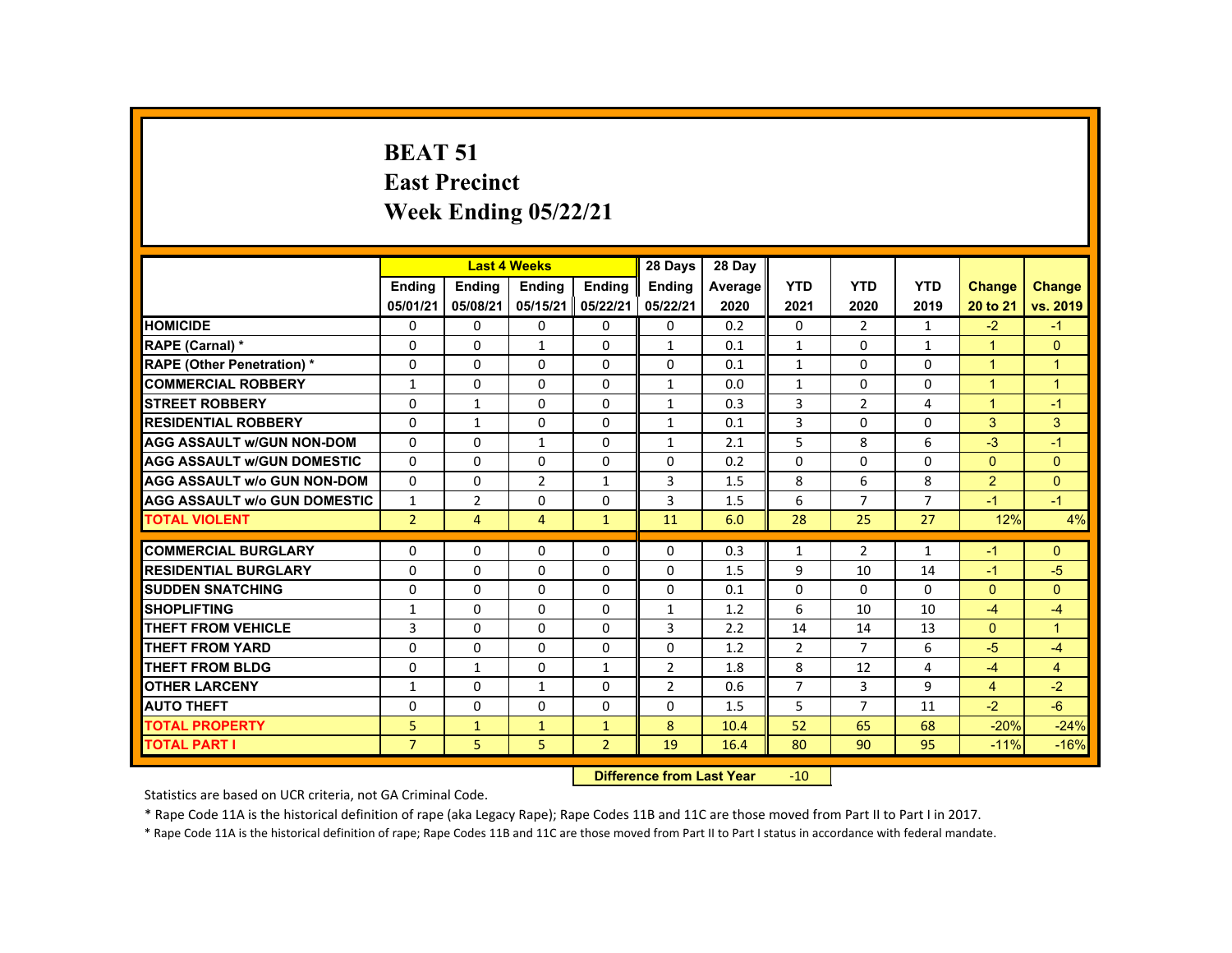# BEAT 51
## East Precinct
## Week Ending 05/22/21

| | Last 4 Weeks | | | | 28 Days | 28 Day | | | | | |
|---|---|---|---|---|---|---|---|---|---|---|---|
| | Ending 05/01/21 | Ending 05/08/21 | Ending 05/15/21 | Ending 05/22/21 | Ending 05/22/21 | Average 2020 | YTD 2021 | YTD 2020 | YTD 2019 | Change 20 to 21 | Change vs. 2019 |
| HOMICIDE | 0 | 0 | 0 | 0 | 0 | 0.2 | 0 | 2 | 1 | -2 | -1 |
| RAPE (Carnal) * | 0 | 0 | 1 | 0 | 1 | 0.1 | 1 | 0 | 1 | 1 | 0 |
| RAPE (Other Penetration) * | 0 | 0 | 0 | 0 | 0 | 0.1 | 1 | 0 | 0 | 1 | 1 |
| COMMERCIAL ROBBERY | 1 | 0 | 0 | 0 | 1 | 0.0 | 1 | 0 | 0 | 1 | 1 |
| STREET ROBBERY | 0 | 1 | 0 | 0 | 1 | 0.3 | 3 | 2 | 4 | 1 | -1 |
| RESIDENTIAL ROBBERY | 0 | 1 | 0 | 0 | 1 | 0.1 | 3 | 0 | 0 | 3 | 3 |
| AGG ASSAULT w/GUN NON-DOM | 0 | 0 | 1 | 0 | 1 | 2.1 | 5 | 8 | 6 | -3 | -1 |
| AGG ASSAULT w/GUN DOMESTIC | 0 | 0 | 0 | 0 | 0 | 0.2 | 0 | 0 | 0 | 0 | 0 |
| AGG ASSAULT w/o GUN NON-DOM | 0 | 0 | 2 | 1 | 3 | 1.5 | 8 | 6 | 8 | 2 | 0 |
| AGG ASSAULT w/o GUN DOMESTIC | 1 | 2 | 0 | 0 | 3 | 1.5 | 6 | 7 | 7 | -1 | -1 |
| TOTAL VIOLENT | 2 | 4 | 4 | 1 | 11 | 6.0 | 28 | 25 | 27 | 12% | 4% |
| COMMERCIAL BURGLARY | 0 | 0 | 0 | 0 | 0 | 0.3 | 1 | 2 | 1 | -1 | 0 |
| RESIDENTIAL BURGLARY | 0 | 0 | 0 | 0 | 0 | 1.5 | 9 | 10 | 14 | -1 | -5 |
| SUDDEN SNATCHING | 0 | 0 | 0 | 0 | 0 | 0.1 | 0 | 0 | 0 | 0 | 0 |
| SHOPLIFTING | 1 | 0 | 0 | 0 | 1 | 1.2 | 6 | 10 | 10 | -4 | -4 |
| THEFT FROM VEHICLE | 3 | 0 | 0 | 0 | 3 | 2.2 | 14 | 14 | 13 | 0 | 1 |
| THEFT FROM YARD | 0 | 0 | 0 | 0 | 0 | 1.2 | 2 | 7 | 6 | -5 | -4 |
| THEFT FROM BLDG | 0 | 1 | 0 | 1 | 2 | 1.8 | 8 | 12 | 4 | -4 | 4 |
| OTHER LARCENY | 1 | 0 | 1 | 0 | 2 | 0.6 | 7 | 3 | 9 | 4 | -2 |
| AUTO THEFT | 0 | 0 | 0 | 0 | 0 | 1.5 | 5 | 7 | 11 | -2 | -6 |
| TOTAL PROPERTY | 5 | 1 | 1 | 1 | 8 | 10.4 | 52 | 65 | 68 | -20% | -24% |
| TOTAL PART I | 7 | 5 | 5 | 2 | 19 | 16.4 | 80 | 90 | 95 | -11% | -16% |

**Difference from Last Year** -10

Statistics are based on UCR criteria, not GA Criminal Code.

* Rape Code 11A is the historical definition of rape (aka Legacy Rape); Rape Codes 11B and 11C are those moved from Part II to Part I in 2017.

* Rape Code 11A is the historical definition of rape; Rape Codes 11B and 11C are those moved from Part II to Part I status in accordance with federal mandate.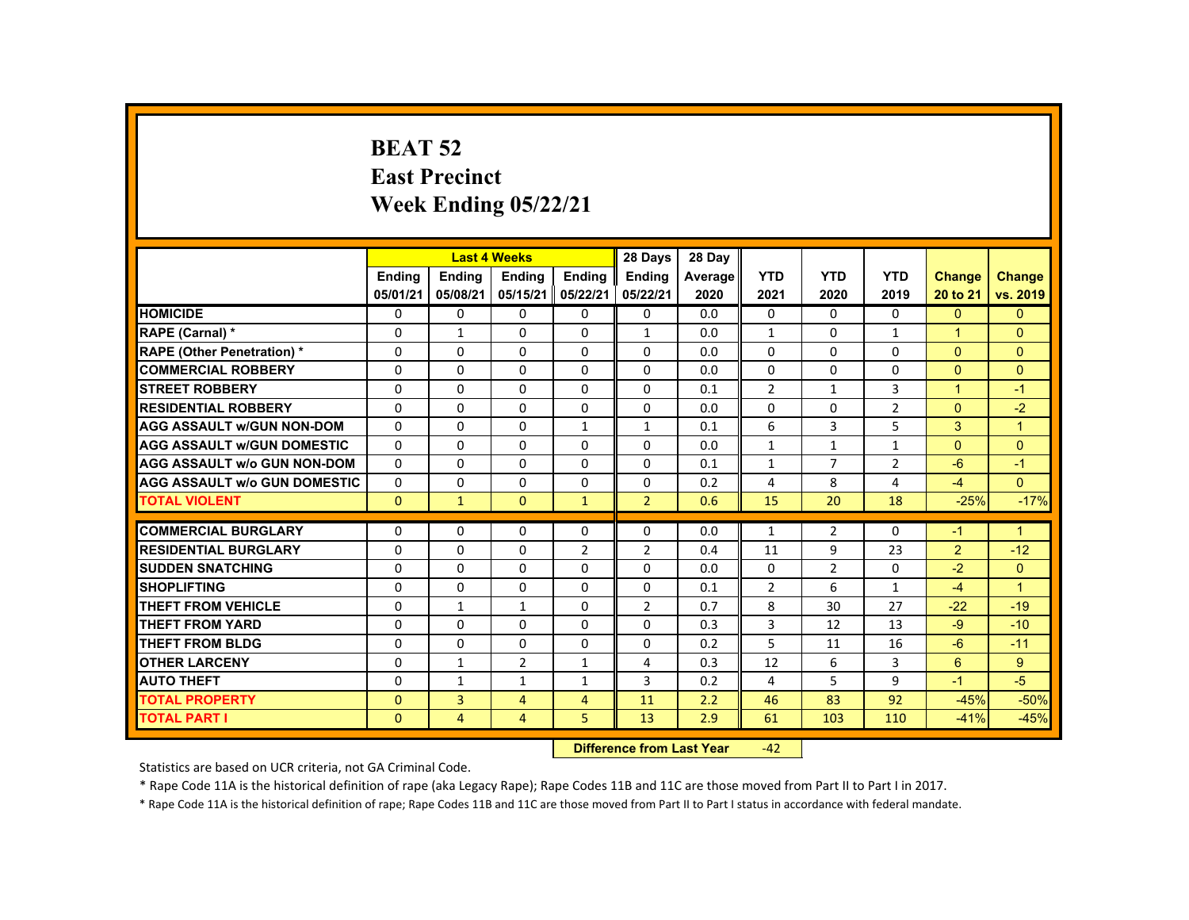# BEAT 52
## East Precinct
## Week Ending 05/22/21

| | Last 4 Weeks | | | | 28 Days | 28 Day | | | | | |
|---|---|---|---|---|---|---|---|---|---|---|---|
| | Ending 05/01/21 | Ending 05/08/21 | Ending 05/15/21 | Ending 05/22/21 | Ending 05/22/21 | Average 2020 | YTD 2021 | YTD 2020 | YTD 2019 | Change 20 to 21 | Change vs. 2019 |
| HOMICIDE | 0 | 0 | 0 | 0 | 0 | 0.0 | 0 | 0 | 0 | 0 | 0 |
| RAPE (Carnal) * | 0 | 1 | 0 | 0 | 1 | 0.0 | 1 | 0 | 1 | 1 | 0 |
| RAPE (Other Penetration) * | 0 | 0 | 0 | 0 | 0 | 0.0 | 0 | 0 | 0 | 0 | 0 |
| COMMERCIAL ROBBERY | 0 | 0 | 0 | 0 | 0 | 0.0 | 0 | 0 | 0 | 0 | 0 |
| STREET ROBBERY | 0 | 0 | 0 | 0 | 0 | 0.1 | 2 | 1 | 3 | 1 | -1 |
| RESIDENTIAL ROBBERY | 0 | 0 | 0 | 0 | 0 | 0.0 | 0 | 0 | 2 | 0 | -2 |
| AGG ASSAULT w/GUN NON-DOM | 0 | 0 | 0 | 1 | 1 | 0.1 | 6 | 3 | 5 | 3 | 1 |
| AGG ASSAULT w/GUN DOMESTIC | 0 | 0 | 0 | 0 | 0 | 0.0 | 1 | 1 | 1 | 0 | 0 |
| AGG ASSAULT w/o GUN NON-DOM | 0 | 0 | 0 | 0 | 0 | 0.1 | 1 | 7 | 2 | -6 | -1 |
| AGG ASSAULT w/o GUN DOMESTIC | 0 | 0 | 0 | 0 | 0 | 0.2 | 4 | 8 | 4 | -4 | 0 |
| TOTAL VIOLENT | 0 | 1 | 0 | 1 | 2 | 0.6 | 15 | 20 | 18 | -25% | -17% |
| COMMERCIAL BURGLARY | 0 | 0 | 0 | 0 | 0 | 0.0 | 1 | 2 | 0 | -1 | 1 |
| RESIDENTIAL BURGLARY | 0 | 0 | 0 | 2 | 2 | 0.4 | 11 | 9 | 23 | 2 | -12 |
| SUDDEN SNATCHING | 0 | 0 | 0 | 0 | 0 | 0.0 | 0 | 2 | 0 | -2 | 0 |
| SHOPLIFTING | 0 | 0 | 0 | 0 | 0 | 0.1 | 2 | 6 | 1 | -4 | 1 |
| THEFT FROM VEHICLE | 0 | 1 | 1 | 0 | 2 | 0.7 | 8 | 30 | 27 | -22 | -19 |
| THEFT FROM YARD | 0 | 0 | 0 | 0 | 0 | 0.3 | 3 | 12 | 13 | -9 | -10 |
| THEFT FROM BLDG | 0 | 0 | 0 | 0 | 0 | 0.2 | 5 | 11 | 16 | -6 | -11 |
| OTHER LARCENY | 0 | 1 | 2 | 1 | 4 | 0.3 | 12 | 6 | 3 | 6 | 9 |
| AUTO THEFT | 0 | 1 | 1 | 1 | 3 | 0.2 | 4 | 5 | 9 | -1 | -5 |
| TOTAL PROPERTY | 0 | 3 | 4 | 4 | 11 | 2.2 | 46 | 83 | 92 | -45% | -50% |
| TOTAL PART I | 0 | 4 | 4 | 5 | 13 | 2.9 | 61 | 103 | 110 | -41% | -45% |

**Difference from Last Year** -42

Statistics are based on UCR criteria, not GA Criminal Code.

* Rape Code 11A is the historical definition of rape (aka Legacy Rape); Rape Codes 11B and 11C are those moved from Part II to Part I in 2017.

* Rape Code 11A is the historical definition of rape; Rape Codes 11B and 11C are those moved from Part II to Part I status in accordance with federal mandate.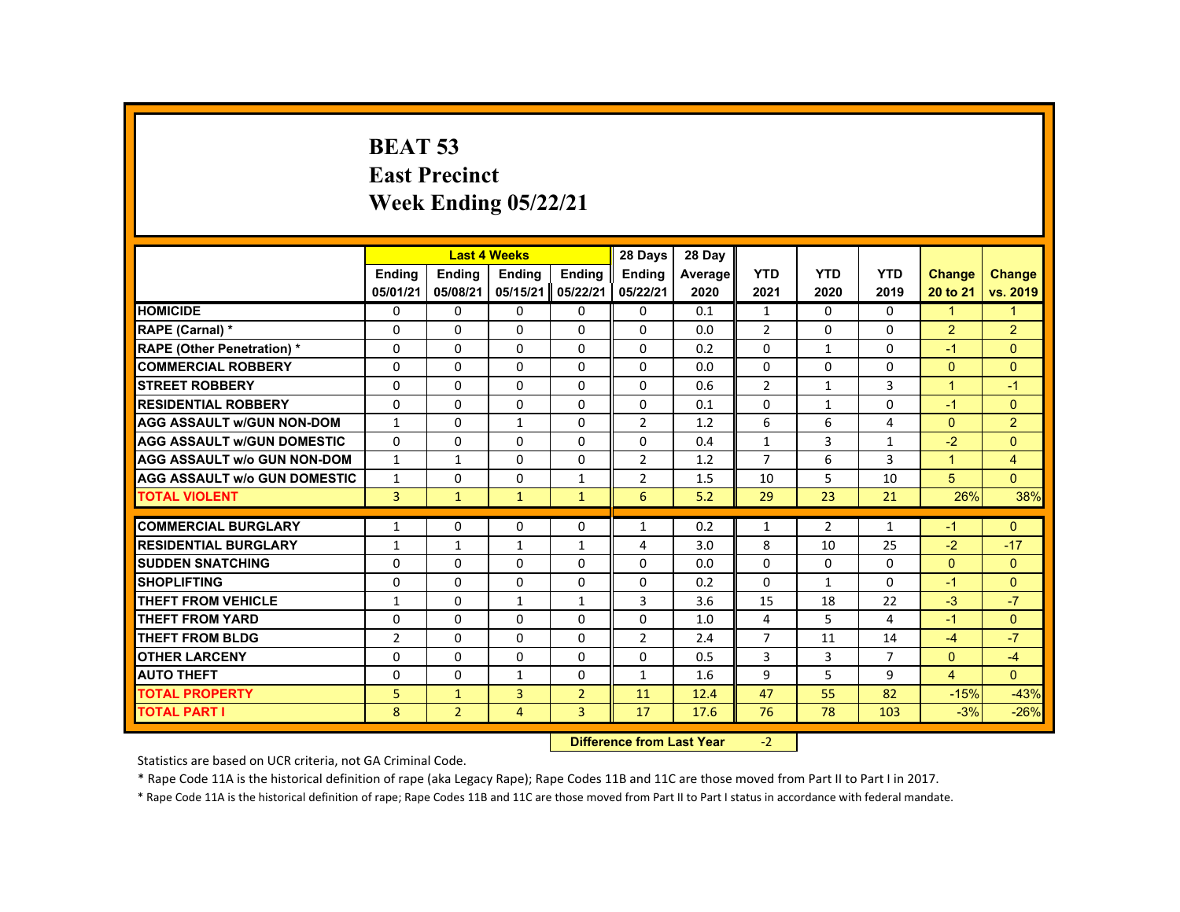# BEAT 53
## East Precinct
## Week Ending 05/22/21

| | Last 4 Weeks | | | | 28 Days | 28 Day | | | | | |
|---|---|---|---|---|---|---|---|---|---|---|---|
| | Ending 05/01/21 | Ending 05/08/21 | Ending 05/15/21 | Ending 05/22/21 | Ending 05/22/21 | Average 2020 | YTD 2021 | YTD 2020 | YTD 2019 | Change 20 to 21 | Change vs. 2019 |
| HOMICIDE | 0 | 0 | 0 | 0 | 0 | 0.1 | 1 | 0 | 0 | 1 | 1 |
| RAPE (Carnal) * | 0 | 0 | 0 | 0 | 0 | 0.0 | 2 | 0 | 0 | 2 | 2 |
| RAPE (Other Penetration) * | 0 | 0 | 0 | 0 | 0 | 0.2 | 0 | 1 | 0 | -1 | 0 |
| COMMERCIAL ROBBERY | 0 | 0 | 0 | 0 | 0 | 0.0 | 0 | 0 | 0 | 0 | 0 |
| STREET ROBBERY | 0 | 0 | 0 | 0 | 0 | 0.6 | 2 | 1 | 3 | 1 | -1 |
| RESIDENTIAL ROBBERY | 0 | 0 | 0 | 0 | 0 | 0.1 | 0 | 1 | 0 | -1 | 0 |
| AGG ASSAULT w/GUN NON-DOM | 1 | 0 | 1 | 0 | 2 | 1.2 | 6 | 6 | 4 | 0 | 2 |
| AGG ASSAULT w/GUN DOMESTIC | 0 | 0 | 0 | 0 | 0 | 0.4 | 1 | 3 | 1 | -2 | 0 |
| AGG ASSAULT w/o GUN NON-DOM | 1 | 1 | 0 | 0 | 2 | 1.2 | 7 | 6 | 3 | 1 | 4 |
| AGG ASSAULT w/o GUN DOMESTIC | 1 | 0 | 0 | 1 | 2 | 1.5 | 10 | 5 | 10 | 5 | 0 |
| TOTAL VIOLENT | 3 | 1 | 1 | 1 | 6 | 5.2 | 29 | 23 | 21 | 26% | 38% |
| COMMERCIAL BURGLARY | 1 | 0 | 0 | 0 | 1 | 0.2 | 1 | 2 | 1 | -1 | 0 |
| RESIDENTIAL BURGLARY | 1 | 1 | 1 | 1 | 4 | 3.0 | 8 | 10 | 25 | -2 | -17 |
| SUDDEN SNATCHING | 0 | 0 | 0 | 0 | 0 | 0.0 | 0 | 0 | 0 | 0 | 0 |
| SHOPLIFTING | 0 | 0 | 0 | 0 | 0 | 0.2 | 0 | 1 | 0 | -1 | 0 |
| THEFT FROM VEHICLE | 1 | 0 | 1 | 1 | 3 | 3.6 | 15 | 18 | 22 | -3 | -7 |
| THEFT FROM YARD | 0 | 0 | 0 | 0 | 0 | 1.0 | 4 | 5 | 4 | -1 | 0 |
| THEFT FROM BLDG | 2 | 0 | 0 | 0 | 2 | 2.4 | 7 | 11 | 14 | -4 | -7 |
| OTHER LARCENY | 0 | 0 | 0 | 0 | 0 | 0.5 | 3 | 3 | 7 | 0 | -4 |
| AUTO THEFT | 0 | 0 | 1 | 0 | 1 | 1.6 | 9 | 5 | 9 | 4 | 0 |
| TOTAL PROPERTY | 5 | 1 | 3 | 2 | 11 | 12.4 | 47 | 55 | 82 | -15% | -43% |
| TOTAL PART I | 8 | 2 | 4 | 3 | 17 | 17.6 | 76 | 78 | 103 | -3% | -26% |

**Difference from Last Year** -2

Statistics are based on UCR criteria, not GA Criminal Code.

* Rape Code 11A is the historical definition of rape (aka Legacy Rape); Rape Codes 11B and 11C are those moved from Part II to Part I in 2017.

* Rape Code 11A is the historical definition of rape; Rape Codes 11B and 11C are those moved from Part II to Part I status in accordance with federal mandate.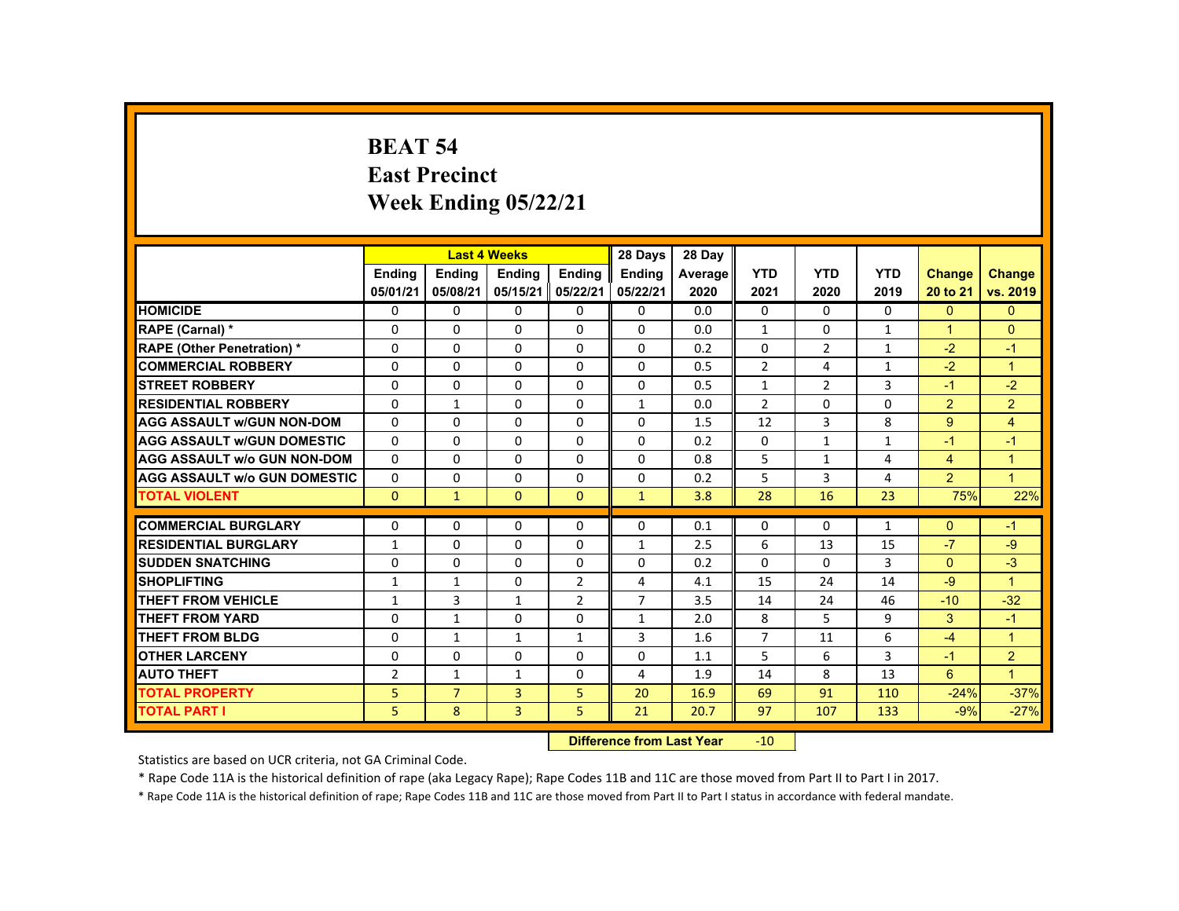# BEAT 54
## East Precinct
## Week Ending 05/22/21

| | Last 4 Weeks | | | | 28 Days | 28 Day | | | | | |
|---|---|---|---|---|---|---|---|---|---|---|---|
| | Ending 05/01/21 | Ending 05/08/21 | Ending 05/15/21 | Ending 05/22/21 | Ending 05/22/21 | Average 2020 | YTD 2021 | YTD 2020 | YTD 2019 | Change 20 to 21 | Change vs. 2019 |
| HOMICIDE | 0 | 0 | 0 | 0 | 0 | 0.0 | 0 | 0 | 0 | 0 | 0 |
| RAPE (Carnal) * | 0 | 0 | 0 | 0 | 0 | 0.0 | 1 | 0 | 1 | 1 | 0 |
| RAPE (Other Penetration) * | 0 | 0 | 0 | 0 | 0 | 0.2 | 0 | 2 | 1 | -2 | -1 |
| COMMERCIAL ROBBERY | 0 | 0 | 0 | 0 | 0 | 0.5 | 2 | 4 | 1 | -2 | 1 |
| STREET ROBBERY | 0 | 0 | 0 | 0 | 0 | 0.5 | 1 | 2 | 3 | -1 | -2 |
| RESIDENTIAL ROBBERY | 0 | 1 | 0 | 0 | 1 | 0.0 | 2 | 0 | 0 | 2 | 2 |
| AGG ASSAULT w/GUN NON-DOM | 0 | 0 | 0 | 0 | 0 | 1.5 | 12 | 3 | 8 | 9 | 4 |
| AGG ASSAULT w/GUN DOMESTIC | 0 | 0 | 0 | 0 | 0 | 0.2 | 0 | 1 | 1 | -1 | -1 |
| AGG ASSAULT w/o GUN NON-DOM | 0 | 0 | 0 | 0 | 0 | 0.8 | 5 | 1 | 4 | 4 | 1 |
| AGG ASSAULT w/o GUN DOMESTIC | 0 | 0 | 0 | 0 | 0 | 0.2 | 5 | 3 | 4 | 2 | 1 |
| TOTAL VIOLENT | 0 | 1 | 0 | 0 | 1 | 3.8 | 28 | 16 | 23 | 75% | 22% |
| COMMERCIAL BURGLARY | 0 | 0 | 0 | 0 | 0 | 0.1 | 0 | 0 | 1 | 0 | -1 |
| RESIDENTIAL BURGLARY | 1 | 0 | 0 | 0 | 1 | 2.5 | 6 | 13 | 15 | -7 | -9 |
| SUDDEN SNATCHING | 0 | 0 | 0 | 0 | 0 | 0.2 | 0 | 0 | 3 | 0 | -3 |
| SHOPLIFTING | 1 | 1 | 0 | 2 | 4 | 4.1 | 15 | 24 | 14 | -9 | 1 |
| THEFT FROM VEHICLE | 1 | 3 | 1 | 2 | 7 | 3.5 | 14 | 24 | 46 | -10 | -32 |
| THEFT FROM YARD | 0 | 1 | 0 | 0 | 1 | 2.0 | 8 | 5 | 9 | 3 | -1 |
| THEFT FROM BLDG | 0 | 1 | 1 | 1 | 3 | 1.6 | 7 | 11 | 6 | -4 | 1 |
| OTHER LARCENY | 0 | 0 | 0 | 0 | 0 | 1.1 | 5 | 6 | 3 | -1 | 2 |
| AUTO THEFT | 2 | 1 | 1 | 0 | 4 | 1.9 | 14 | 8 | 13 | 6 | 1 |
| TOTAL PROPERTY | 5 | 7 | 3 | 5 | 20 | 16.9 | 69 | 91 | 110 | -24% | -37% |
| TOTAL PART I | 5 | 8 | 3 | 5 | 21 | 20.7 | 97 | 107 | 133 | -9% | -27% |

**Difference from Last Year** -10

Statistics are based on UCR criteria, not GA Criminal Code.

* Rape Code 11A is the historical definition of rape (aka Legacy Rape); Rape Codes 11B and 11C are those moved from Part II to Part I in 2017.

* Rape Code 11A is the historical definition of rape; Rape Codes 11B and 11C are those moved from Part II to Part I status in accordance with federal mandate.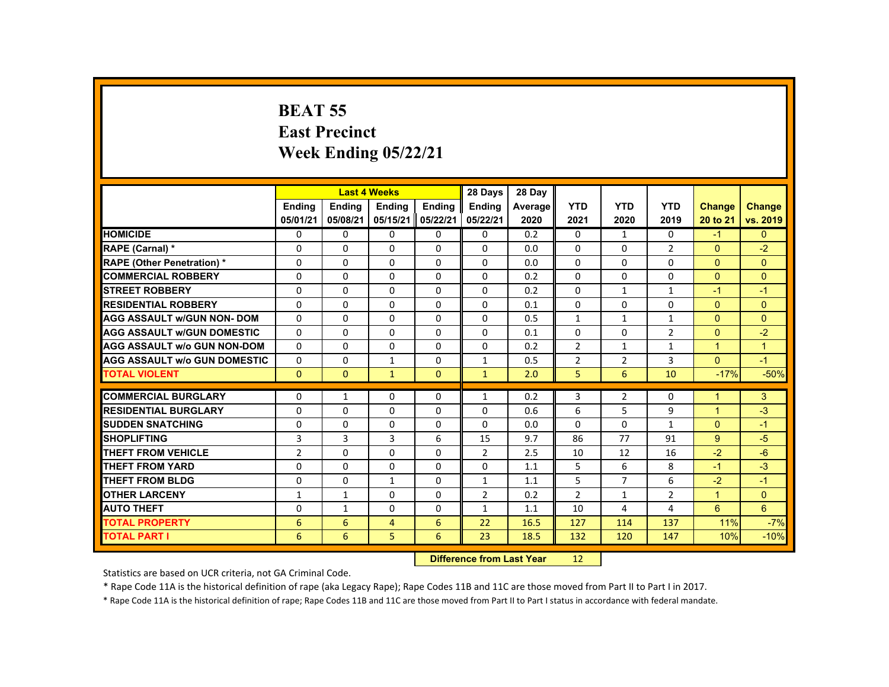# BEAT 55
## East Precinct
## Week Ending 05/22/21

| | Last 4 Weeks | | | | 28 Days | 28 Day | | | | | |
|---|---|---|---|---|---|---|---|---|---|---|---|
| | Ending 05/01/21 | Ending 05/08/21 | Ending 05/15/21 | Ending 05/22/21 | Ending 05/22/21 | Average 2020 | YTD 2021 | YTD 2020 | YTD 2019 | Change 20 to 21 | Change vs. 2019 |
| HOMICIDE | 0 | 0 | 0 | 0 | 0 | 0.2 | 0 | 1 | 0 | -1 | 0 |
| RAPE (Carnal) * | 0 | 0 | 0 | 0 | 0 | 0.0 | 0 | 0 | 2 | 0 | -2 |
| RAPE (Other Penetration) * | 0 | 0 | 0 | 0 | 0 | 0.0 | 0 | 0 | 0 | 0 | 0 |
| COMMERCIAL ROBBERY | 0 | 0 | 0 | 0 | 0 | 0.2 | 0 | 0 | 0 | 0 | 0 |
| STREET ROBBERY | 0 | 0 | 0 | 0 | 0 | 0.2 | 0 | 1 | 1 | -1 | -1 |
| RESIDENTIAL ROBBERY | 0 | 0 | 0 | 0 | 0 | 0.1 | 0 | 0 | 0 | 0 | 0 |
| AGG ASSAULT w/GUN NON- DOM | 0 | 0 | 0 | 0 | 0 | 0.5 | 1 | 1 | 1 | 0 | 0 |
| AGG ASSAULT w/GUN DOMESTIC | 0 | 0 | 0 | 0 | 0 | 0.1 | 0 | 0 | 2 | 0 | -2 |
| AGG ASSAULT w/o GUN NON-DOM | 0 | 0 | 0 | 0 | 0 | 0.2 | 2 | 1 | 1 | 1 | 1 |
| AGG ASSAULT w/o GUN DOMESTIC | 0 | 0 | 1 | 0 | 1 | 0.5 | 2 | 2 | 3 | 0 | -1 |
| TOTAL VIOLENT | 0 | 0 | 1 | 0 | 1 | 2.0 | 5 | 6 | 10 | -17% | -50% |
| COMMERCIAL BURGLARY | 0 | 1 | 0 | 0 | 1 | 0.2 | 3 | 2 | 0 | 1 | 3 |
| RESIDENTIAL BURGLARY | 0 | 0 | 0 | 0 | 0 | 0.6 | 6 | 5 | 9 | 1 | -3 |
| SUDDEN SNATCHING | 0 | 0 | 0 | 0 | 0 | 0.0 | 0 | 0 | 1 | 0 | -1 |
| SHOPLIFTING | 3 | 3 | 3 | 6 | 15 | 9.7 | 86 | 77 | 91 | 9 | -5 |
| THEFT FROM VEHICLE | 2 | 0 | 0 | 0 | 2 | 2.5 | 10 | 12 | 16 | -2 | -6 |
| THEFT FROM YARD | 0 | 0 | 0 | 0 | 0 | 1.1 | 5 | 6 | 8 | -1 | -3 |
| THEFT FROM BLDG | 0 | 0 | 1 | 0 | 1 | 1.1 | 5 | 7 | 6 | -2 | -1 |
| OTHER LARCENY | 1 | 1 | 0 | 0 | 2 | 0.2 | 2 | 1 | 2 | 1 | 0 |
| AUTO THEFT | 0 | 1 | 0 | 0 | 1 | 1.1 | 10 | 4 | 4 | 6 | 6 |
| TOTAL PROPERTY | 6 | 6 | 4 | 6 | 22 | 16.5 | 127 | 114 | 137 | 11% | -7% |
| TOTAL PART I | 6 | 6 | 5 | 6 | 23 | 18.5 | 132 | 120 | 147 | 10% | -10% |

**Difference from Last Year** 12

Statistics are based on UCR criteria, not GA Criminal Code.

* Rape Code 11A is the historical definition of rape (aka Legacy Rape); Rape Codes 11B and 11C are those moved from Part II to Part I in 2017.

* Rape Code 11A is the historical definition of rape; Rape Codes 11B and 11C are those moved from Part II to Part I status in accordance with federal mandate.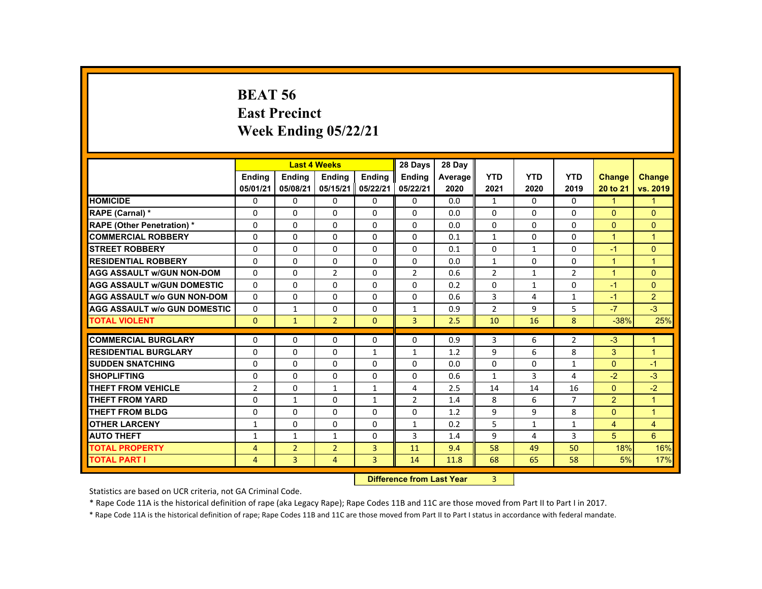# BEAT 56
## East Precinct
## Week Ending 05/22/21

| | Last 4 Weeks | | | | 28 Days | 28 Day | | | | | |
|---|---|---|---|---|---|---|---|---|---|---|---|
| | Ending 05/01/21 | Ending 05/08/21 | Ending 05/15/21 | Ending 05/22/21 | Ending 05/22/21 | Average 2020 | YTD 2021 | YTD 2020 | YTD 2019 | Change 20 to 21 | Change vs. 2019 |
| HOMICIDE | 0 | 0 | 0 | 0 | 0 | 0.0 | 1 | 0 | 0 | 1 | 1 |
| RAPE (Carnal) * | 0 | 0 | 0 | 0 | 0 | 0.0 | 0 | 0 | 0 | 0 | 0 |
| RAPE (Other Penetration) * | 0 | 0 | 0 | 0 | 0 | 0.0 | 0 | 0 | 0 | 0 | 0 |
| COMMERCIAL ROBBERY | 0 | 0 | 0 | 0 | 0 | 0.1 | 1 | 0 | 0 | 1 | 1 |
| STREET ROBBERY | 0 | 0 | 0 | 0 | 0 | 0.1 | 0 | 1 | 0 | -1 | 0 |
| RESIDENTIAL ROBBERY | 0 | 0 | 0 | 0 | 0 | 0.0 | 1 | 0 | 0 | 1 | 1 |
| AGG ASSAULT w/GUN NON-DOM | 0 | 0 | 2 | 0 | 2 | 0.6 | 2 | 1 | 2 | 1 | 0 |
| AGG ASSAULT w/GUN DOMESTIC | 0 | 0 | 0 | 0 | 0 | 0.2 | 0 | 1 | 0 | -1 | 0 |
| AGG ASSAULT w/o GUN NON-DOM | 0 | 0 | 0 | 0 | 0 | 0.6 | 3 | 4 | 1 | -1 | 2 |
| AGG ASSAULT w/o GUN DOMESTIC | 0 | 1 | 0 | 0 | 1 | 0.9 | 2 | 9 | 5 | -7 | -3 |
| TOTAL VIOLENT | 0 | 1 | 2 | 0 | 3 | 2.5 | 10 | 16 | 8 | -38% | 25% |
| COMMERCIAL BURGLARY | 0 | 0 | 0 | 0 | 0 | 0.9 | 3 | 6 | 2 | -3 | 1 |
| RESIDENTIAL BURGLARY | 0 | 0 | 0 | 1 | 1 | 1.2 | 9 | 6 | 8 | 3 | 1 |
| SUDDEN SNATCHING | 0 | 0 | 0 | 0 | 0 | 0.0 | 0 | 0 | 1 | 0 | -1 |
| SHOPLIFTING | 0 | 0 | 0 | 0 | 0 | 0.6 | 1 | 3 | 4 | -2 | -3 |
| THEFT FROM VEHICLE | 2 | 0 | 1 | 1 | 4 | 2.5 | 14 | 14 | 16 | 0 | -2 |
| THEFT FROM YARD | 0 | 1 | 0 | 1 | 2 | 1.4 | 8 | 6 | 7 | 2 | 1 |
| THEFT FROM BLDG | 0 | 0 | 0 | 0 | 0 | 1.2 | 9 | 9 | 8 | 0 | 1 |
| OTHER LARCENY | 1 | 0 | 0 | 0 | 1 | 0.2 | 5 | 1 | 1 | 4 | 4 |
| AUTO THEFT | 1 | 1 | 1 | 0 | 3 | 1.4 | 9 | 4 | 3 | 5 | 6 |
| TOTAL PROPERTY | 4 | 2 | 2 | 3 | 11 | 9.4 | 58 | 49 | 50 | 18% | 16% |
| TOTAL PART I | 4 | 3 | 4 | 3 | 14 | 11.8 | 68 | 65 | 58 | 5% | 17% |

**Difference from Last Year** 3

Statistics are based on UCR criteria, not GA Criminal Code.

* Rape Code 11A is the historical definition of rape (aka Legacy Rape); Rape Codes 11B and 11C are those moved from Part II to Part I in 2017.

* Rape Code 11A is the historical definition of rape; Rape Codes 11B and 11C are those moved from Part II to Part I status in accordance with federal mandate.